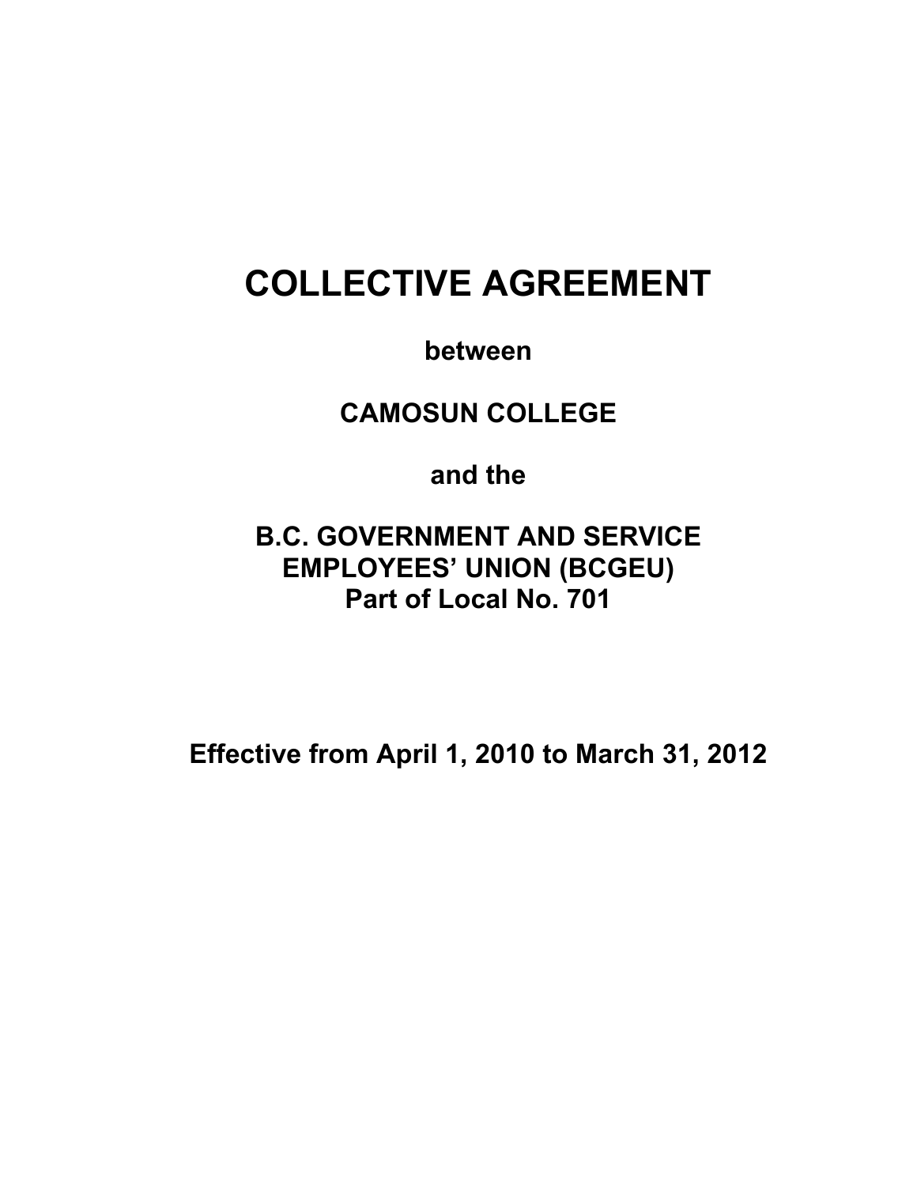# COLLECTIVE AGREEMENT

**between**

**CAMOSUN COLLEGE**

**and the**

**B.C. GOVERNMENT AND SERVICE EMPLOYEES' UNION (BCGEU)**
**Part of Local No. 701**

**Effective from April 1, 2010 to March 31, 2012**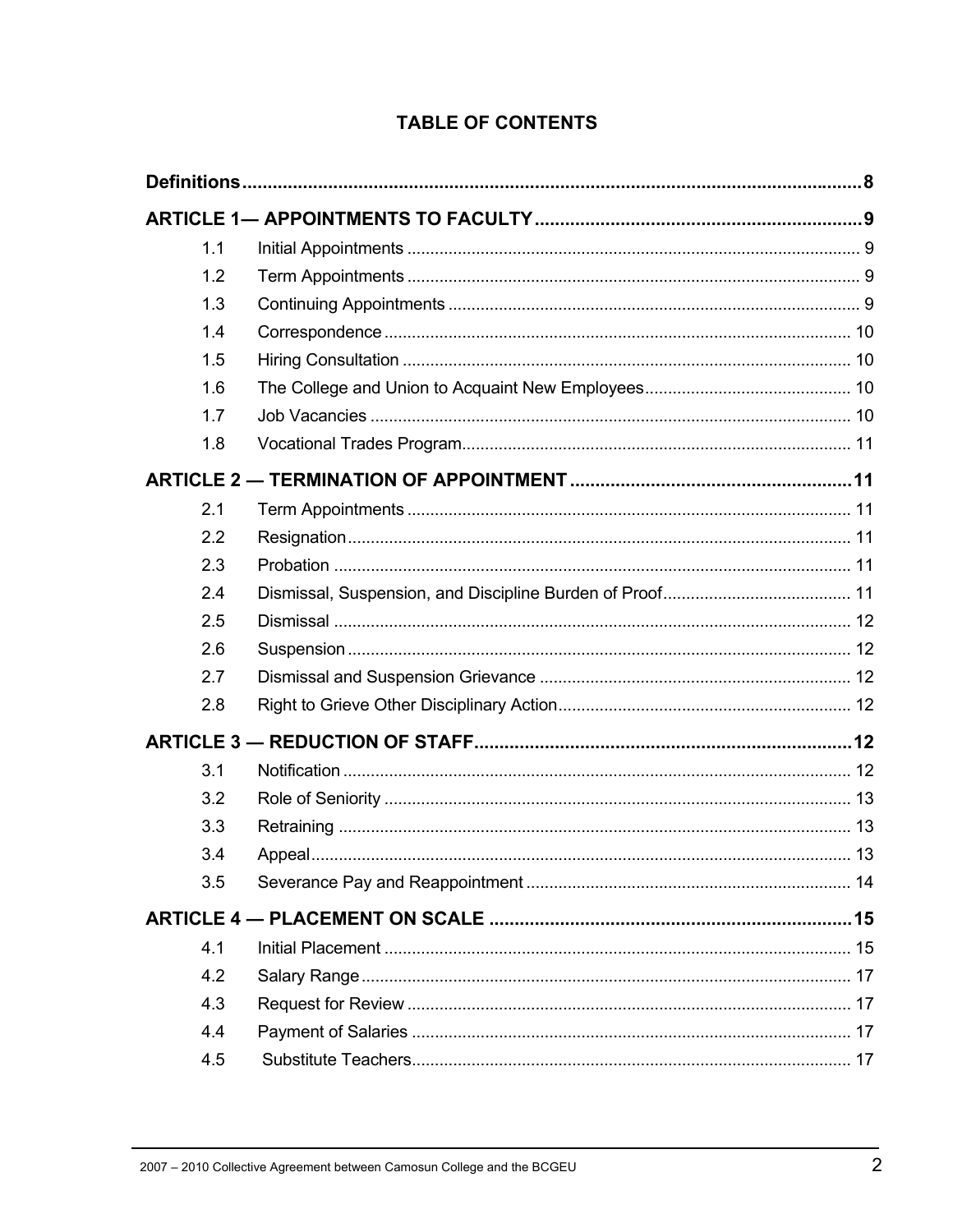# TABLE OF CONTENTS

| | | |
|---|---|---|
| **Definitions** | | **8** |
| **ARTICLE 1— APPOINTMENTS TO FACULTY** | | **9** |
| 1.1 | Initial Appointments | 9 |
| 1.2 | Term Appointments | 9 |
| 1.3 | Continuing Appointments | 9 |
| 1.4 | Correspondence | 10 |
| 1.5 | Hiring Consultation | 10 |
| 1.6 | The College and Union to Acquaint New Employees | 10 |
| 1.7 | Job Vacancies | 10 |
| 1.8 | Vocational Trades Program | 11 |
| **ARTICLE 2 — TERMINATION OF APPOINTMENT** | | **11** |
| 2.1 | Term Appointments | 11 |
| 2.2 | Resignation | 11 |
| 2.3 | Probation | 11 |
| 2.4 | Dismissal, Suspension, and Discipline Burden of Proof | 11 |
| 2.5 | Dismissal | 12 |
| 2.6 | Suspension | 12 |
| 2.7 | Dismissal and Suspension Grievance | 12 |
| 2.8 | Right to Grieve Other Disciplinary Action | 12 |
| **ARTICLE 3 — REDUCTION OF STAFF** | | **12** |
| 3.1 | Notification | 12 |
| 3.2 | Role of Seniority | 13 |
| 3.3 | Retraining | 13 |
| 3.4 | Appeal | 13 |
| 3.5 | Severance Pay and Reappointment | 14 |
| **ARTICLE 4 — PLACEMENT ON SCALE** | | **15** |
| 4.1 | Initial Placement | 15 |
| 4.2 | Salary Range | 17 |
| 4.3 | Request for Review | 17 |
| 4.4 | Payment of Salaries | 17 |
| 4.5 | Substitute Teachers | 17 |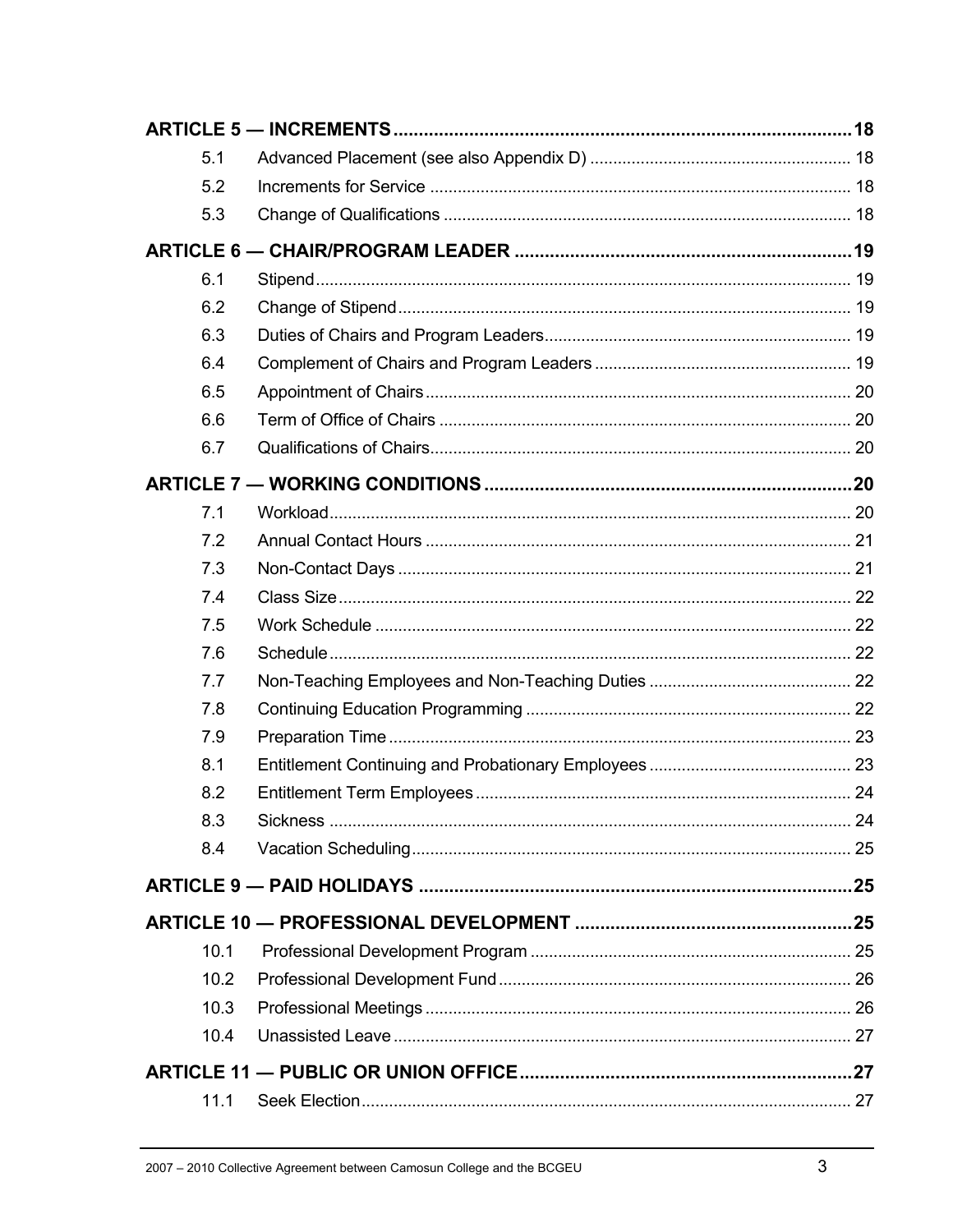| | | |
|---|---|---|
| **ARTICLE 5 — INCREMENTS** | | **18** |
| 5.1 | Advanced Placement (see also Appendix D) | 18 |
| 5.2 | Increments for Service | 18 |
| 5.3 | Change of Qualifications | 18 |
| **ARTICLE 6 — CHAIR/PROGRAM LEADER** | | **19** |
| 6.1 | Stipend | 19 |
| 6.2 | Change of Stipend | 19 |
| 6.3 | Duties of Chairs and Program Leaders | 19 |
| 6.4 | Complement of Chairs and Program Leaders | 19 |
| 6.5 | Appointment of Chairs | 20 |
| 6.6 | Term of Office of Chairs | 20 |
| 6.7 | Qualifications of Chairs | 20 |
| **ARTICLE 7 — WORKING CONDITIONS** | | **20** |
| 7.1 | Workload | 20 |
| 7.2 | Annual Contact Hours | 21 |
| 7.3 | Non-Contact Days | 21 |
| 7.4 | Class Size | 22 |
| 7.5 | Work Schedule | 22 |
| 7.6 | Schedule | 22 |
| 7.7 | Non-Teaching Employees and Non-Teaching Duties | 22 |
| 7.8 | Continuing Education Programming | 22 |
| 7.9 | Preparation Time | 23 |
| 8.1 | Entitlement Continuing and Probationary Employees | 23 |
| 8.2 | Entitlement Term Employees | 24 |
| 8.3 | Sickness | 24 |
| 8.4 | Vacation Scheduling | 25 |
| **ARTICLE 9 — PAID HOLIDAYS** | | **25** |
| **ARTICLE 10 — PROFESSIONAL DEVELOPMENT** | | **25** |
| 10.1 | Professional Development Program | 25 |
| 10.2 | Professional Development Fund | 26 |
| 10.3 | Professional Meetings | 26 |
| 10.4 | Unassisted Leave | 27 |
| **ARTICLE 11 — PUBLIC OR UNION OFFICE** | | **27** |
| 11.1 | Seek Election | 27 |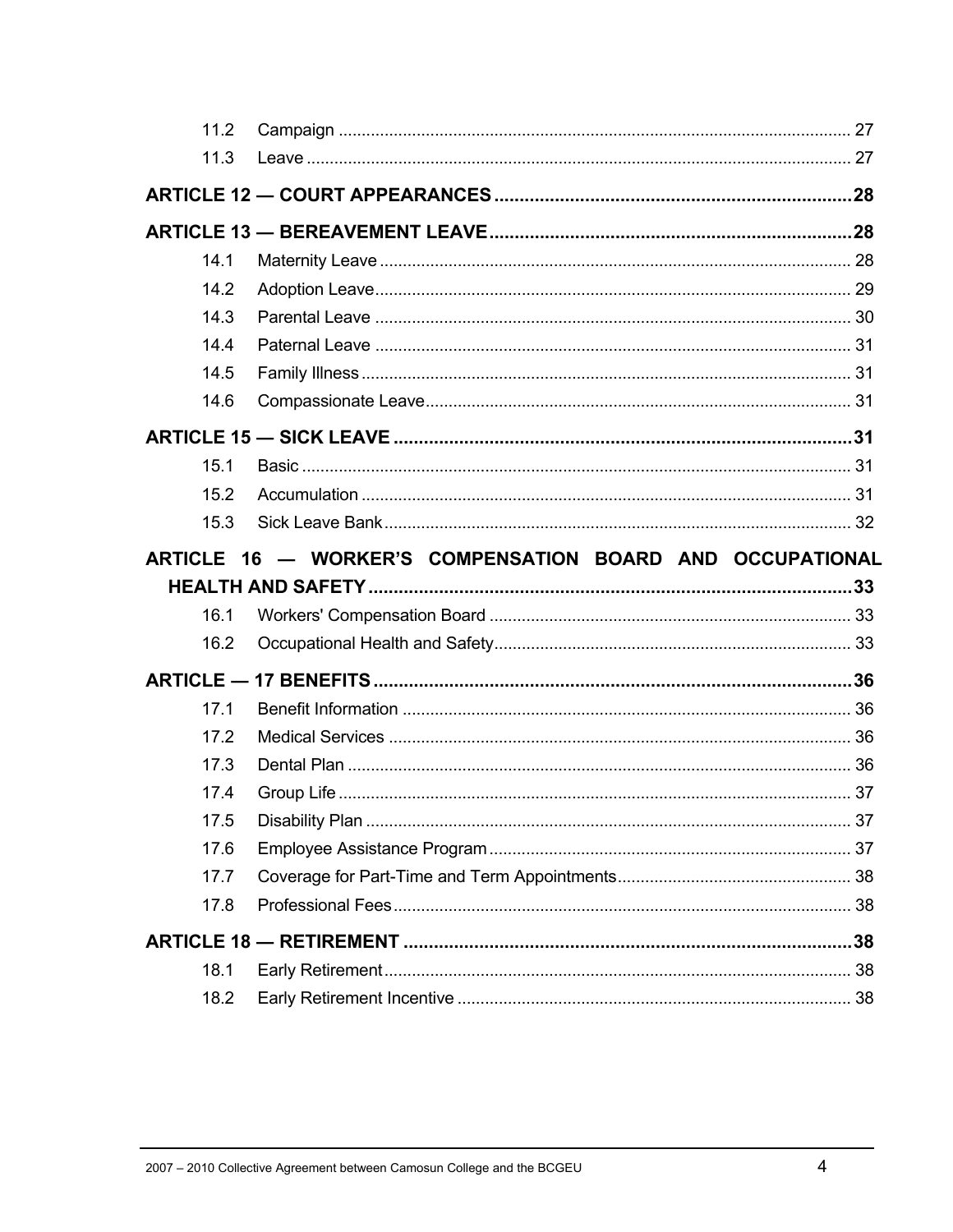11.2 Campaign ............................................................................................................. 27
11.3 Leave ..................................................................................................................... 27

**ARTICLE 12 — COURT APPEARANCES ...................................................................28**

**ARTICLE 13 — BEREAVEMENT LEAVE .....................................................................28**

14.1 Maternity Leave ..................................................................................................... 28
14.2 Adoption Leave....................................................................................................... 29
14.3 Parental Leave ....................................................................................................... 30
14.4 Paternal Leave ....................................................................................................... 31
14.5 Family Illness .......................................................................................................... 31
14.6 Compassionate Leave............................................................................................ 31

**ARTICLE 15 — SICK LEAVE ......................................................................................31**

15.1 Basic ...................................................................................................................... 31
15.2 Accumulation .......................................................................................................... 31
15.3 Sick Leave Bank..................................................................................................... 32

**ARTICLE 16 — WORKER'S COMPENSATION BOARD AND OCCUPATIONAL HEALTH AND SAFETY ............................................................................................33**

16.1 Workers' Compensation Board .............................................................................. 33
16.2 Occupational Health and Safety............................................................................. 33

**ARTICLE — 17 BENEFITS ..........................................................................................36**

17.1 Benefit Information ................................................................................................. 36
17.2 Medical Services .................................................................................................... 36
17.3 Dental Plan ............................................................................................................. 36
17.4 Group Life ............................................................................................................... 37
17.5 Disability Plan ......................................................................................................... 37
17.6 Employee Assistance Program .............................................................................. 37
17.7 Coverage for Part-Time and Term Appointments................................................... 38
17.8 Professional Fees................................................................................................... 38

**ARTICLE 18 — RETIREMENT ....................................................................................38**

18.1 Early Retirement..................................................................................................... 38
18.2 Early Retirement Incentive ..................................................................................... 38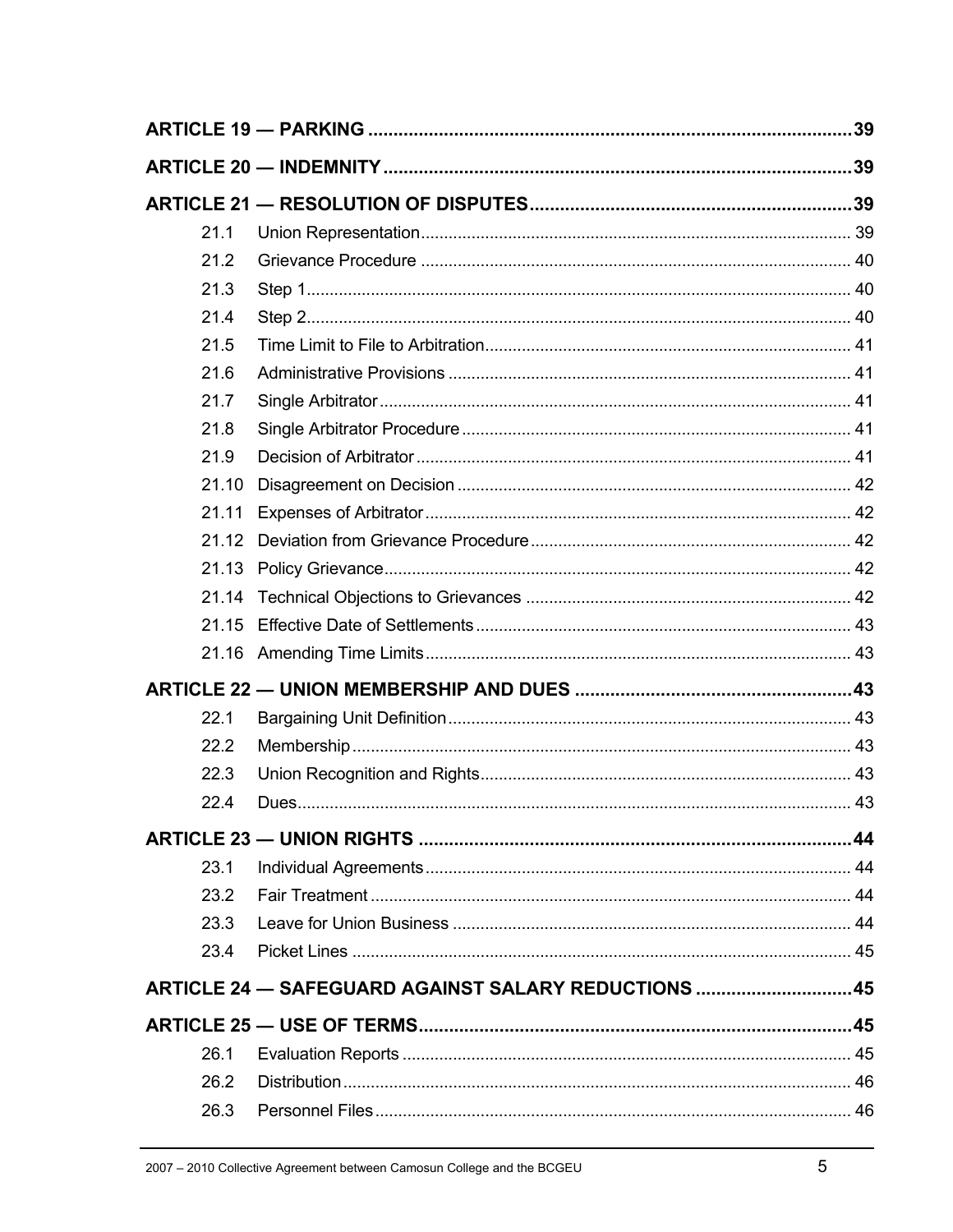**ARTICLE 19 — PARKING** 39

**ARTICLE 20 — INDEMNITY** 39

**ARTICLE 21 — RESOLUTION OF DISPUTES** 39

- 21.1 Union Representation 39
- 21.2 Grievance Procedure 40
- 21.3 Step 1 40
- 21.4 Step 2 40
- 21.5 Time Limit to File to Arbitration 41
- 21.6 Administrative Provisions 41
- 21.7 Single Arbitrator 41
- 21.8 Single Arbitrator Procedure 41
- 21.9 Decision of Arbitrator 41
- 21.10 Disagreement on Decision 42
- 21.11 Expenses of Arbitrator 42
- 21.12 Deviation from Grievance Procedure 42
- 21.13 Policy Grievance 42
- 21.14 Technical Objections to Grievances 42
- 21.15 Effective Date of Settlements 43
- 21.16 Amending Time Limits 43

**ARTICLE 22 — UNION MEMBERSHIP AND DUES** 43

- 22.1 Bargaining Unit Definition 43
- 22.2 Membership 43
- 22.3 Union Recognition and Rights 43
- 22.4 Dues 43

**ARTICLE 23 — UNION RIGHTS** 44

- 23.1 Individual Agreements 44
- 23.2 Fair Treatment 44
- 23.3 Leave for Union Business 44
- 23.4 Picket Lines 45

**ARTICLE 24 — SAFEGUARD AGAINST SALARY REDUCTIONS** 45

**ARTICLE 25 — USE OF TERMS** 45

- 26.1 Evaluation Reports 45
- 26.2 Distribution 46
- 26.3 Personnel Files 46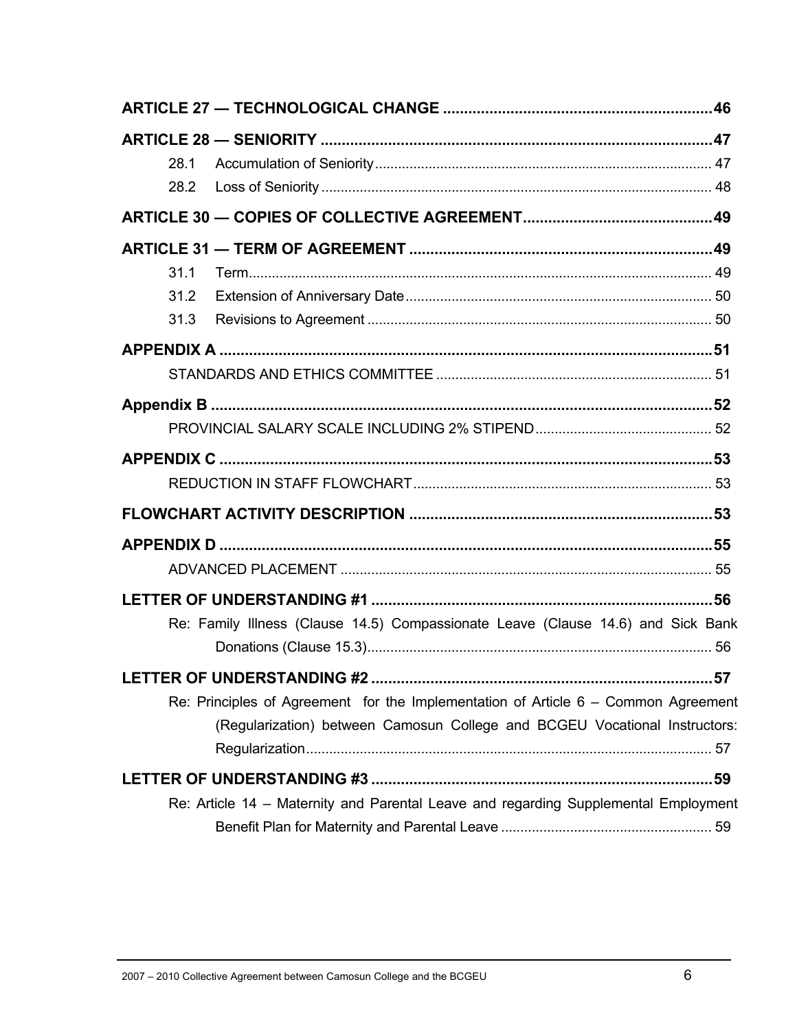**ARTICLE 27 — TECHNOLOGICAL CHANGE ....................................................................46**

**ARTICLE 28 — SENIORITY ....................................................................................47**

28.1 Accumulation of Seniority ................................................................................. 47

28.2 Loss of Seniority ............................................................................................... 48

**ARTICLE 30 — COPIES OF COLLECTIVE AGREEMENT..............................................49**

**ARTICLE 31 — TERM OF AGREEMENT .......................................................................49**

31.1 Term.................................................................................................................. 49

31.2 Extension of Anniversary Date ........................................................................ 50

31.3 Revisions to Agreement ................................................................................... 50

**APPENDIX A ...............................................................................................................51**

STANDARDS AND ETHICS COMMITTEE .............................................................. 51

**Appendix B ..................................................................................................................52**

PROVINCIAL SALARY SCALE INCLUDING 2% STIPEND ..................................... 52

**APPENDIX C ...............................................................................................................53**

REDUCTION IN STAFF FLOWCHART ................................................................... 53

**FLOWCHART ACTIVITY DESCRIPTION .......................................................................53**

**APPENDIX D ...............................................................................................................55**

ADVANCED PLACEMENT ....................................................................................... 55

**LETTER OF UNDERSTANDING #1 ...............................................................................56**

Re: Family Illness (Clause 14.5) Compassionate Leave (Clause 14.6) and Sick Bank Donations (Clause 15.3)........................................................................................ 56

**LETTER OF UNDERSTANDING #2 ...............................................................................57**

Re: Principles of Agreement for the Implementation of Article 6 – Common Agreement (Regularization) between Camosun College and BCGEU Vocational Instructors: Regularization........................................................................................................ 57

**LETTER OF UNDERSTANDING #3 ...............................................................................59**

Re: Article 14 – Maternity and Parental Leave and regarding Supplemental Employment Benefit Plan for Maternity and Parental Leave ..................................................... 59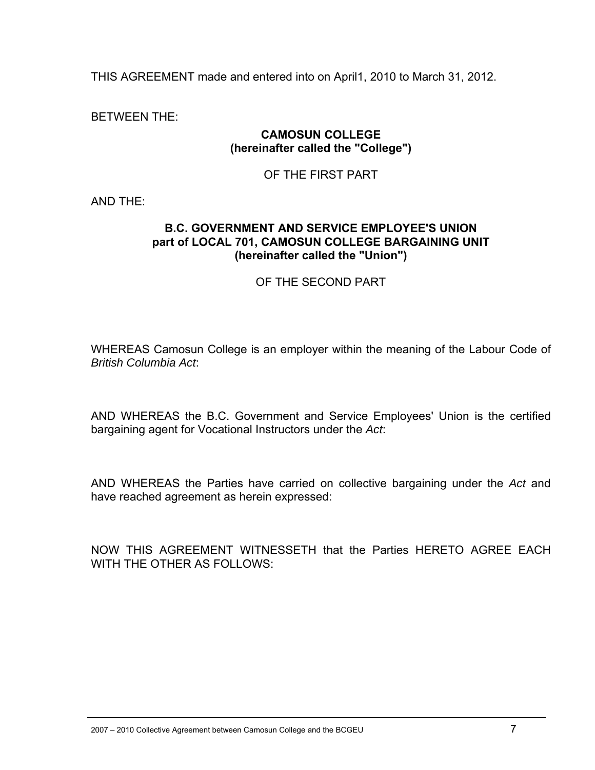THIS AGREEMENT made and entered into on April1, 2010 to March 31, 2012.

BETWEEN THE:

**CAMOSUN COLLEGE**
**(hereinafter called the "College")**

OF THE FIRST PART

AND THE:

**B.C. GOVERNMENT AND SERVICE EMPLOYEE'S UNION**
**part of LOCAL 701, CAMOSUN COLLEGE BARGAINING UNIT**
**(hereinafter called the "Union")**

OF THE SECOND PART

WHEREAS Camosun College is an employer within the meaning of the Labour Code of *British Columbia Act*:

AND WHEREAS the B.C. Government and Service Employees' Union is the certified bargaining agent for Vocational Instructors under the *Act*:

AND WHEREAS the Parties have carried on collective bargaining under the *Act* and have reached agreement as herein expressed:

NOW THIS AGREEMENT WITNESSETH that the Parties HERETO AGREE EACH WITH THE OTHER AS FOLLOWS: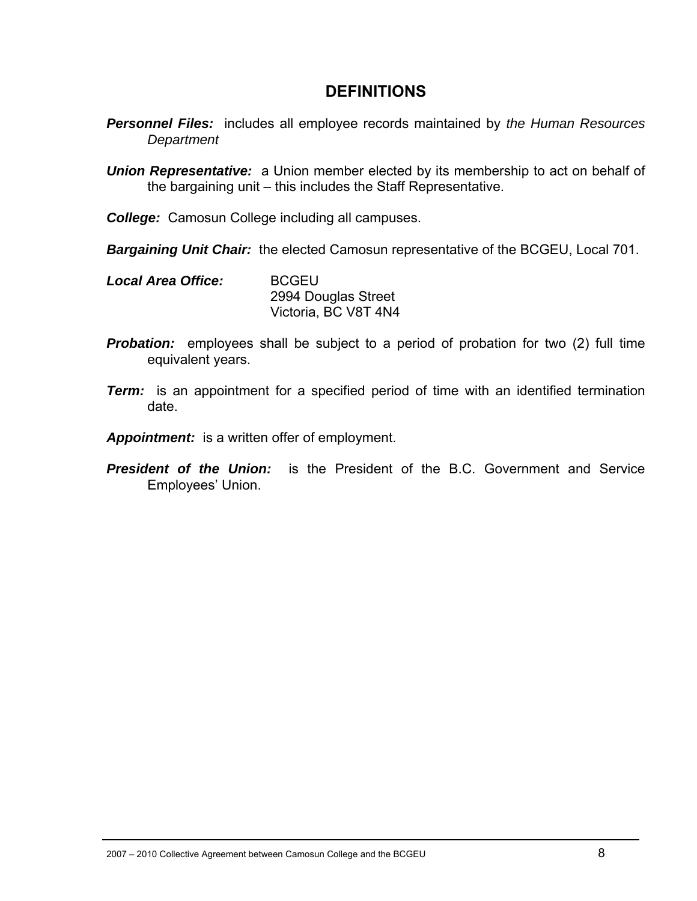## DEFINITIONS

***Personnel Files:*** includes all employee records maintained by *the Human Resources Department*

***Union Representative:*** a Union member elected by its membership to act on behalf of the bargaining unit – this includes the Staff Representative.

***College:*** Camosun College including all campuses.

***Bargaining Unit Chair:*** the elected Camosun representative of the BCGEU, Local 701.

***Local Area Office:*** BCGEU
2994 Douglas Street
Victoria, BC V8T 4N4

***Probation:*** employees shall be subject to a period of probation for two (2) full time equivalent years.

***Term:*** is an appointment for a specified period of time with an identified termination date.

***Appointment:*** is a written offer of employment.

***President of the Union:*** is the President of the B.C. Government and Service Employees' Union.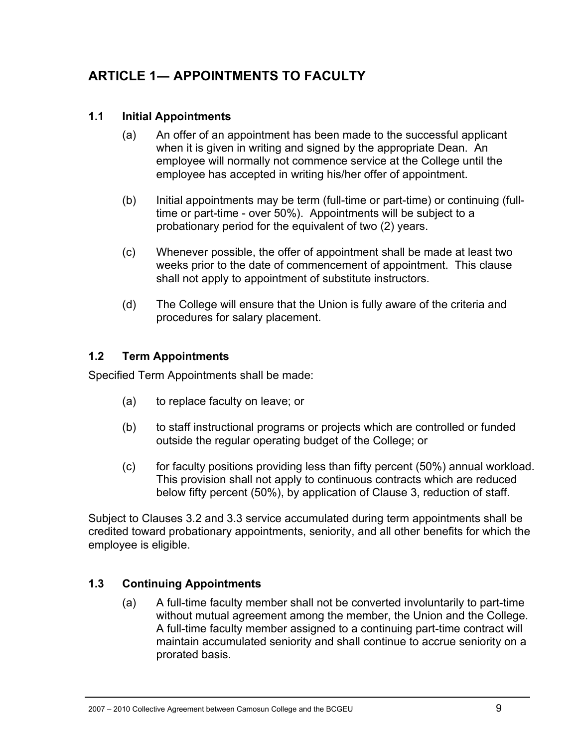# ARTICLE 1— APPOINTMENTS TO FACULTY

## 1.1 Initial Appointments

(a) An offer of an appointment has been made to the successful applicant when it is given in writing and signed by the appropriate Dean. An employee will normally not commence service at the College until the employee has accepted in writing his/her offer of appointment.

(b) Initial appointments may be term (full-time or part-time) or continuing (full-time or part-time - over 50%). Appointments will be subject to a probationary period for the equivalent of two (2) years.

(c) Whenever possible, the offer of appointment shall be made at least two weeks prior to the date of commencement of appointment. This clause shall not apply to appointment of substitute instructors.

(d) The College will ensure that the Union is fully aware of the criteria and procedures for salary placement.

## 1.2 Term Appointments

Specified Term Appointments shall be made:

(a) to replace faculty on leave; or

(b) to staff instructional programs or projects which are controlled or funded outside the regular operating budget of the College; or

(c) for faculty positions providing less than fifty percent (50%) annual workload. This provision shall not apply to continuous contracts which are reduced below fifty percent (50%), by application of Clause 3, reduction of staff.

Subject to Clauses 3.2 and 3.3 service accumulated during term appointments shall be credited toward probationary appointments, seniority, and all other benefits for which the employee is eligible.

## 1.3 Continuing Appointments

(a) A full-time faculty member shall not be converted involuntarily to part-time without mutual agreement among the member, the Union and the College. A full-time faculty member assigned to a continuing part-time contract will maintain accumulated seniority and shall continue to accrue seniority on a prorated basis.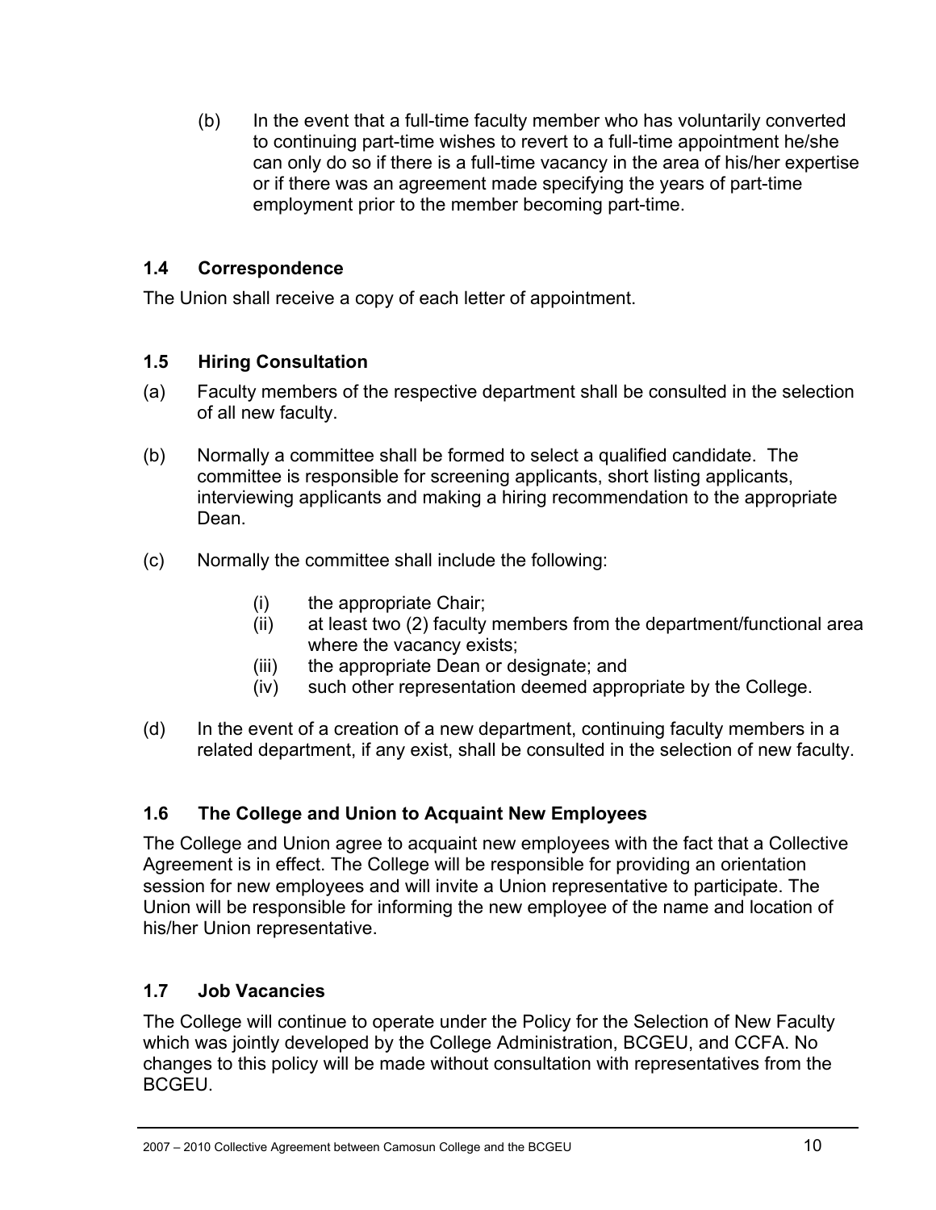(b) In the event that a full-time faculty member who has voluntarily converted to continuing part-time wishes to revert to a full-time appointment he/she can only do so if there is a full-time vacancy in the area of his/her expertise or if there was an agreement made specifying the years of part-time employment prior to the member becoming part-time.

### 1.4 Correspondence

The Union shall receive a copy of each letter of appointment.

### 1.5 Hiring Consultation

(a) Faculty members of the respective department shall be consulted in the selection of all new faculty.

(b) Normally a committee shall be formed to select a qualified candidate. The committee is responsible for screening applicants, short listing applicants, interviewing applicants and making a hiring recommendation to the appropriate Dean.

(c) Normally the committee shall include the following:

  (i) the appropriate Chair;
  (ii) at least two (2) faculty members from the department/functional area where the vacancy exists;
  (iii) the appropriate Dean or designate; and
  (iv) such other representation deemed appropriate by the College.

(d) In the event of a creation of a new department, continuing faculty members in a related department, if any exist, shall be consulted in the selection of new faculty.

### 1.6 The College and Union to Acquaint New Employees

The College and Union agree to acquaint new employees with the fact that a Collective Agreement is in effect. The College will be responsible for providing an orientation session for new employees and will invite a Union representative to participate. The Union will be responsible for informing the new employee of the name and location of his/her Union representative.

### 1.7 Job Vacancies

The College will continue to operate under the Policy for the Selection of New Faculty which was jointly developed by the College Administration, BCGEU, and CCFA. No changes to this policy will be made without consultation with representatives from the BCGEU.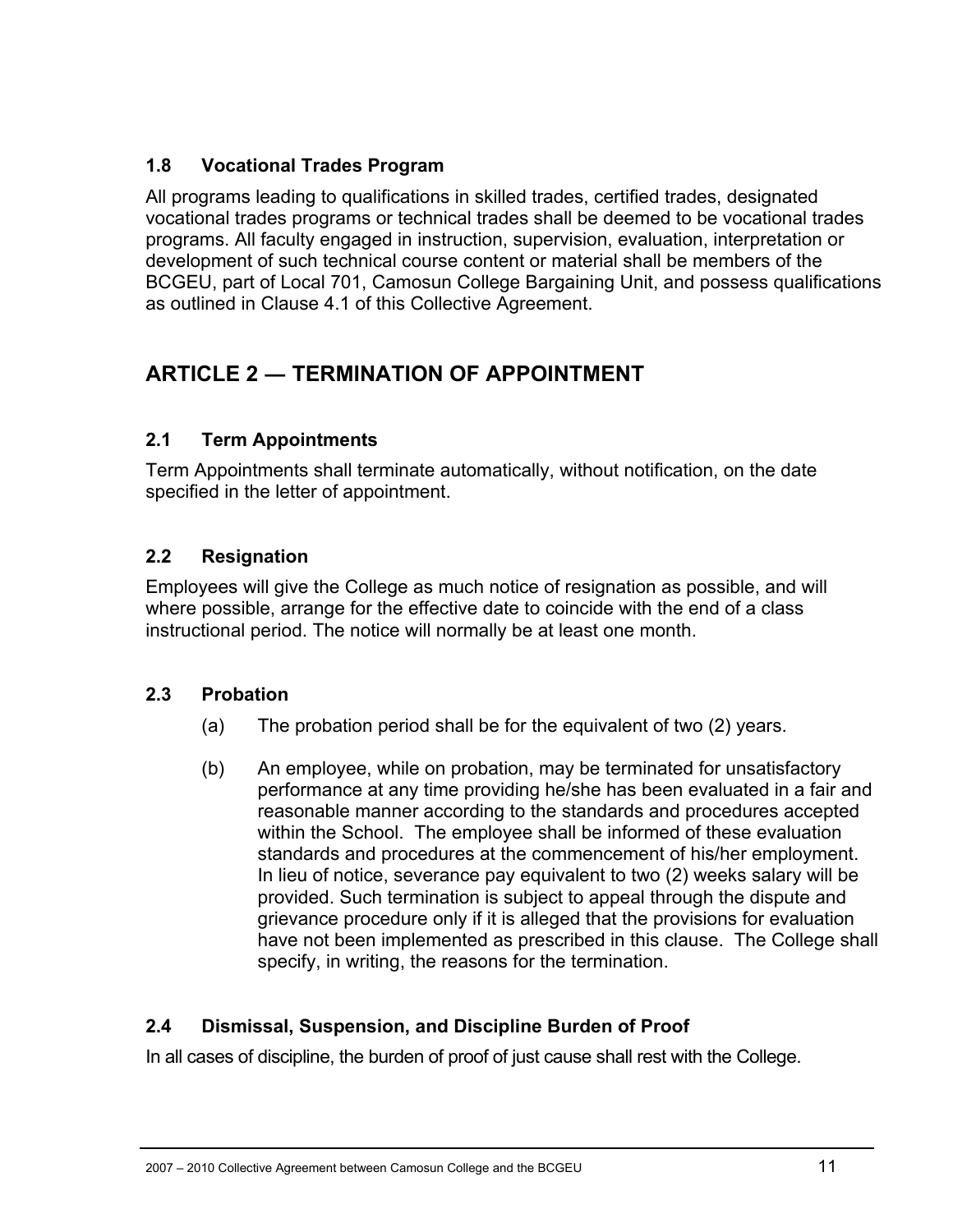### 1.8 Vocational Trades Program

All programs leading to qualifications in skilled trades, certified trades, designated vocational trades programs or technical trades shall be deemed to be vocational trades programs. All faculty engaged in instruction, supervision, evaluation, interpretation or development of such technical course content or material shall be members of the BCGEU, part of Local 701, Camosun College Bargaining Unit, and possess qualifications as outlined in Clause 4.1 of this Collective Agreement.

## ARTICLE 2 — TERMINATION OF APPOINTMENT

### 2.1 Term Appointments

Term Appointments shall terminate automatically, without notification, on the date specified in the letter of appointment.

### 2.2 Resignation

Employees will give the College as much notice of resignation as possible, and will where possible, arrange for the effective date to coincide with the end of a class instructional period. The notice will normally be at least one month.

### 2.3 Probation

(a) The probation period shall be for the equivalent of two (2) years.

(b) An employee, while on probation, may be terminated for unsatisfactory performance at any time providing he/she has been evaluated in a fair and reasonable manner according to the standards and procedures accepted within the School. The employee shall be informed of these evaluation standards and procedures at the commencement of his/her employment. In lieu of notice, severance pay equivalent to two (2) weeks salary will be provided. Such termination is subject to appeal through the dispute and grievance procedure only if it is alleged that the provisions for evaluation have not been implemented as prescribed in this clause. The College shall specify, in writing, the reasons for the termination.

### 2.4 Dismissal, Suspension, and Discipline Burden of Proof

In all cases of discipline, the burden of proof of just cause shall rest with the College.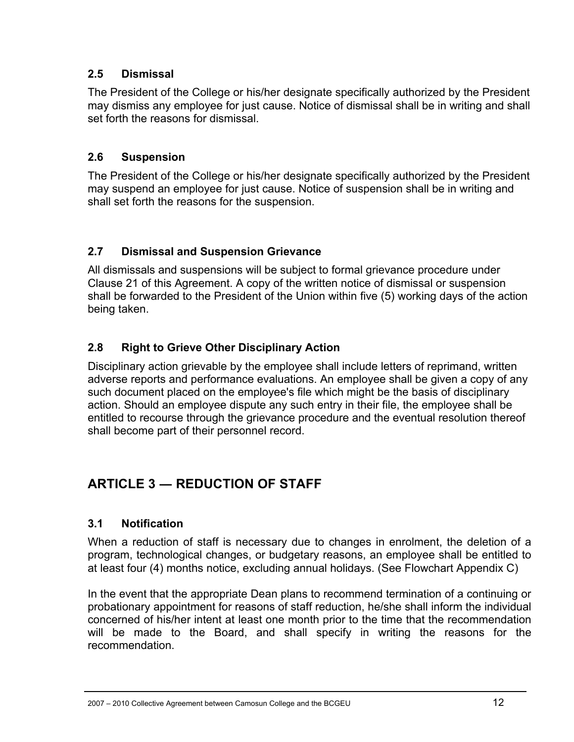### 2.5 Dismissal

The President of the College or his/her designate specifically authorized by the President may dismiss any employee for just cause. Notice of dismissal shall be in writing and shall set forth the reasons for dismissal.

### 2.6 Suspension

The President of the College or his/her designate specifically authorized by the President may suspend an employee for just cause. Notice of suspension shall be in writing and shall set forth the reasons for the suspension.

### 2.7 Dismissal and Suspension Grievance

All dismissals and suspensions will be subject to formal grievance procedure under Clause 21 of this Agreement. A copy of the written notice of dismissal or suspension shall be forwarded to the President of the Union within five (5) working days of the action being taken.

### 2.8 Right to Grieve Other Disciplinary Action

Disciplinary action grievable by the employee shall include letters of reprimand, written adverse reports and performance evaluations. An employee shall be given a copy of any such document placed on the employee's file which might be the basis of disciplinary action. Should an employee dispute any such entry in their file, the employee shall be entitled to recourse through the grievance procedure and the eventual resolution thereof shall become part of their personnel record.

## ARTICLE 3 — REDUCTION OF STAFF

### 3.1 Notification

When a reduction of staff is necessary due to changes in enrolment, the deletion of a program, technological changes, or budgetary reasons, an employee shall be entitled to at least four (4) months notice, excluding annual holidays. (See Flowchart Appendix C)

In the event that the appropriate Dean plans to recommend termination of a continuing or probationary appointment for reasons of staff reduction, he/she shall inform the individual concerned of his/her intent at least one month prior to the time that the recommendation will be made to the Board, and shall specify in writing the reasons for the recommendation.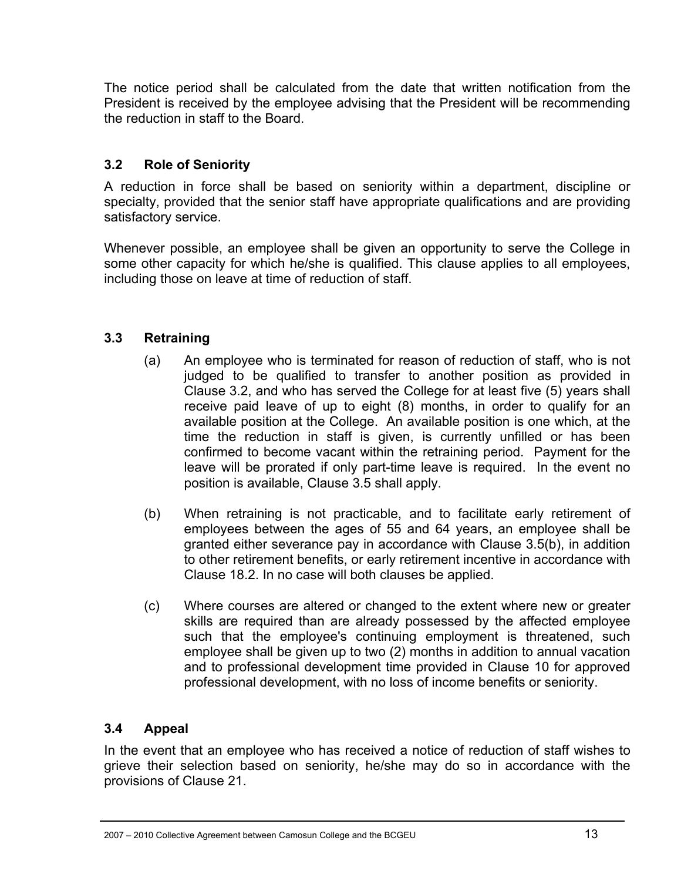The notice period shall be calculated from the date that written notification from the President is received by the employee advising that the President will be recommending the reduction in staff to the Board.

### 3.2 Role of Seniority

A reduction in force shall be based on seniority within a department, discipline or specialty, provided that the senior staff have appropriate qualifications and are providing satisfactory service.

Whenever possible, an employee shall be given an opportunity to serve the College in some other capacity for which he/she is qualified. This clause applies to all employees, including those on leave at time of reduction of staff.

### 3.3 Retraining

(a) An employee who is terminated for reason of reduction of staff, who is not judged to be qualified to transfer to another position as provided in Clause 3.2, and who has served the College for at least five (5) years shall receive paid leave of up to eight (8) months, in order to qualify for an available position at the College. An available position is one which, at the time the reduction in staff is given, is currently unfilled or has been confirmed to become vacant within the retraining period. Payment for the leave will be prorated if only part-time leave is required. In the event no position is available, Clause 3.5 shall apply.

(b) When retraining is not practicable, and to facilitate early retirement of employees between the ages of 55 and 64 years, an employee shall be granted either severance pay in accordance with Clause 3.5(b), in addition to other retirement benefits, or early retirement incentive in accordance with Clause 18.2. In no case will both clauses be applied.

(c) Where courses are altered or changed to the extent where new or greater skills are required than are already possessed by the affected employee such that the employee's continuing employment is threatened, such employee shall be given up to two (2) months in addition to annual vacation and to professional development time provided in Clause 10 for approved professional development, with no loss of income benefits or seniority.

### 3.4 Appeal

In the event that an employee who has received a notice of reduction of staff wishes to grieve their selection based on seniority, he/she may do so in accordance with the provisions of Clause 21.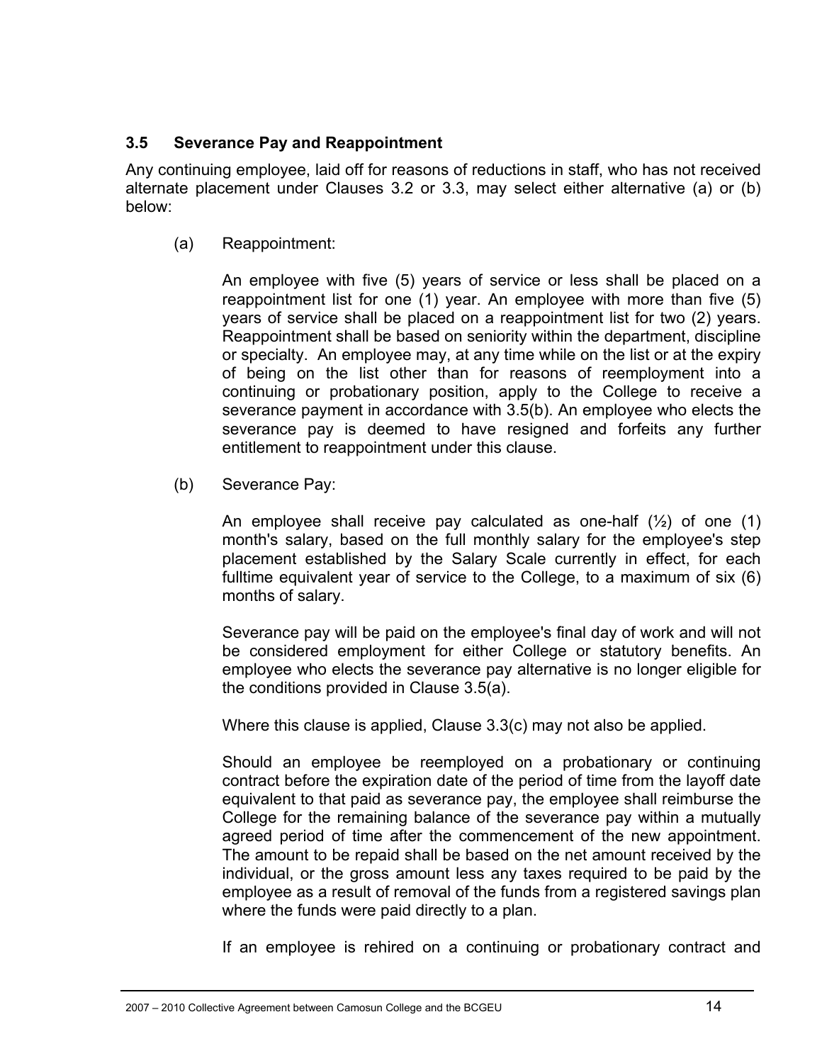### 3.5 Severance Pay and Reappointment

Any continuing employee, laid off for reasons of reductions in staff, who has not received alternate placement under Clauses 3.2 or 3.3, may select either alternative (a) or (b) below:

(a) Reappointment:

An employee with five (5) years of service or less shall be placed on a reappointment list for one (1) year. An employee with more than five (5) years of service shall be placed on a reappointment list for two (2) years. Reappointment shall be based on seniority within the department, discipline or specialty. An employee may, at any time while on the list or at the expiry of being on the list other than for reasons of reemployment into a continuing or probationary position, apply to the College to receive a severance payment in accordance with 3.5(b). An employee who elects the severance pay is deemed to have resigned and forfeits any further entitlement to reappointment under this clause.

(b) Severance Pay:

An employee shall receive pay calculated as one-half (½) of one (1) month's salary, based on the full monthly salary for the employee's step placement established by the Salary Scale currently in effect, for each fulltime equivalent year of service to the College, to a maximum of six (6) months of salary.

Severance pay will be paid on the employee's final day of work and will not be considered employment for either College or statutory benefits. An employee who elects the severance pay alternative is no longer eligible for the conditions provided in Clause 3.5(a).

Where this clause is applied, Clause 3.3(c) may not also be applied.

Should an employee be reemployed on a probationary or continuing contract before the expiration date of the period of time from the layoff date equivalent to that paid as severance pay, the employee shall reimburse the College for the remaining balance of the severance pay within a mutually agreed period of time after the commencement of the new appointment. The amount to be repaid shall be based on the net amount received by the individual, or the gross amount less any taxes required to be paid by the employee as a result of removal of the funds from a registered savings plan where the funds were paid directly to a plan.

If an employee is rehired on a continuing or probationary contract and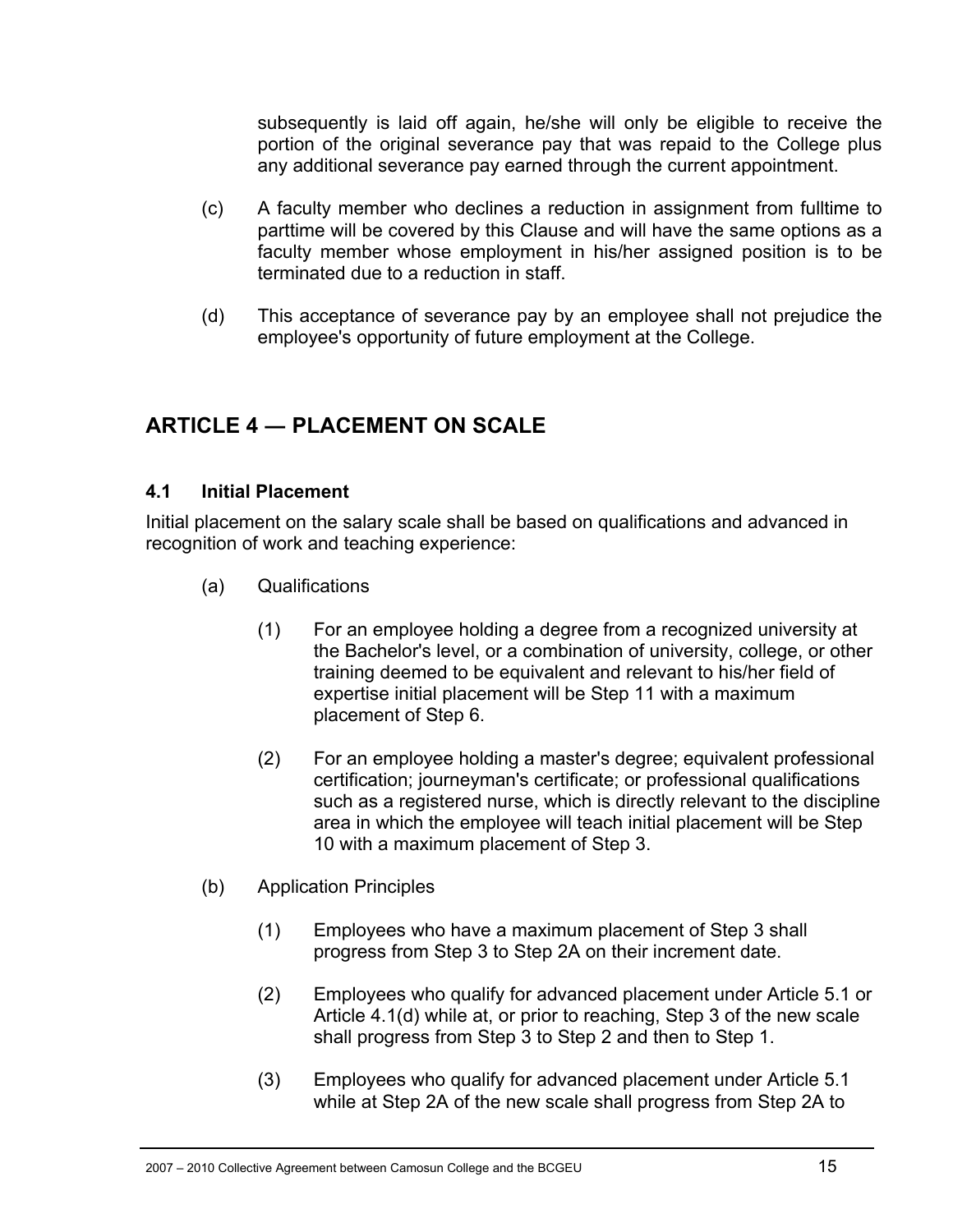subsequently is laid off again, he/she will only be eligible to receive the portion of the original severance pay that was repaid to the College plus any additional severance pay earned through the current appointment.

(c) A faculty member who declines a reduction in assignment from fulltime to parttime will be covered by this Clause and will have the same options as a faculty member whose employment in his/her assigned position is to be terminated due to a reduction in staff.

(d) This acceptance of severance pay by an employee shall not prejudice the employee's opportunity of future employment at the College.

## ARTICLE 4 — PLACEMENT ON SCALE

### 4.1 Initial Placement

Initial placement on the salary scale shall be based on qualifications and advanced in recognition of work and teaching experience:

(a) Qualifications

(1) For an employee holding a degree from a recognized university at the Bachelor's level, or a combination of university, college, or other training deemed to be equivalent and relevant to his/her field of expertise initial placement will be Step 11 with a maximum placement of Step 6.

(2) For an employee holding a master's degree; equivalent professional certification; journeyman's certificate; or professional qualifications such as a registered nurse, which is directly relevant to the discipline area in which the employee will teach initial placement will be Step 10 with a maximum placement of Step 3.

(b) Application Principles

(1) Employees who have a maximum placement of Step 3 shall progress from Step 3 to Step 2A on their increment date.

(2) Employees who qualify for advanced placement under Article 5.1 or Article 4.1(d) while at, or prior to reaching, Step 3 of the new scale shall progress from Step 3 to Step 2 and then to Step 1.

(3) Employees who qualify for advanced placement under Article 5.1 while at Step 2A of the new scale shall progress from Step 2A to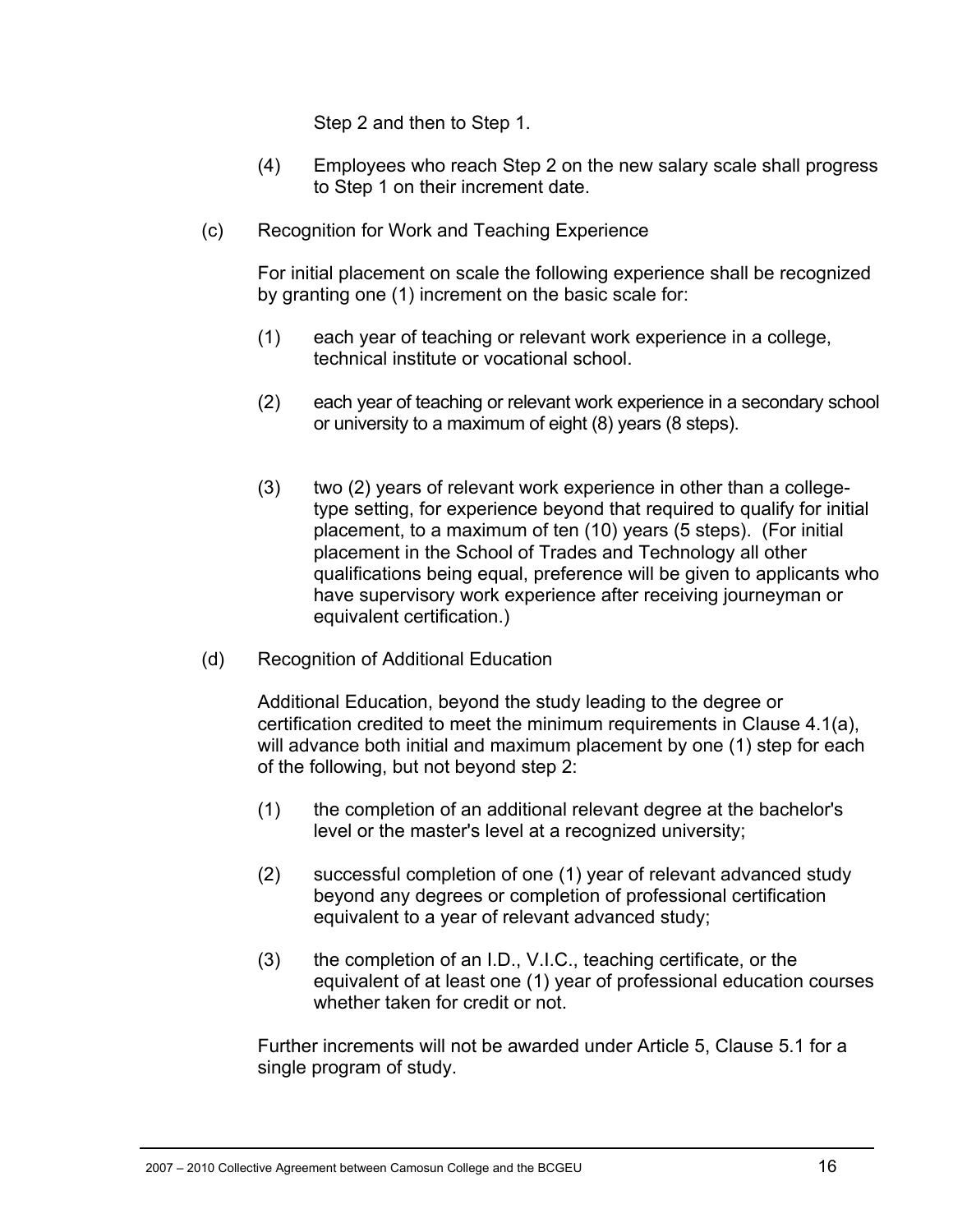Step 2 and then to Step 1.

(4) Employees who reach Step 2 on the new salary scale shall progress to Step 1 on their increment date.

(c) Recognition for Work and Teaching Experience

For initial placement on scale the following experience shall be recognized by granting one (1) increment on the basic scale for:

(1) each year of teaching or relevant work experience in a college, technical institute or vocational school.

(2) each year of teaching or relevant work experience in a secondary school or university to a maximum of eight (8) years (8 steps).

(3) two (2) years of relevant work experience in other than a college-type setting, for experience beyond that required to qualify for initial placement, to a maximum of ten (10) years (5 steps). (For initial placement in the School of Trades and Technology all other qualifications being equal, preference will be given to applicants who have supervisory work experience after receiving journeyman or equivalent certification.)

(d) Recognition of Additional Education

Additional Education, beyond the study leading to the degree or certification credited to meet the minimum requirements in Clause 4.1(a), will advance both initial and maximum placement by one (1) step for each of the following, but not beyond step 2:

(1) the completion of an additional relevant degree at the bachelor's level or the master's level at a recognized university;

(2) successful completion of one (1) year of relevant advanced study beyond any degrees or completion of professional certification equivalent to a year of relevant advanced study;

(3) the completion of an I.D., V.I.C., teaching certificate, or the equivalent of at least one (1) year of professional education courses whether taken for credit or not.

Further increments will not be awarded under Article 5, Clause 5.1 for a single program of study.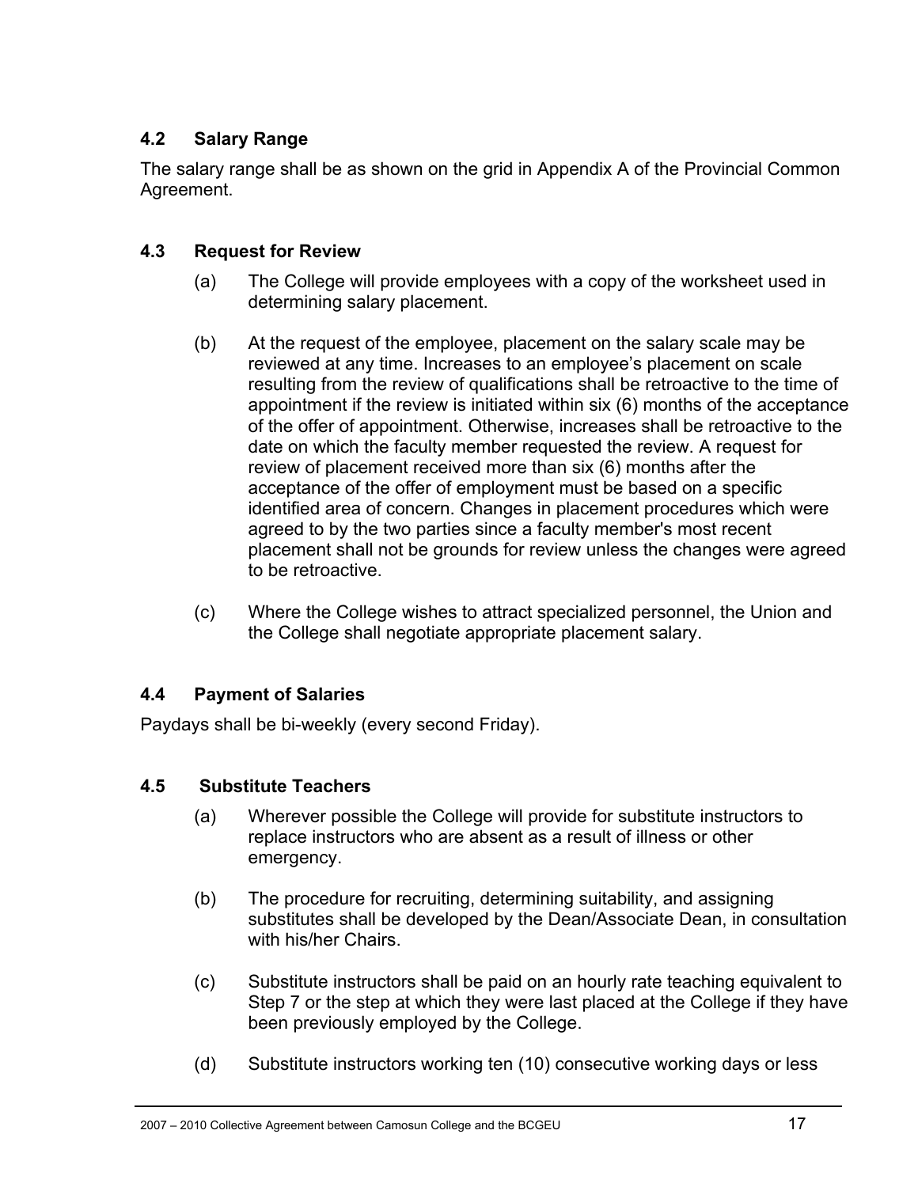### 4.2 Salary Range

The salary range shall be as shown on the grid in Appendix A of the Provincial Common Agreement.

### 4.3 Request for Review

(a) The College will provide employees with a copy of the worksheet used in determining salary placement.

(b) At the request of the employee, placement on the salary scale may be reviewed at any time. Increases to an employee's placement on scale resulting from the review of qualifications shall be retroactive to the time of appointment if the review is initiated within six (6) months of the acceptance of the offer of appointment. Otherwise, increases shall be retroactive to the date on which the faculty member requested the review. A request for review of placement received more than six (6) months after the acceptance of the offer of employment must be based on a specific identified area of concern. Changes in placement procedures which were agreed to by the two parties since a faculty member's most recent placement shall not be grounds for review unless the changes were agreed to be retroactive.

(c) Where the College wishes to attract specialized personnel, the Union and the College shall negotiate appropriate placement salary.

### 4.4 Payment of Salaries

Paydays shall be bi-weekly (every second Friday).

### 4.5 Substitute Teachers

(a) Wherever possible the College will provide for substitute instructors to replace instructors who are absent as a result of illness or other emergency.

(b) The procedure for recruiting, determining suitability, and assigning substitutes shall be developed by the Dean/Associate Dean, in consultation with his/her Chairs.

(c) Substitute instructors shall be paid on an hourly rate teaching equivalent to Step 7 or the step at which they were last placed at the College if they have been previously employed by the College.

(d) Substitute instructors working ten (10) consecutive working days or less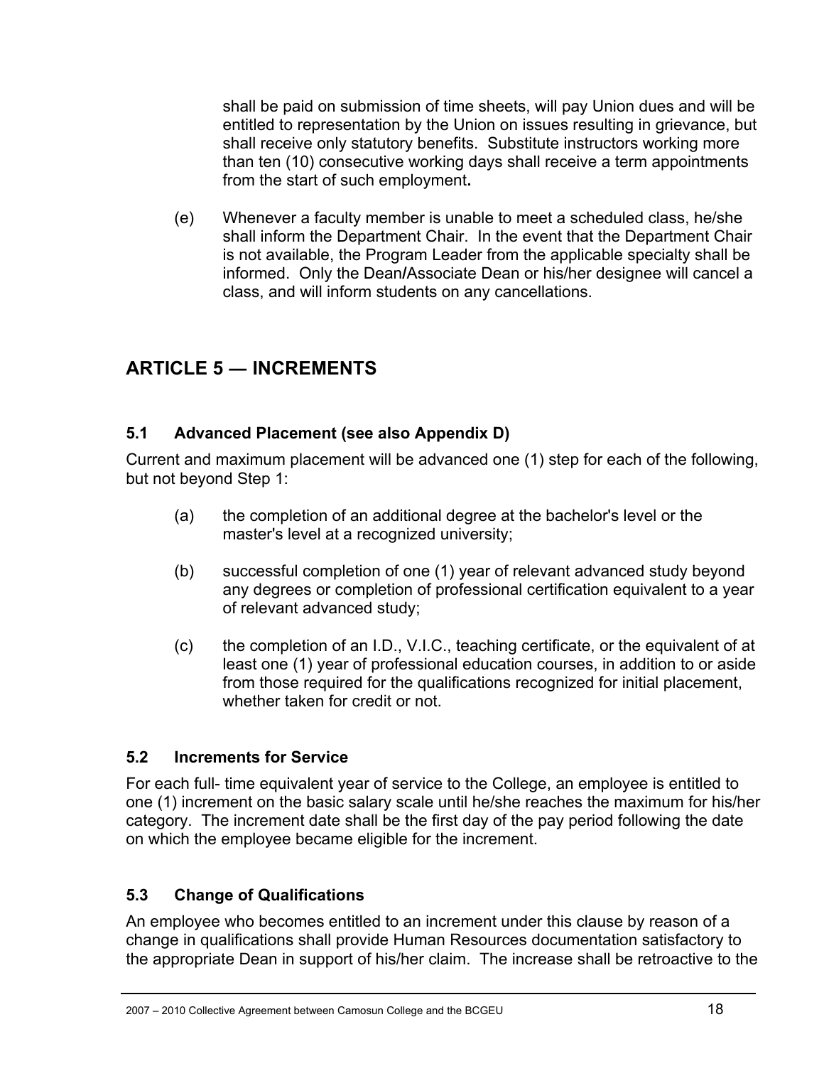shall be paid on submission of time sheets, will pay Union dues and will be entitled to representation by the Union on issues resulting in grievance, but shall receive only statutory benefits. Substitute instructors working more than ten (10) consecutive working days shall receive a term appointments from the start of such employment**.**

(e) Whenever a faculty member is unable to meet a scheduled class, he/she shall inform the Department Chair. In the event that the Department Chair is not available, the Program Leader from the applicable specialty shall be informed. Only the Dean**/**Associate Dean or his/her designee will cancel a class, and will inform students on any cancellations.

## ARTICLE 5 — INCREMENTS

### 5.1 Advanced Placement (see also Appendix D)

Current and maximum placement will be advanced one (1) step for each of the following, but not beyond Step 1:

(a) the completion of an additional degree at the bachelor's level or the master's level at a recognized university;

(b) successful completion of one (1) year of relevant advanced study beyond any degrees or completion of professional certification equivalent to a year of relevant advanced study;

(c) the completion of an I.D., V.I.C., teaching certificate, or the equivalent of at least one (1) year of professional education courses, in addition to or aside from those required for the qualifications recognized for initial placement, whether taken for credit or not.

### 5.2 Increments for Service

For each full- time equivalent year of service to the College, an employee is entitled to one (1) increment on the basic salary scale until he/she reaches the maximum for his/her category. The increment date shall be the first day of the pay period following the date on which the employee became eligible for the increment.

### 5.3 Change of Qualifications

An employee who becomes entitled to an increment under this clause by reason of a change in qualifications shall provide Human Resources documentation satisfactory to the appropriate Dean in support of his/her claim. The increase shall be retroactive to the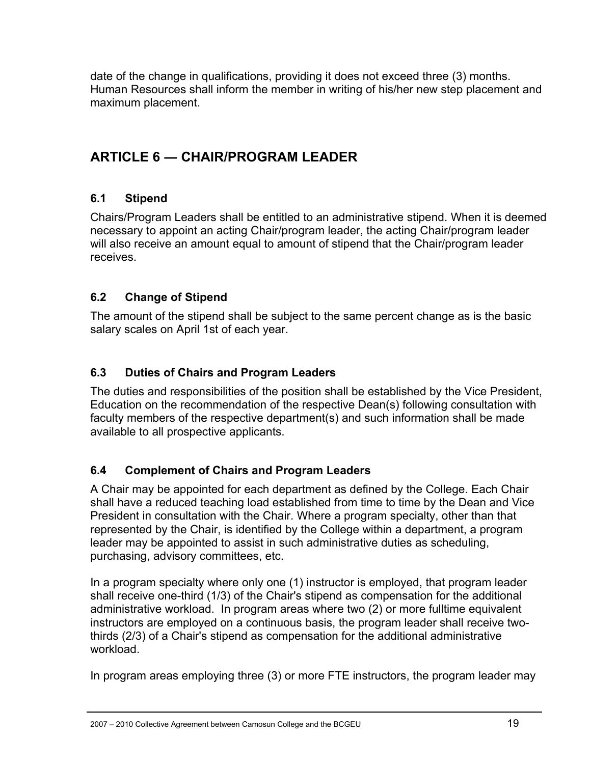date of the change in qualifications, providing it does not exceed three (3) months. Human Resources shall inform the member in writing of his/her new step placement and maximum placement.

## ARTICLE 6 — CHAIR/PROGRAM LEADER

### 6.1 Stipend

Chairs/Program Leaders shall be entitled to an administrative stipend. When it is deemed necessary to appoint an acting Chair/program leader, the acting Chair/program leader will also receive an amount equal to amount of stipend that the Chair/program leader receives.

### 6.2 Change of Stipend

The amount of the stipend shall be subject to the same percent change as is the basic salary scales on April 1st of each year.

### 6.3 Duties of Chairs and Program Leaders

The duties and responsibilities of the position shall be established by the Vice President, Education on the recommendation of the respective Dean(s) following consultation with faculty members of the respective department(s) and such information shall be made available to all prospective applicants.

### 6.4 Complement of Chairs and Program Leaders

A Chair may be appointed for each department as defined by the College. Each Chair shall have a reduced teaching load established from time to time by the Dean and Vice President in consultation with the Chair. Where a program specialty, other than that represented by the Chair, is identified by the College within a department, a program leader may be appointed to assist in such administrative duties as scheduling, purchasing, advisory committees, etc.

In a program specialty where only one (1) instructor is employed, that program leader shall receive one-third (1/3) of the Chair's stipend as compensation for the additional administrative workload. In program areas where two (2) or more fulltime equivalent instructors are employed on a continuous basis, the program leader shall receive two-thirds (2/3) of a Chair's stipend as compensation for the additional administrative workload.

In program areas employing three (3) or more FTE instructors, the program leader may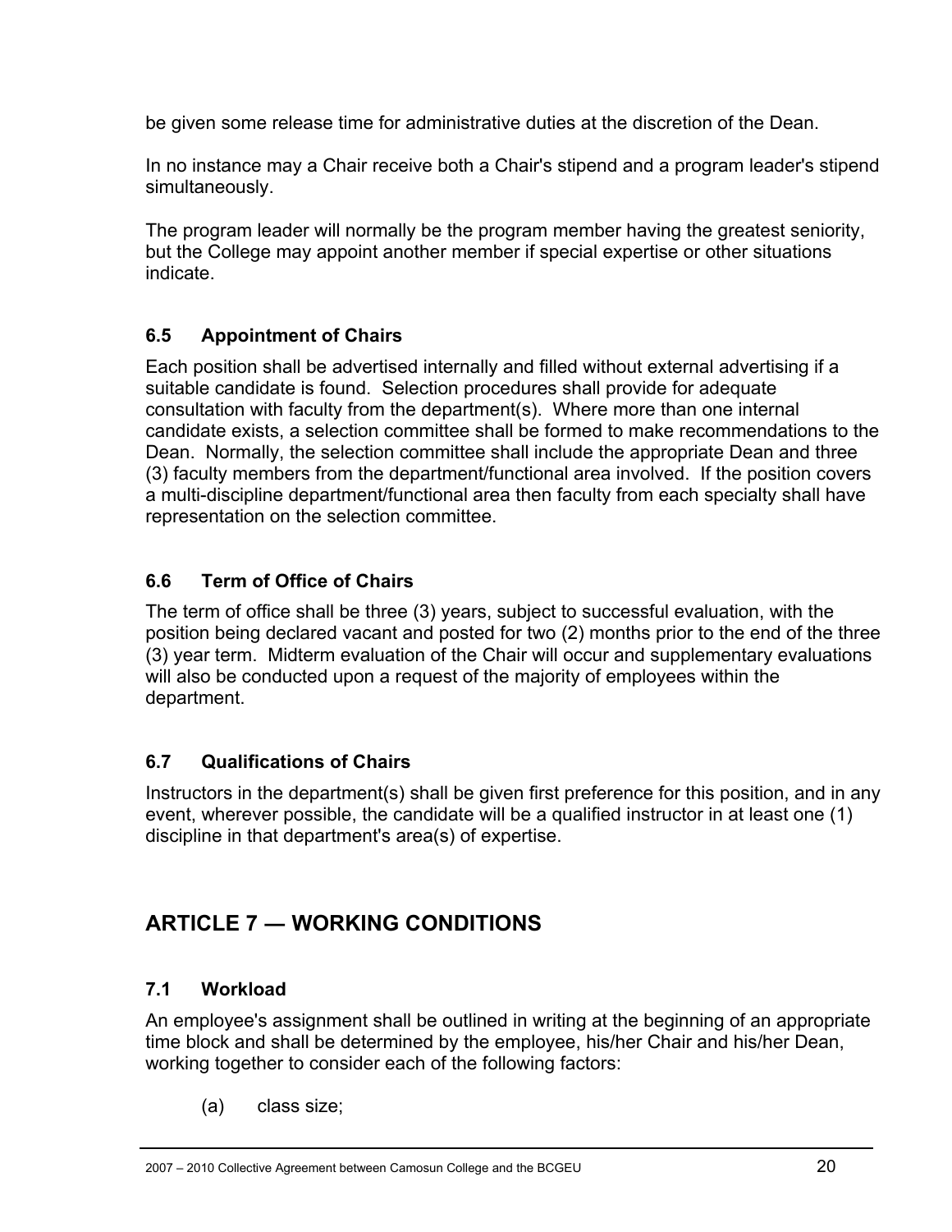be given some release time for administrative duties at the discretion of the Dean.

In no instance may a Chair receive both a Chair's stipend and a program leader's stipend simultaneously.

The program leader will normally be the program member having the greatest seniority, but the College may appoint another member if special expertise or other situations indicate.

### 6.5 Appointment of Chairs

Each position shall be advertised internally and filled without external advertising if a suitable candidate is found. Selection procedures shall provide for adequate consultation with faculty from the department(s). Where more than one internal candidate exists, a selection committee shall be formed to make recommendations to the Dean. Normally, the selection committee shall include the appropriate Dean and three (3) faculty members from the department/functional area involved. If the position covers a multi-discipline department/functional area then faculty from each specialty shall have representation on the selection committee.

### 6.6 Term of Office of Chairs

The term of office shall be three (3) years, subject to successful evaluation, with the position being declared vacant and posted for two (2) months prior to the end of the three (3) year term. Midterm evaluation of the Chair will occur and supplementary evaluations will also be conducted upon a request of the majority of employees within the department.

### 6.7 Qualifications of Chairs

Instructors in the department(s) shall be given first preference for this position, and in any event, wherever possible, the candidate will be a qualified instructor in at least one (1) discipline in that department's area(s) of expertise.

## ARTICLE 7 — WORKING CONDITIONS

### 7.1 Workload

An employee's assignment shall be outlined in writing at the beginning of an appropriate time block and shall be determined by the employee, his/her Chair and his/her Dean, working together to consider each of the following factors:

(a) class size;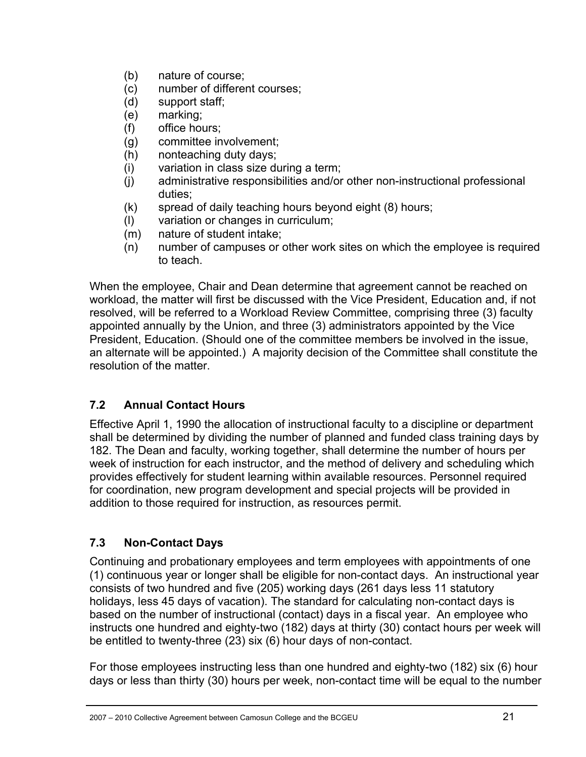(b) nature of course;
(c) number of different courses;
(d) support staff;
(e) marking;
(f) office hours;
(g) committee involvement;
(h) nonteaching duty days;
(i) variation in class size during a term;
(j) administrative responsibilities and/or other non-instructional professional duties;
(k) spread of daily teaching hours beyond eight (8) hours;
(l) variation or changes in curriculum;
(m) nature of student intake;
(n) number of campuses or other work sites on which the employee is required to teach.

When the employee, Chair and Dean determine that agreement cannot be reached on workload, the matter will first be discussed with the Vice President, Education and, if not resolved, will be referred to a Workload Review Committee, comprising three (3) faculty appointed annually by the Union, and three (3) administrators appointed by the Vice President, Education. (Should one of the committee members be involved in the issue, an alternate will be appointed.) A majority decision of the Committee shall constitute the resolution of the matter.

### 7.2 Annual Contact Hours

Effective April 1, 1990 the allocation of instructional faculty to a discipline or department shall be determined by dividing the number of planned and funded class training days by 182. The Dean and faculty, working together, shall determine the number of hours per week of instruction for each instructor, and the method of delivery and scheduling which provides effectively for student learning within available resources. Personnel required for coordination, new program development and special projects will be provided in addition to those required for instruction, as resources permit.

### 7.3 Non-Contact Days

Continuing and probationary employees and term employees with appointments of one (1) continuous year or longer shall be eligible for non-contact days. An instructional year consists of two hundred and five (205) working days (261 days less 11 statutory holidays, less 45 days of vacation). The standard for calculating non-contact days is based on the number of instructional (contact) days in a fiscal year. An employee who instructs one hundred and eighty-two (182) days at thirty (30) contact hours per week will be entitled to twenty-three (23) six (6) hour days of non-contact.

For those employees instructing less than one hundred and eighty-two (182) six (6) hour days or less than thirty (30) hours per week, non-contact time will be equal to the number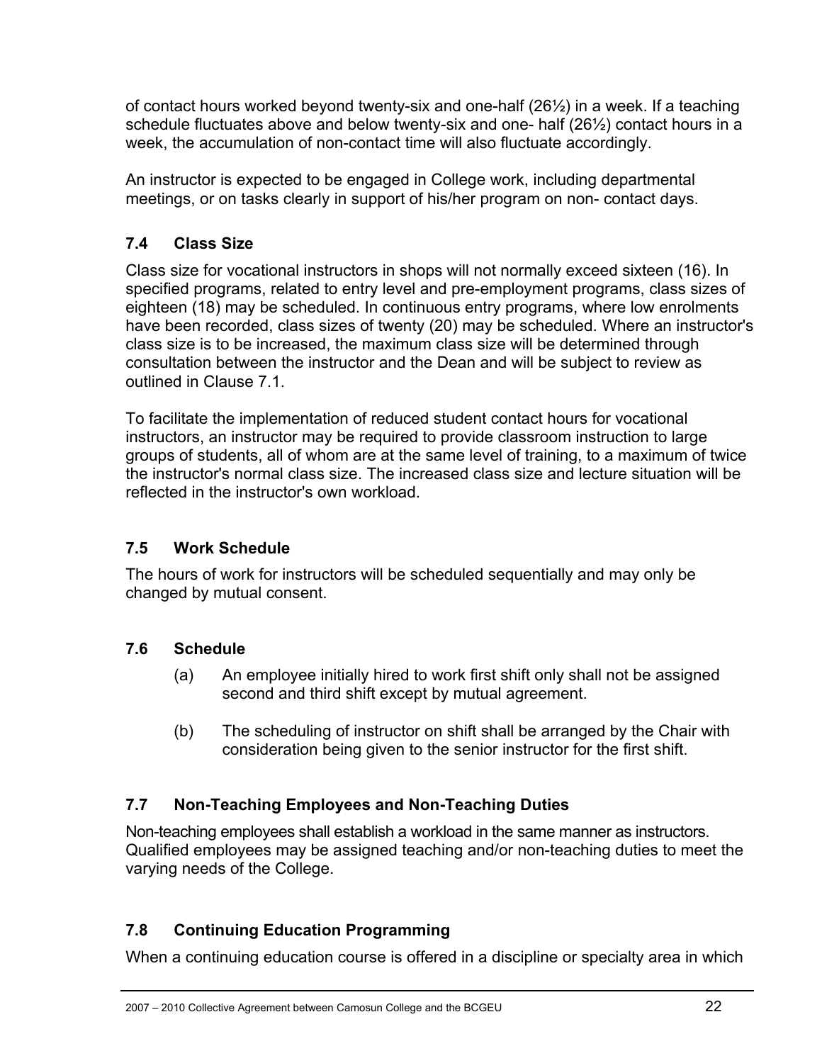of contact hours worked beyond twenty-six and one-half (26½) in a week. If a teaching schedule fluctuates above and below twenty-six and one- half (26½) contact hours in a week, the accumulation of non-contact time will also fluctuate accordingly.

An instructor is expected to be engaged in College work, including departmental meetings, or on tasks clearly in support of his/her program on non- contact days.

### 7.4 Class Size

Class size for vocational instructors in shops will not normally exceed sixteen (16). In specified programs, related to entry level and pre-employment programs, class sizes of eighteen (18) may be scheduled. In continuous entry programs, where low enrolments have been recorded, class sizes of twenty (20) may be scheduled. Where an instructor's class size is to be increased, the maximum class size will be determined through consultation between the instructor and the Dean and will be subject to review as outlined in Clause 7.1.

To facilitate the implementation of reduced student contact hours for vocational instructors, an instructor may be required to provide classroom instruction to large groups of students, all of whom are at the same level of training, to a maximum of twice the instructor's normal class size. The increased class size and lecture situation will be reflected in the instructor's own workload.

### 7.5 Work Schedule

The hours of work for instructors will be scheduled sequentially and may only be changed by mutual consent.

### 7.6 Schedule

(a) An employee initially hired to work first shift only shall not be assigned second and third shift except by mutual agreement.

(b) The scheduling of instructor on shift shall be arranged by the Chair with consideration being given to the senior instructor for the first shift.

### 7.7 Non-Teaching Employees and Non-Teaching Duties

Non-teaching employees shall establish a workload in the same manner as instructors. Qualified employees may be assigned teaching and/or non-teaching duties to meet the varying needs of the College.

### 7.8 Continuing Education Programming

When a continuing education course is offered in a discipline or specialty area in which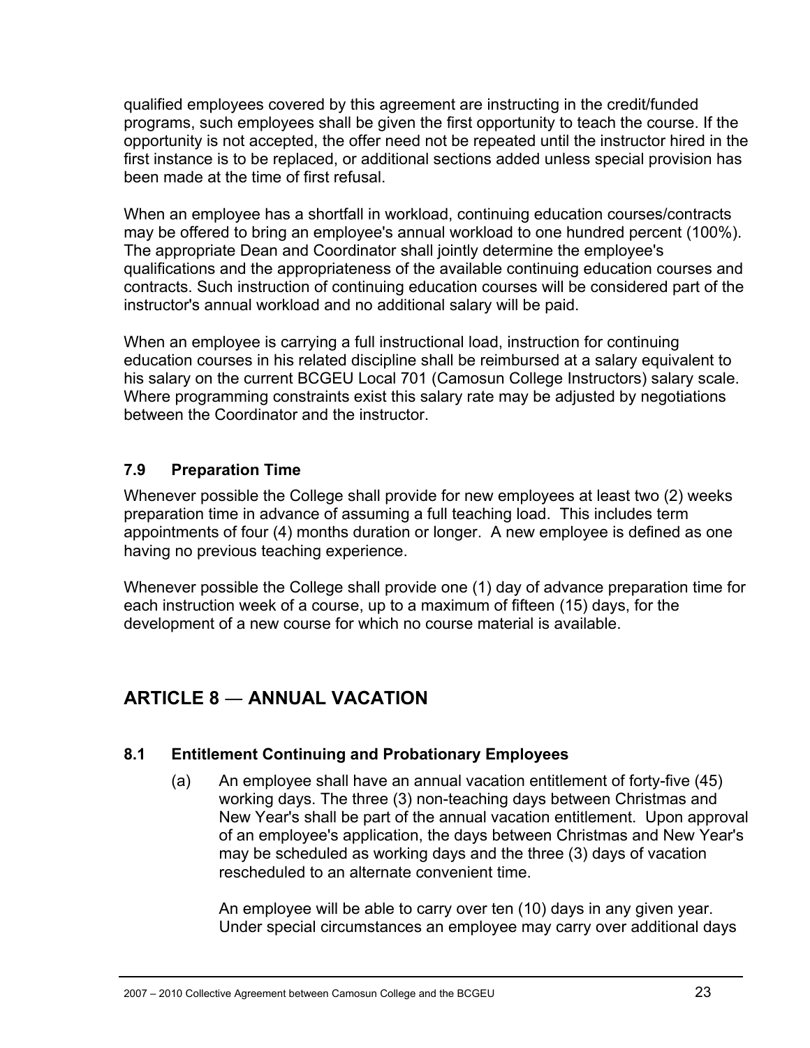qualified employees covered by this agreement are instructing in the credit/funded programs, such employees shall be given the first opportunity to teach the course. If the opportunity is not accepted, the offer need not be repeated until the instructor hired in the first instance is to be replaced, or additional sections added unless special provision has been made at the time of first refusal.

When an employee has a shortfall in workload, continuing education courses/contracts may be offered to bring an employee's annual workload to one hundred percent (100%). The appropriate Dean and Coordinator shall jointly determine the employee's qualifications and the appropriateness of the available continuing education courses and contracts. Such instruction of continuing education courses will be considered part of the instructor's annual workload and no additional salary will be paid.

When an employee is carrying a full instructional load, instruction for continuing education courses in his related discipline shall be reimbursed at a salary equivalent to his salary on the current BCGEU Local 701 (Camosun College Instructors) salary scale. Where programming constraints exist this salary rate may be adjusted by negotiations between the Coordinator and the instructor.

### 7.9 Preparation Time

Whenever possible the College shall provide for new employees at least two (2) weeks preparation time in advance of assuming a full teaching load. This includes term appointments of four (4) months duration or longer. A new employee is defined as one having no previous teaching experience.

Whenever possible the College shall provide one (1) day of advance preparation time for each instruction week of a course, up to a maximum of fifteen (15) days, for the development of a new course for which no course material is available.

## ARTICLE 8 — ANNUAL VACATION

### 8.1 Entitlement Continuing and Probationary Employees

(a) An employee shall have an annual vacation entitlement of forty-five (45) working days. The three (3) non-teaching days between Christmas and New Year's shall be part of the annual vacation entitlement. Upon approval of an employee's application, the days between Christmas and New Year's may be scheduled as working days and the three (3) days of vacation rescheduled to an alternate convenient time.

An employee will be able to carry over ten (10) days in any given year. Under special circumstances an employee may carry over additional days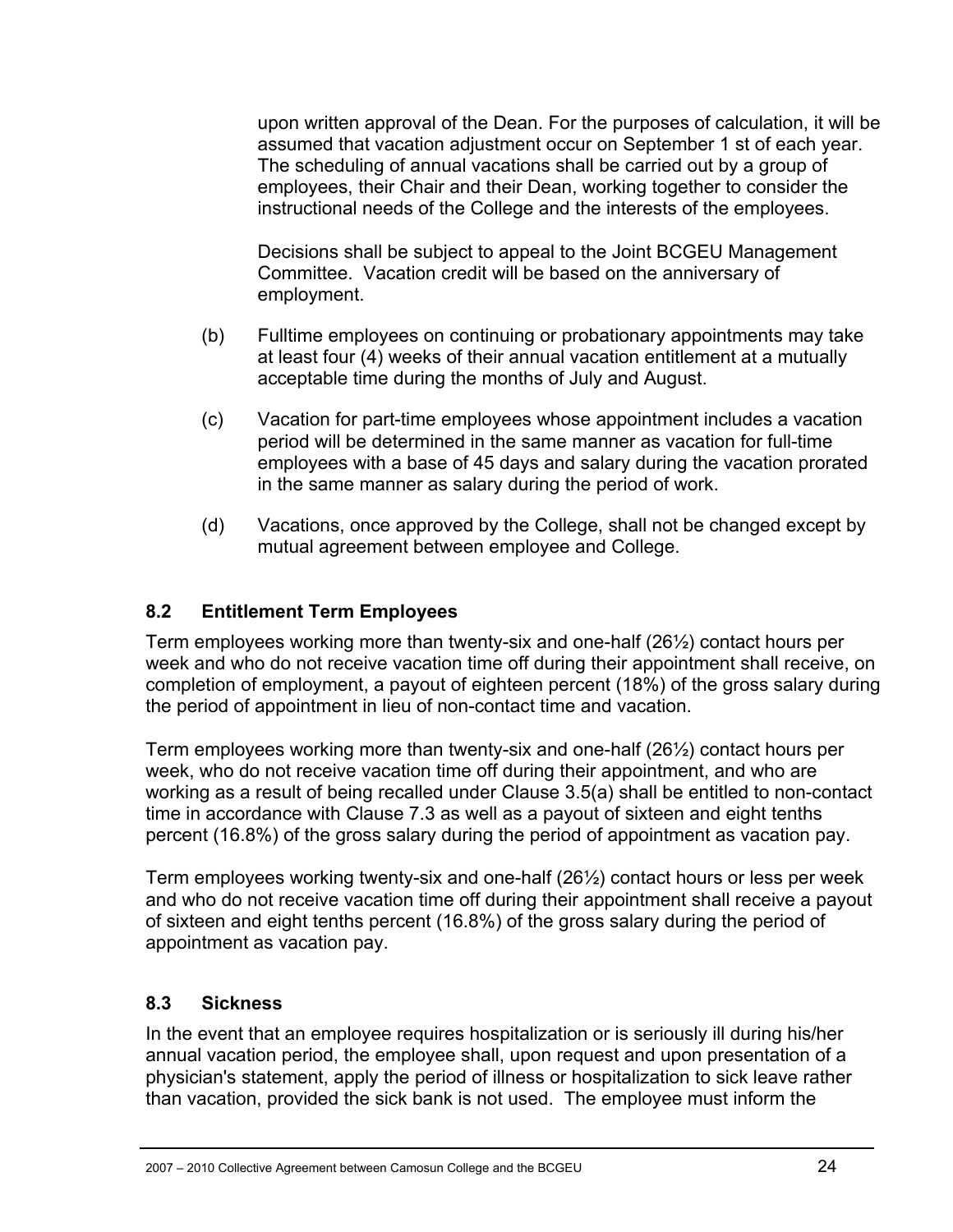upon written approval of the Dean. For the purposes of calculation, it will be assumed that vacation adjustment occur on September 1 st of each year. The scheduling of annual vacations shall be carried out by a group of employees, their Chair and their Dean, working together to consider the instructional needs of the College and the interests of the employees.

Decisions shall be subject to appeal to the Joint BCGEU Management Committee. Vacation credit will be based on the anniversary of employment.

(b) Fulltime employees on continuing or probationary appointments may take at least four (4) weeks of their annual vacation entitlement at a mutually acceptable time during the months of July and August.

(c) Vacation for part-time employees whose appointment includes a vacation period will be determined in the same manner as vacation for full-time employees with a base of 45 days and salary during the vacation prorated in the same manner as salary during the period of work.

(d) Vacations, once approved by the College, shall not be changed except by mutual agreement between employee and College.

### 8.2 Entitlement Term Employees

Term employees working more than twenty-six and one-half (26½) contact hours per week and who do not receive vacation time off during their appointment shall receive, on completion of employment, a payout of eighteen percent (18%) of the gross salary during the period of appointment in lieu of non-contact time and vacation.

Term employees working more than twenty-six and one-half (26½) contact hours per week, who do not receive vacation time off during their appointment, and who are working as a result of being recalled under Clause 3.5(a) shall be entitled to non-contact time in accordance with Clause 7.3 as well as a payout of sixteen and eight tenths percent (16.8%) of the gross salary during the period of appointment as vacation pay.

Term employees working twenty-six and one-half (26½) contact hours or less per week and who do not receive vacation time off during their appointment shall receive a payout of sixteen and eight tenths percent (16.8%) of the gross salary during the period of appointment as vacation pay.

### 8.3 Sickness

In the event that an employee requires hospitalization or is seriously ill during his/her annual vacation period, the employee shall, upon request and upon presentation of a physician's statement, apply the period of illness or hospitalization to sick leave rather than vacation, provided the sick bank is not used. The employee must inform the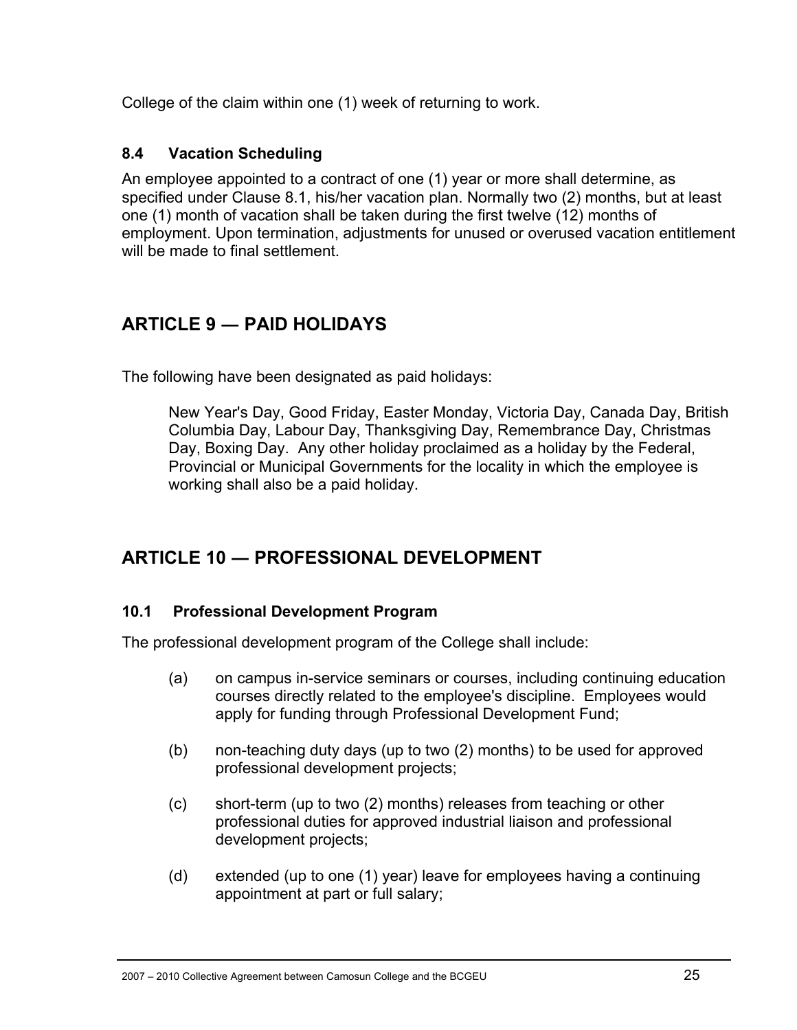College of the claim within one (1) week of returning to work.

### 8.4 Vacation Scheduling

An employee appointed to a contract of one (1) year or more shall determine, as specified under Clause 8.1, his/her vacation plan. Normally two (2) months, but at least one (1) month of vacation shall be taken during the first twelve (12) months of employment. Upon termination, adjustments for unused or overused vacation entitlement will be made to final settlement.

## ARTICLE 9 — PAID HOLIDAYS

The following have been designated as paid holidays:

> New Year's Day, Good Friday, Easter Monday, Victoria Day, Canada Day, British Columbia Day, Labour Day, Thanksgiving Day, Remembrance Day, Christmas Day, Boxing Day. Any other holiday proclaimed as a holiday by the Federal, Provincial or Municipal Governments for the locality in which the employee is working shall also be a paid holiday.

## ARTICLE 10 — PROFESSIONAL DEVELOPMENT

### 10.1 Professional Development Program

The professional development program of the College shall include:

(a) on campus in-service seminars or courses, including continuing education courses directly related to the employee's discipline. Employees would apply for funding through Professional Development Fund;

(b) non-teaching duty days (up to two (2) months) to be used for approved professional development projects;

(c) short-term (up to two (2) months) releases from teaching or other professional duties for approved industrial liaison and professional development projects;

(d) extended (up to one (1) year) leave for employees having a continuing appointment at part or full salary;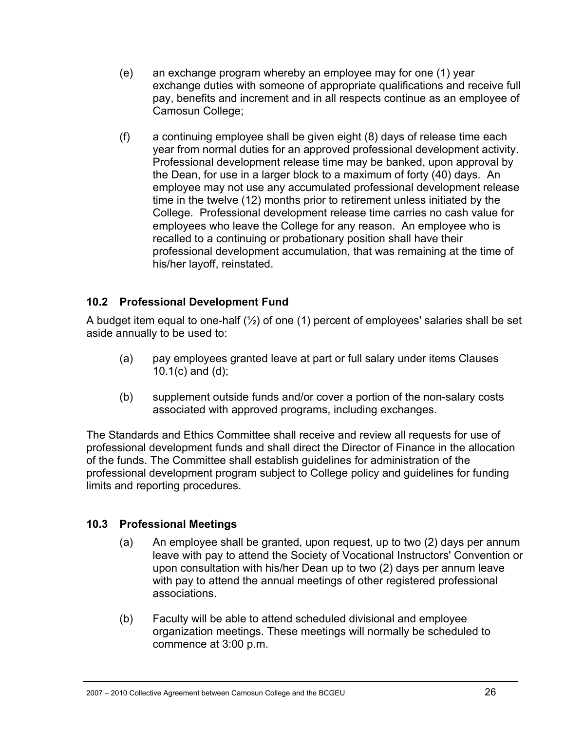(e) an exchange program whereby an employee may for one (1) year exchange duties with someone of appropriate qualifications and receive full pay, benefits and increment and in all respects continue as an employee of Camosun College;

(f) a continuing employee shall be given eight (8) days of release time each year from normal duties for an approved professional development activity. Professional development release time may be banked, upon approval by the Dean, for use in a larger block to a maximum of forty (40) days. An employee may not use any accumulated professional development release time in the twelve (12) months prior to retirement unless initiated by the College. Professional development release time carries no cash value for employees who leave the College for any reason. An employee who is recalled to a continuing or probationary position shall have their professional development accumulation, that was remaining at the time of his/her layoff, reinstated.

### 10.2 Professional Development Fund

A budget item equal to one-half (½) of one (1) percent of employees' salaries shall be set aside annually to be used to:

(a) pay employees granted leave at part or full salary under items Clauses 10.1(c) and (d);

(b) supplement outside funds and/or cover a portion of the non-salary costs associated with approved programs, including exchanges.

The Standards and Ethics Committee shall receive and review all requests for use of professional development funds and shall direct the Director of Finance in the allocation of the funds. The Committee shall establish guidelines for administration of the professional development program subject to College policy and guidelines for funding limits and reporting procedures.

### 10.3 Professional Meetings

(a) An employee shall be granted, upon request, up to two (2) days per annum leave with pay to attend the Society of Vocational Instructors' Convention or upon consultation with his/her Dean up to two (2) days per annum leave with pay to attend the annual meetings of other registered professional associations.

(b) Faculty will be able to attend scheduled divisional and employee organization meetings. These meetings will normally be scheduled to commence at 3:00 p.m.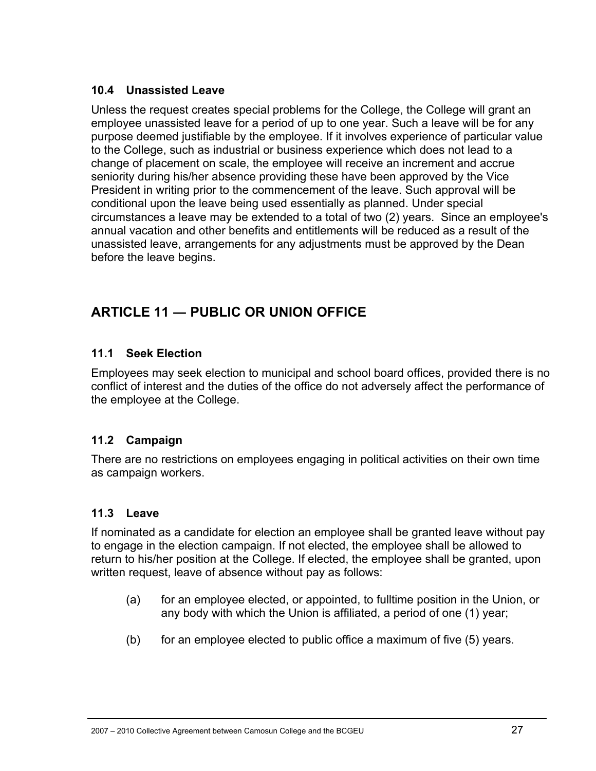### 10.4 Unassisted Leave

Unless the request creates special problems for the College, the College will grant an employee unassisted leave for a period of up to one year. Such a leave will be for any purpose deemed justifiable by the employee. If it involves experience of particular value to the College, such as industrial or business experience which does not lead to a change of placement on scale, the employee will receive an increment and accrue seniority during his/her absence providing these have been approved by the Vice President in writing prior to the commencement of the leave. Such approval will be conditional upon the leave being used essentially as planned. Under special circumstances a leave may be extended to a total of two (2) years. Since an employee's annual vacation and other benefits and entitlements will be reduced as a result of the unassisted leave, arrangements for any adjustments must be approved by the Dean before the leave begins.

## ARTICLE 11 — PUBLIC OR UNION OFFICE

### 11.1 Seek Election

Employees may seek election to municipal and school board offices, provided there is no conflict of interest and the duties of the office do not adversely affect the performance of the employee at the College.

### 11.2 Campaign

There are no restrictions on employees engaging in political activities on their own time as campaign workers.

### 11.3 Leave

If nominated as a candidate for election an employee shall be granted leave without pay to engage in the election campaign. If not elected, the employee shall be allowed to return to his/her position at the College. If elected, the employee shall be granted, upon written request, leave of absence without pay as follows:

(a) for an employee elected, or appointed, to fulltime position in the Union, or any body with which the Union is affiliated, a period of one (1) year;

(b) for an employee elected to public office a maximum of five (5) years.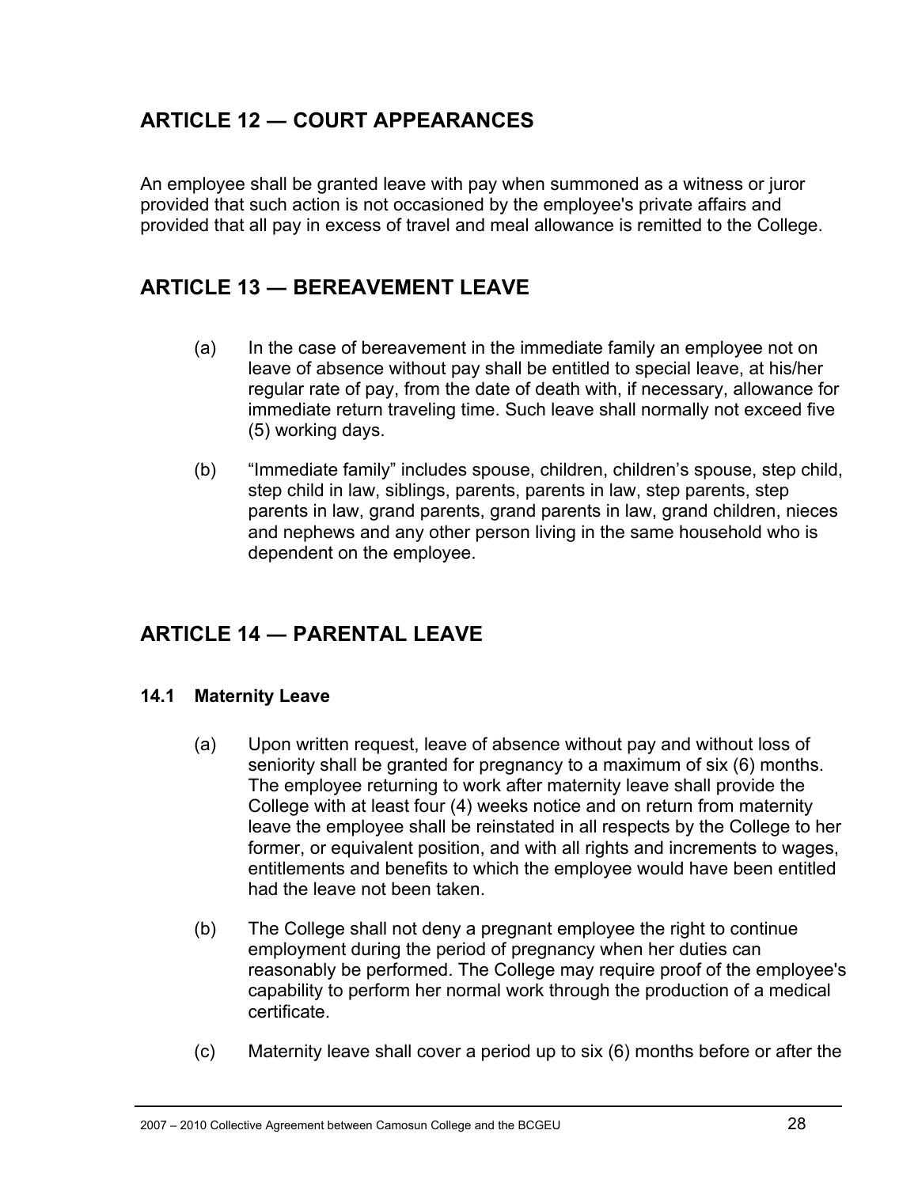## ARTICLE 12 — COURT APPEARANCES

An employee shall be granted leave with pay when summoned as a witness or juror provided that such action is not occasioned by the employee's private affairs and provided that all pay in excess of travel and meal allowance is remitted to the College.

## ARTICLE 13 — BEREAVEMENT LEAVE

(a) In the case of bereavement in the immediate family an employee not on leave of absence without pay shall be entitled to special leave, at his/her regular rate of pay, from the date of death with, if necessary, allowance for immediate return traveling time. Such leave shall normally not exceed five (5) working days.

(b) "Immediate family" includes spouse, children, children's spouse, step child, step child in law, siblings, parents, parents in law, step parents, step parents in law, grand parents, grand parents in law, grand children, nieces and nephews and any other person living in the same household who is dependent on the employee.

## ARTICLE 14 — PARENTAL LEAVE

### 14.1 Maternity Leave

(a) Upon written request, leave of absence without pay and without loss of seniority shall be granted for pregnancy to a maximum of six (6) months. The employee returning to work after maternity leave shall provide the College with at least four (4) weeks notice and on return from maternity leave the employee shall be reinstated in all respects by the College to her former, or equivalent position, and with all rights and increments to wages, entitlements and benefits to which the employee would have been entitled had the leave not been taken.

(b) The College shall not deny a pregnant employee the right to continue employment during the period of pregnancy when her duties can reasonably be performed. The College may require proof of the employee's capability to perform her normal work through the production of a medical certificate.

(c) Maternity leave shall cover a period up to six (6) months before or after the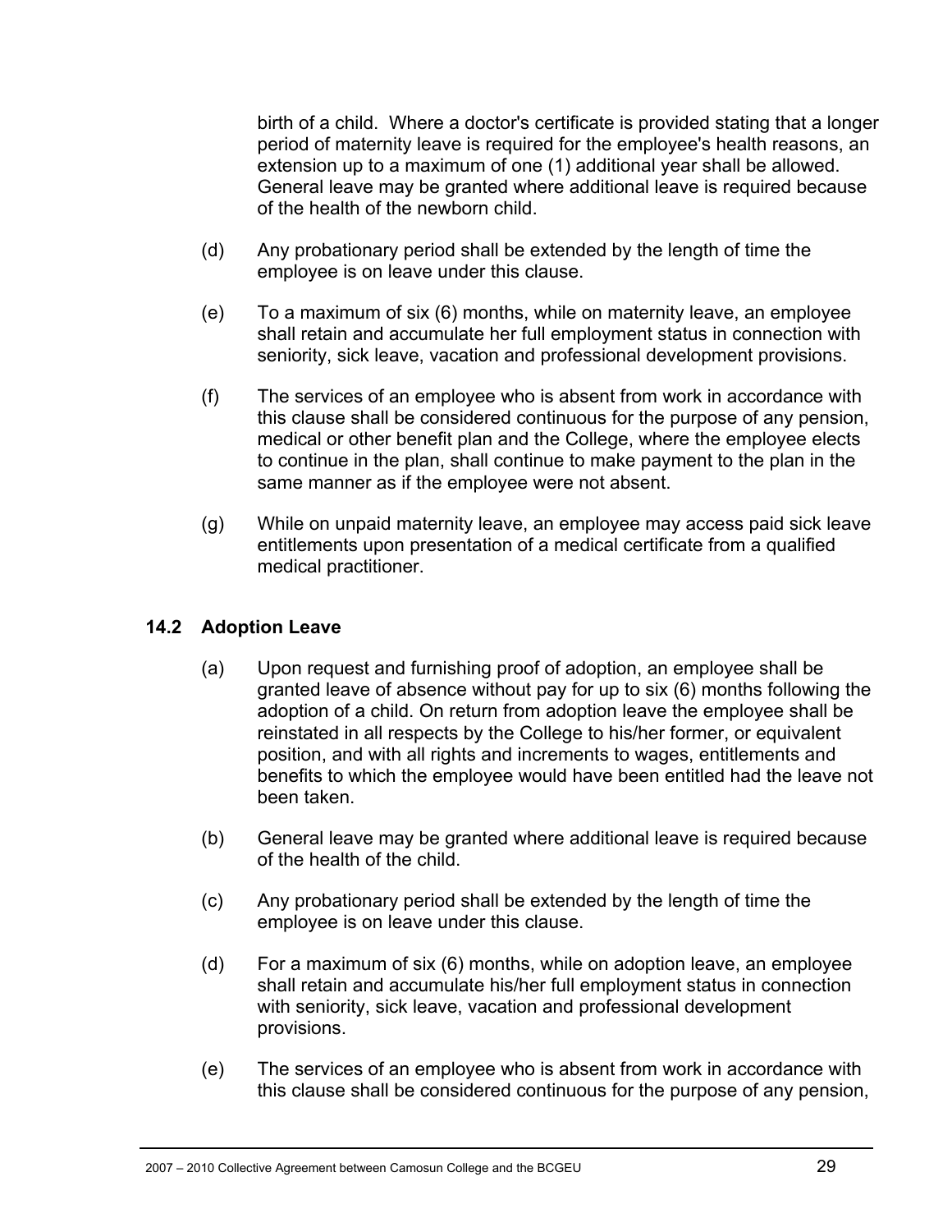birth of a child. Where a doctor's certificate is provided stating that a longer period of maternity leave is required for the employee's health reasons, an extension up to a maximum of one (1) additional year shall be allowed. General leave may be granted where additional leave is required because of the health of the newborn child.

(d) Any probationary period shall be extended by the length of time the employee is on leave under this clause.

(e) To a maximum of six (6) months, while on maternity leave, an employee shall retain and accumulate her full employment status in connection with seniority, sick leave, vacation and professional development provisions.

(f) The services of an employee who is absent from work in accordance with this clause shall be considered continuous for the purpose of any pension, medical or other benefit plan and the College, where the employee elects to continue in the plan, shall continue to make payment to the plan in the same manner as if the employee were not absent.

(g) While on unpaid maternity leave, an employee may access paid sick leave entitlements upon presentation of a medical certificate from a qualified medical practitioner.

### 14.2 Adoption Leave

(a) Upon request and furnishing proof of adoption, an employee shall be granted leave of absence without pay for up to six (6) months following the adoption of a child. On return from adoption leave the employee shall be reinstated in all respects by the College to his/her former, or equivalent position, and with all rights and increments to wages, entitlements and benefits to which the employee would have been entitled had the leave not been taken.

(b) General leave may be granted where additional leave is required because of the health of the child.

(c) Any probationary period shall be extended by the length of time the employee is on leave under this clause.

(d) For a maximum of six (6) months, while on adoption leave, an employee shall retain and accumulate his/her full employment status in connection with seniority, sick leave, vacation and professional development provisions.

(e) The services of an employee who is absent from work in accordance with this clause shall be considered continuous for the purpose of any pension,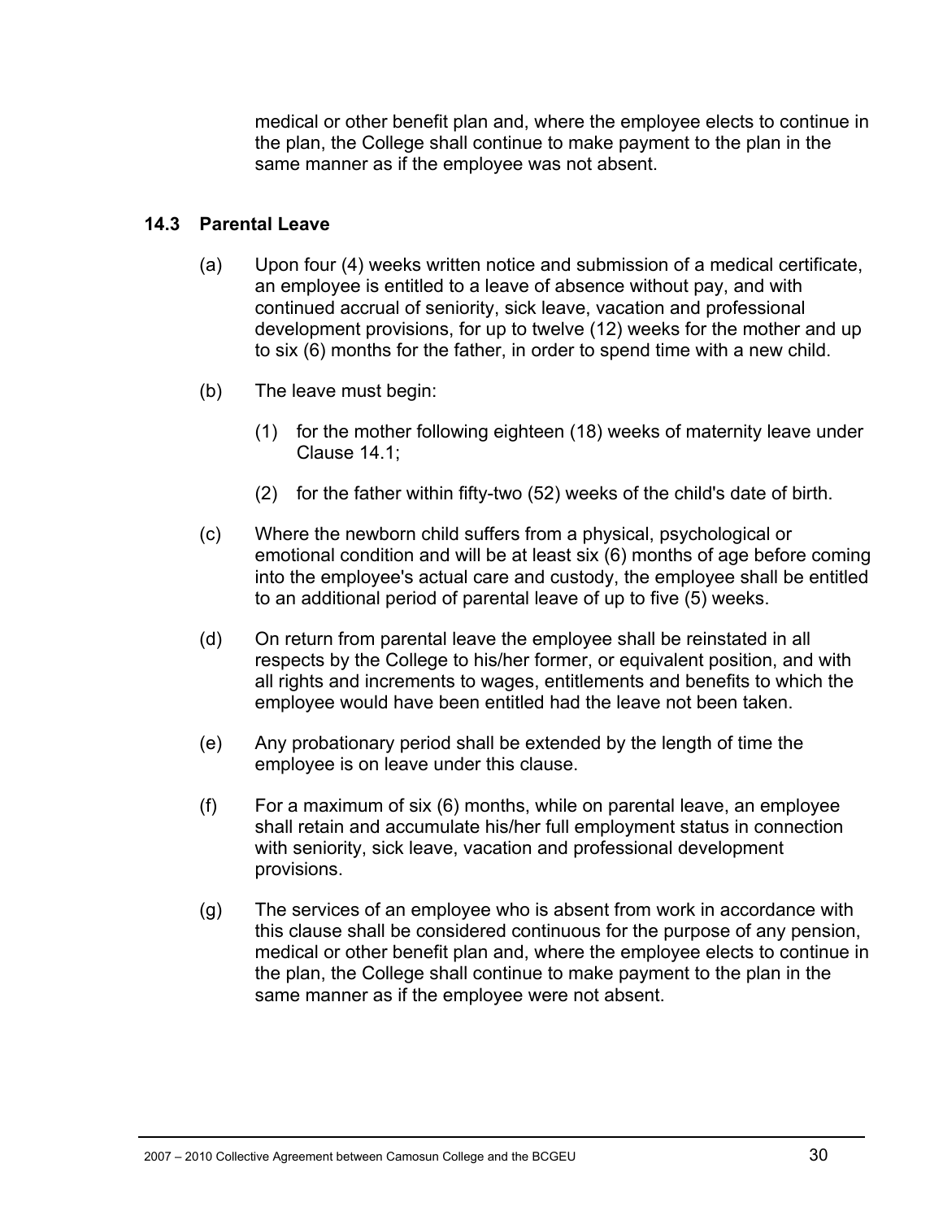medical or other benefit plan and, where the employee elects to continue in the plan, the College shall continue to make payment to the plan in the same manner as if the employee was not absent.

### 14.3 Parental Leave

(a) Upon four (4) weeks written notice and submission of a medical certificate, an employee is entitled to a leave of absence without pay, and with continued accrual of seniority, sick leave, vacation and professional development provisions, for up to twelve (12) weeks for the mother and up to six (6) months for the father, in order to spend time with a new child.

(b) The leave must begin:

(1) for the mother following eighteen (18) weeks of maternity leave under Clause 14.1;

(2) for the father within fifty-two (52) weeks of the child's date of birth.

(c) Where the newborn child suffers from a physical, psychological or emotional condition and will be at least six (6) months of age before coming into the employee's actual care and custody, the employee shall be entitled to an additional period of parental leave of up to five (5) weeks.

(d) On return from parental leave the employee shall be reinstated in all respects by the College to his/her former, or equivalent position, and with all rights and increments to wages, entitlements and benefits to which the employee would have been entitled had the leave not been taken.

(e) Any probationary period shall be extended by the length of time the employee is on leave under this clause.

(f) For a maximum of six (6) months, while on parental leave, an employee shall retain and accumulate his/her full employment status in connection with seniority, sick leave, vacation and professional development provisions.

(g) The services of an employee who is absent from work in accordance with this clause shall be considered continuous for the purpose of any pension, medical or other benefit plan and, where the employee elects to continue in the plan, the College shall continue to make payment to the plan in the same manner as if the employee were not absent.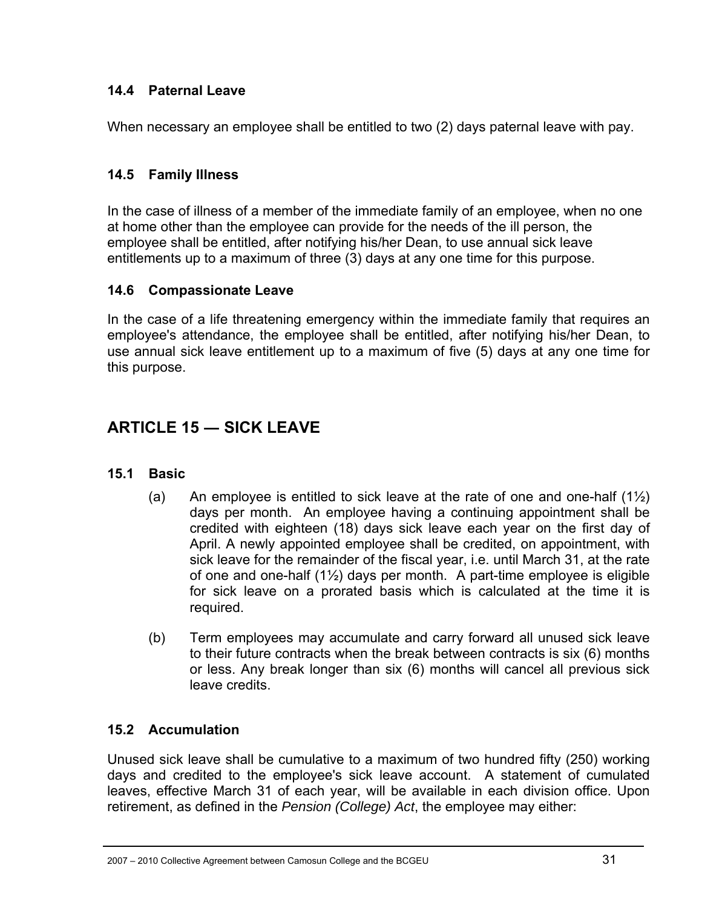### 14.4 Paternal Leave

When necessary an employee shall be entitled to two (2) days paternal leave with pay.

### 14.5 Family Illness

In the case of illness of a member of the immediate family of an employee, when no one at home other than the employee can provide for the needs of the ill person, the employee shall be entitled, after notifying his/her Dean, to use annual sick leave entitlements up to a maximum of three (3) days at any one time for this purpose.

### 14.6 Compassionate Leave

In the case of a life threatening emergency within the immediate family that requires an employee's attendance, the employee shall be entitled, after notifying his/her Dean, to use annual sick leave entitlement up to a maximum of five (5) days at any one time for this purpose.

## ARTICLE 15 — SICK LEAVE

### 15.1 Basic

(a) An employee is entitled to sick leave at the rate of one and one-half (1½) days per month. An employee having a continuing appointment shall be credited with eighteen (18) days sick leave each year on the first day of April. A newly appointed employee shall be credited, on appointment, with sick leave for the remainder of the fiscal year, i.e. until March 31, at the rate of one and one-half (1½) days per month. A part-time employee is eligible for sick leave on a prorated basis which is calculated at the time it is required.

(b) Term employees may accumulate and carry forward all unused sick leave to their future contracts when the break between contracts is six (6) months or less. Any break longer than six (6) months will cancel all previous sick leave credits.

### 15.2 Accumulation

Unused sick leave shall be cumulative to a maximum of two hundred fifty (250) working days and credited to the employee's sick leave account. A statement of cumulated leaves, effective March 31 of each year, will be available in each division office. Upon retirement, as defined in the *Pension (College) Act*, the employee may either: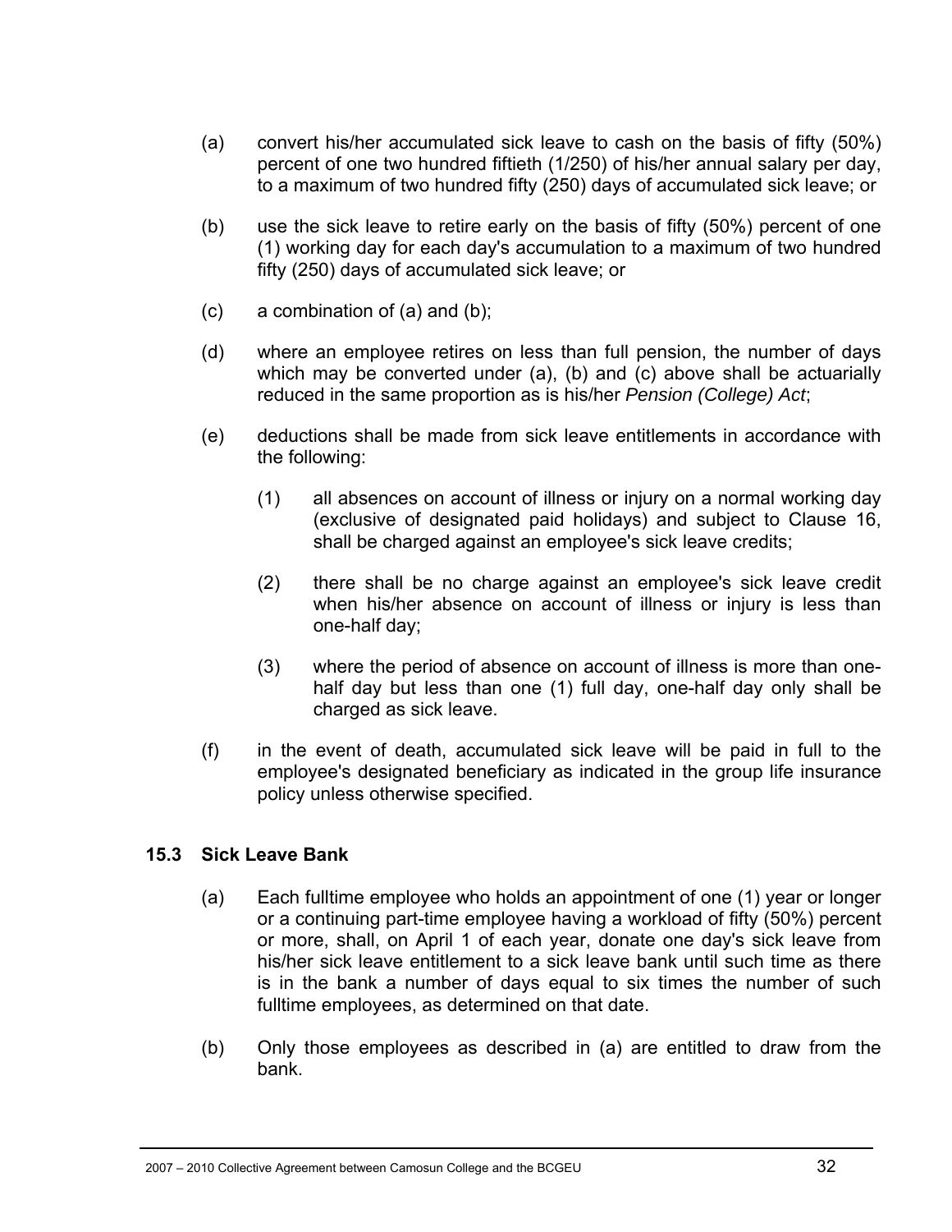(a) convert his/her accumulated sick leave to cash on the basis of fifty (50%) percent of one two hundred fiftieth (1/250) of his/her annual salary per day, to a maximum of two hundred fifty (250) days of accumulated sick leave; or

(b) use the sick leave to retire early on the basis of fifty (50%) percent of one (1) working day for each day's accumulation to a maximum of two hundred fifty (250) days of accumulated sick leave; or

(c) a combination of (a) and (b);

(d) where an employee retires on less than full pension, the number of days which may be converted under (a), (b) and (c) above shall be actuarially reduced in the same proportion as is his/her *Pension (College) Act*;

(e) deductions shall be made from sick leave entitlements in accordance with the following:

    (1) all absences on account of illness or injury on a normal working day (exclusive of designated paid holidays) and subject to Clause 16, shall be charged against an employee's sick leave credits;

    (2) there shall be no charge against an employee's sick leave credit when his/her absence on account of illness or injury is less than one-half day;

    (3) where the period of absence on account of illness is more than one-half day but less than one (1) full day, one-half day only shall be charged as sick leave.

(f) in the event of death, accumulated sick leave will be paid in full to the employee's designated beneficiary as indicated in the group life insurance policy unless otherwise specified.

### 15.3 Sick Leave Bank

(a) Each fulltime employee who holds an appointment of one (1) year or longer or a continuing part-time employee having a workload of fifty (50%) percent or more, shall, on April 1 of each year, donate one day's sick leave from his/her sick leave entitlement to a sick leave bank until such time as there is in the bank a number of days equal to six times the number of such fulltime employees, as determined on that date.

(b) Only those employees as described in (a) are entitled to draw from the bank.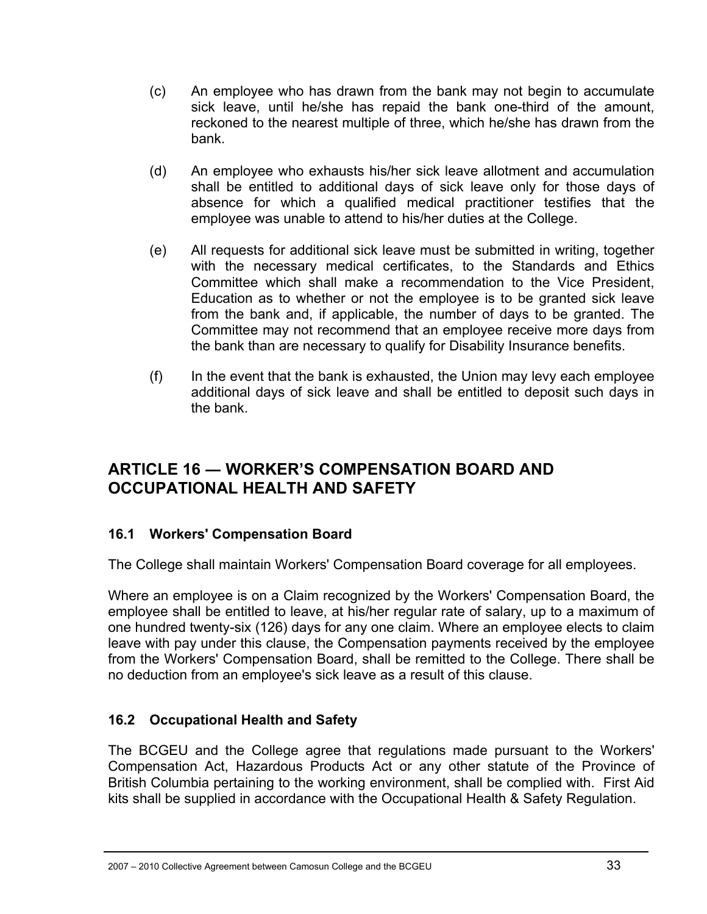(c) An employee who has drawn from the bank may not begin to accumulate sick leave, until he/she has repaid the bank one-third of the amount, reckoned to the nearest multiple of three, which he/she has drawn from the bank.

(d) An employee who exhausts his/her sick leave allotment and accumulation shall be entitled to additional days of sick leave only for those days of absence for which a qualified medical practitioner testifies that the employee was unable to attend to his/her duties at the College.

(e) All requests for additional sick leave must be submitted in writing, together with the necessary medical certificates, to the Standards and Ethics Committee which shall make a recommendation to the Vice President, Education as to whether or not the employee is to be granted sick leave from the bank and, if applicable, the number of days to be granted. The Committee may not recommend that an employee receive more days from the bank than are necessary to qualify for Disability Insurance benefits.

(f) In the event that the bank is exhausted, the Union may levy each employee additional days of sick leave and shall be entitled to deposit such days in the bank.

## ARTICLE 16 — WORKER'S COMPENSATION BOARD AND OCCUPATIONAL HEALTH AND SAFETY

### 16.1 Workers' Compensation Board

The College shall maintain Workers' Compensation Board coverage for all employees.

Where an employee is on a Claim recognized by the Workers' Compensation Board, the employee shall be entitled to leave, at his/her regular rate of salary, up to a maximum of one hundred twenty-six (126) days for any one claim. Where an employee elects to claim leave with pay under this clause, the Compensation payments received by the employee from the Workers' Compensation Board, shall be remitted to the College. There shall be no deduction from an employee's sick leave as a result of this clause.

### 16.2 Occupational Health and Safety

The BCGEU and the College agree that regulations made pursuant to the Workers' Compensation Act, Hazardous Products Act or any other statute of the Province of British Columbia pertaining to the working environment, shall be complied with. First Aid kits shall be supplied in accordance with the Occupational Health & Safety Regulation.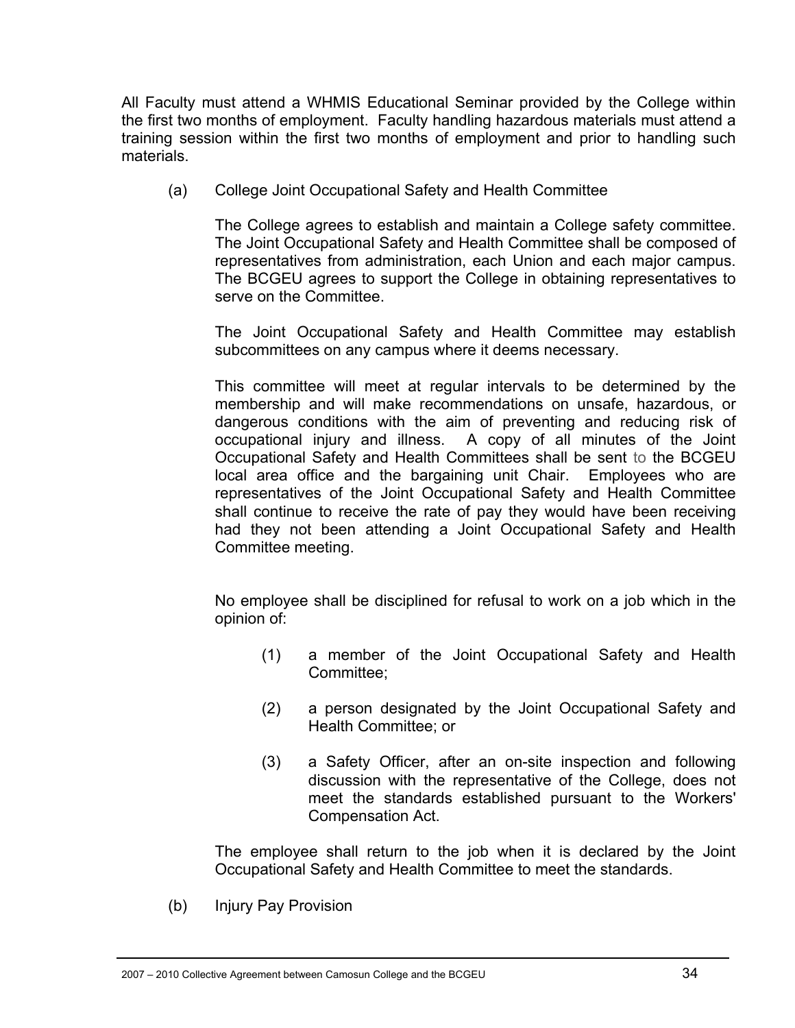All Faculty must attend a WHMIS Educational Seminar provided by the College within the first two months of employment. Faculty handling hazardous materials must attend a training session within the first two months of employment and prior to handling such materials.

(a) College Joint Occupational Safety and Health Committee

The College agrees to establish and maintain a College safety committee. The Joint Occupational Safety and Health Committee shall be composed of representatives from administration, each Union and each major campus. The BCGEU agrees to support the College in obtaining representatives to serve on the Committee.

The Joint Occupational Safety and Health Committee may establish subcommittees on any campus where it deems necessary.

This committee will meet at regular intervals to be determined by the membership and will make recommendations on unsafe, hazardous, or dangerous conditions with the aim of preventing and reducing risk of occupational injury and illness. A copy of all minutes of the Joint Occupational Safety and Health Committees shall be sent to the BCGEU local area office and the bargaining unit Chair. Employees who are representatives of the Joint Occupational Safety and Health Committee shall continue to receive the rate of pay they would have been receiving had they not been attending a Joint Occupational Safety and Health Committee meeting.

No employee shall be disciplined for refusal to work on a job which in the opinion of:

(1) a member of the Joint Occupational Safety and Health Committee;

(2) a person designated by the Joint Occupational Safety and Health Committee; or

(3) a Safety Officer, after an on-site inspection and following discussion with the representative of the College, does not meet the standards established pursuant to the Workers' Compensation Act.

The employee shall return to the job when it is declared by the Joint Occupational Safety and Health Committee to meet the standards.

(b) Injury Pay Provision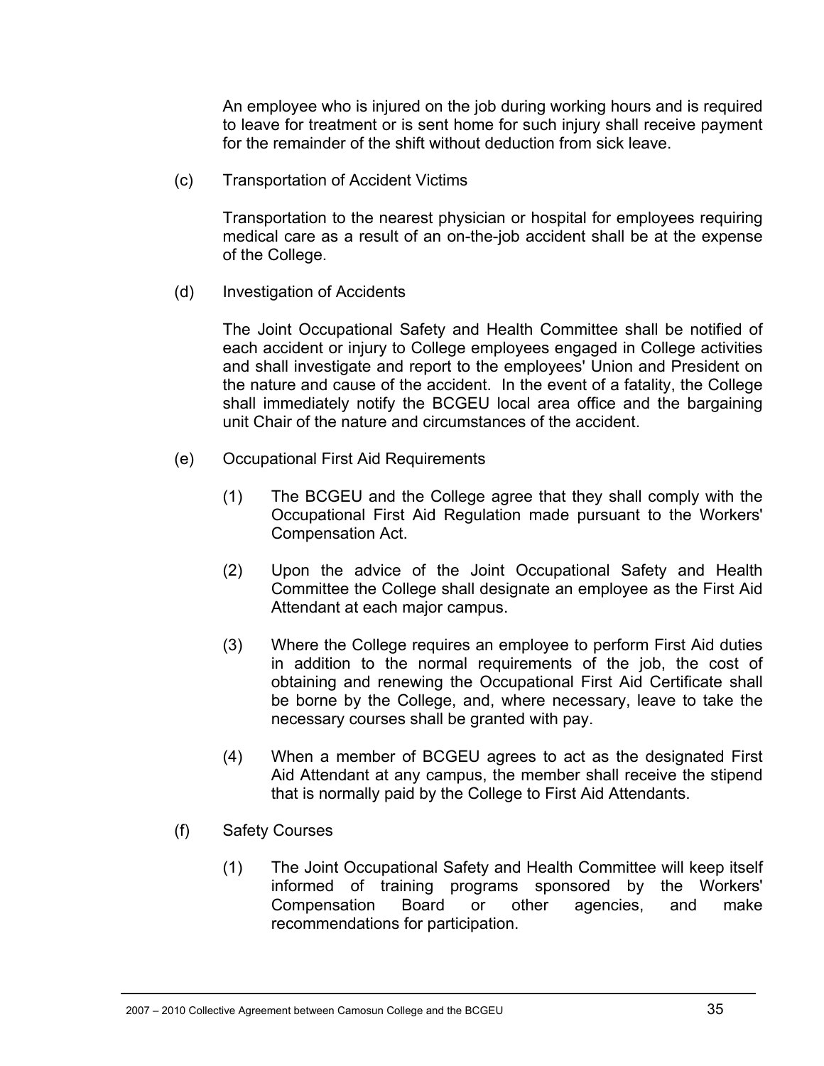An employee who is injured on the job during working hours and is required to leave for treatment or is sent home for such injury shall receive payment for the remainder of the shift without deduction from sick leave.

(c) Transportation of Accident Victims

Transportation to the nearest physician or hospital for employees requiring medical care as a result of an on-the-job accident shall be at the expense of the College.

(d) Investigation of Accidents

The Joint Occupational Safety and Health Committee shall be notified of each accident or injury to College employees engaged in College activities and shall investigate and report to the employees' Union and President on the nature and cause of the accident. In the event of a fatality, the College shall immediately notify the BCGEU local area office and the bargaining unit Chair of the nature and circumstances of the accident.

(e) Occupational First Aid Requirements

(1) The BCGEU and the College agree that they shall comply with the Occupational First Aid Regulation made pursuant to the Workers' Compensation Act.

(2) Upon the advice of the Joint Occupational Safety and Health Committee the College shall designate an employee as the First Aid Attendant at each major campus.

(3) Where the College requires an employee to perform First Aid duties in addition to the normal requirements of the job, the cost of obtaining and renewing the Occupational First Aid Certificate shall be borne by the College, and, where necessary, leave to take the necessary courses shall be granted with pay.

(4) When a member of BCGEU agrees to act as the designated First Aid Attendant at any campus, the member shall receive the stipend that is normally paid by the College to First Aid Attendants.

(f) Safety Courses

(1) The Joint Occupational Safety and Health Committee will keep itself informed of training programs sponsored by the Workers' Compensation Board or other agencies, and make recommendations for participation.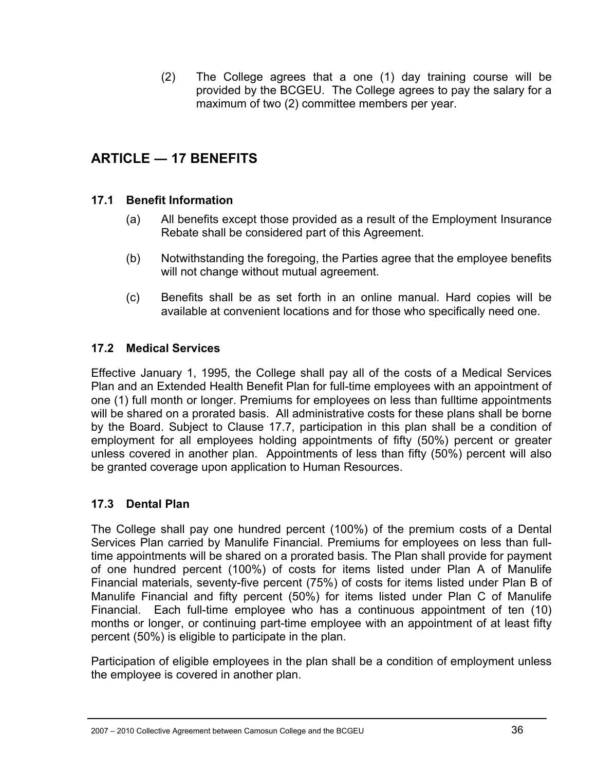(2) The College agrees that a one (1) day training course will be provided by the BCGEU. The College agrees to pay the salary for a maximum of two (2) committee members per year.

## ARTICLE — 17 BENEFITS

### 17.1 Benefit Information

(a) All benefits except those provided as a result of the Employment Insurance Rebate shall be considered part of this Agreement.

(b) Notwithstanding the foregoing, the Parties agree that the employee benefits will not change without mutual agreement.

(c) Benefits shall be as set forth in an online manual. Hard copies will be available at convenient locations and for those who specifically need one.

### 17.2 Medical Services

Effective January 1, 1995, the College shall pay all of the costs of a Medical Services Plan and an Extended Health Benefit Plan for full-time employees with an appointment of one (1) full month or longer. Premiums for employees on less than fulltime appointments will be shared on a prorated basis. All administrative costs for these plans shall be borne by the Board. Subject to Clause 17.7, participation in this plan shall be a condition of employment for all employees holding appointments of fifty (50%) percent or greater unless covered in another plan. Appointments of less than fifty (50%) percent will also be granted coverage upon application to Human Resources.

### 17.3 Dental Plan

The College shall pay one hundred percent (100%) of the premium costs of a Dental Services Plan carried by Manulife Financial. Premiums for employees on less than full-time appointments will be shared on a prorated basis. The Plan shall provide for payment of one hundred percent (100%) of costs for items listed under Plan A of Manulife Financial materials, seventy-five percent (75%) of costs for items listed under Plan B of Manulife Financial and fifty percent (50%) for items listed under Plan C of Manulife Financial. Each full-time employee who has a continuous appointment of ten (10) months or longer, or continuing part-time employee with an appointment of at least fifty percent (50%) is eligible to participate in the plan.

Participation of eligible employees in the plan shall be a condition of employment unless the employee is covered in another plan.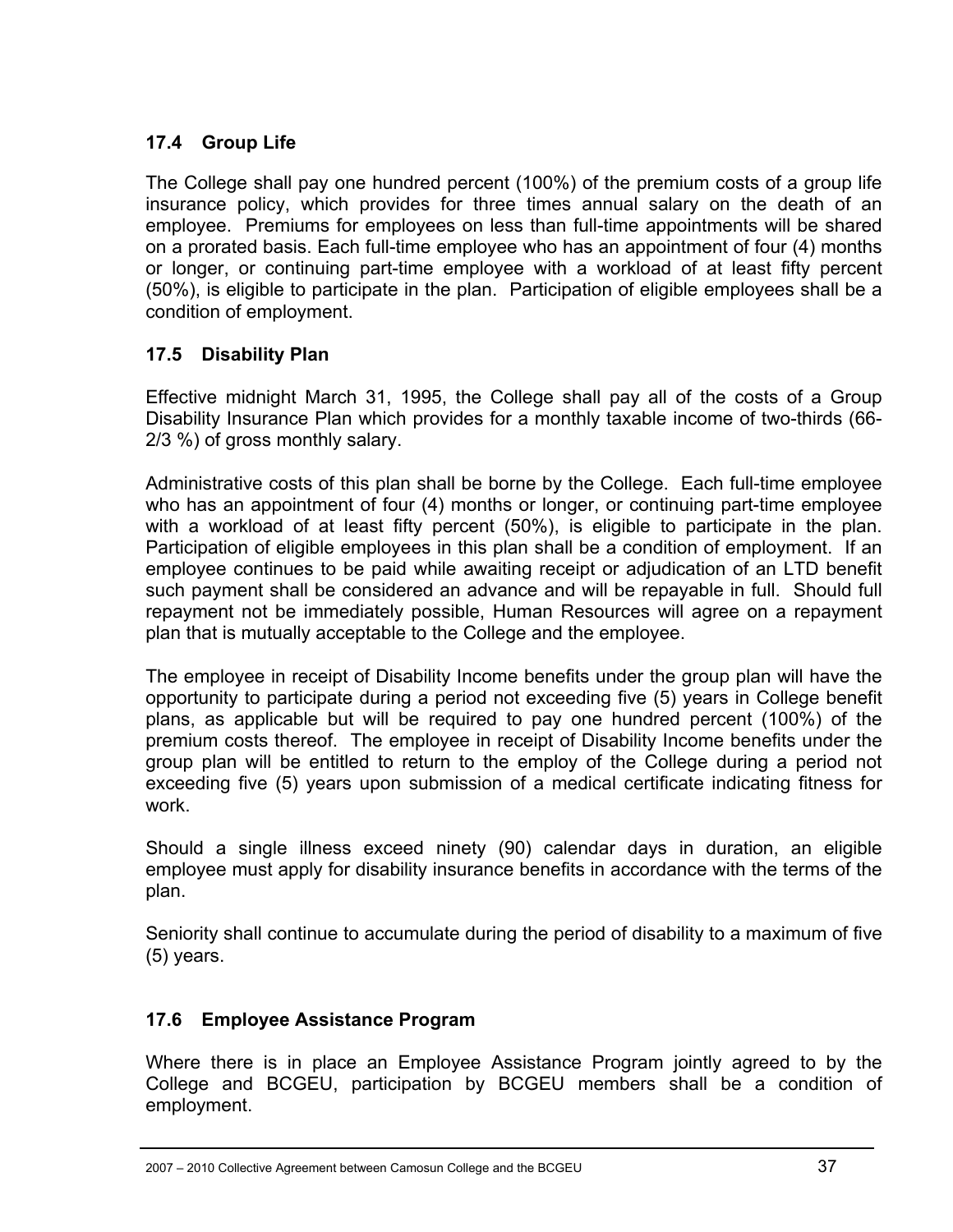### 17.4 Group Life

The College shall pay one hundred percent (100%) of the premium costs of a group life insurance policy, which provides for three times annual salary on the death of an employee. Premiums for employees on less than full-time appointments will be shared on a prorated basis. Each full-time employee who has an appointment of four (4) months or longer, or continuing part-time employee with a workload of at least fifty percent (50%), is eligible to participate in the plan. Participation of eligible employees shall be a condition of employment.

### 17.5 Disability Plan

Effective midnight March 31, 1995, the College shall pay all of the costs of a Group Disability Insurance Plan which provides for a monthly taxable income of two-thirds (66-2/3 %) of gross monthly salary.

Administrative costs of this plan shall be borne by the College. Each full-time employee who has an appointment of four (4) months or longer, or continuing part-time employee with a workload of at least fifty percent (50%), is eligible to participate in the plan. Participation of eligible employees in this plan shall be a condition of employment. If an employee continues to be paid while awaiting receipt or adjudication of an LTD benefit such payment shall be considered an advance and will be repayable in full. Should full repayment not be immediately possible, Human Resources will agree on a repayment plan that is mutually acceptable to the College and the employee.

The employee in receipt of Disability Income benefits under the group plan will have the opportunity to participate during a period not exceeding five (5) years in College benefit plans, as applicable but will be required to pay one hundred percent (100%) of the premium costs thereof. The employee in receipt of Disability Income benefits under the group plan will be entitled to return to the employ of the College during a period not exceeding five (5) years upon submission of a medical certificate indicating fitness for work.

Should a single illness exceed ninety (90) calendar days in duration, an eligible employee must apply for disability insurance benefits in accordance with the terms of the plan.

Seniority shall continue to accumulate during the period of disability to a maximum of five (5) years.

### 17.6 Employee Assistance Program

Where there is in place an Employee Assistance Program jointly agreed to by the College and BCGEU, participation by BCGEU members shall be a condition of employment.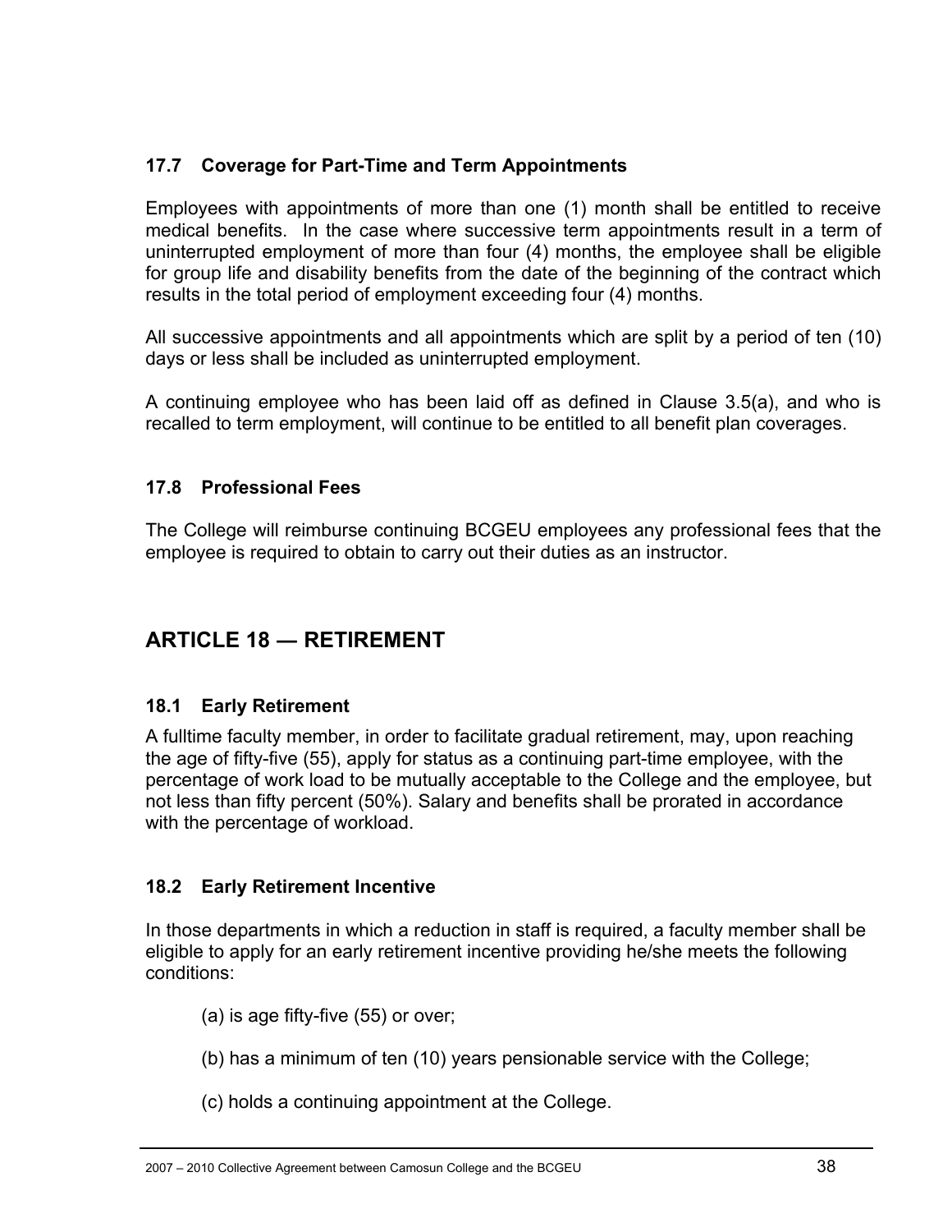### 17.7 Coverage for Part-Time and Term Appointments

Employees with appointments of more than one (1) month shall be entitled to receive medical benefits. In the case where successive term appointments result in a term of uninterrupted employment of more than four (4) months, the employee shall be eligible for group life and disability benefits from the date of the beginning of the contract which results in the total period of employment exceeding four (4) months.

All successive appointments and all appointments which are split by a period of ten (10) days or less shall be included as uninterrupted employment.

A continuing employee who has been laid off as defined in Clause 3.5(a), and who is recalled to term employment, will continue to be entitled to all benefit plan coverages.

### 17.8 Professional Fees

The College will reimburse continuing BCGEU employees any professional fees that the employee is required to obtain to carry out their duties as an instructor.

## ARTICLE 18 — RETIREMENT

### 18.1 Early Retirement

A fulltime faculty member, in order to facilitate gradual retirement, may, upon reaching the age of fifty-five (55), apply for status as a continuing part-time employee, with the percentage of work load to be mutually acceptable to the College and the employee, but not less than fifty percent (50%). Salary and benefits shall be prorated in accordance with the percentage of workload.

### 18.2 Early Retirement Incentive

In those departments in which a reduction in staff is required, a faculty member shall be eligible to apply for an early retirement incentive providing he/she meets the following conditions:

(a) is age fifty-five (55) or over;

(b) has a minimum of ten (10) years pensionable service with the College;

(c) holds a continuing appointment at the College.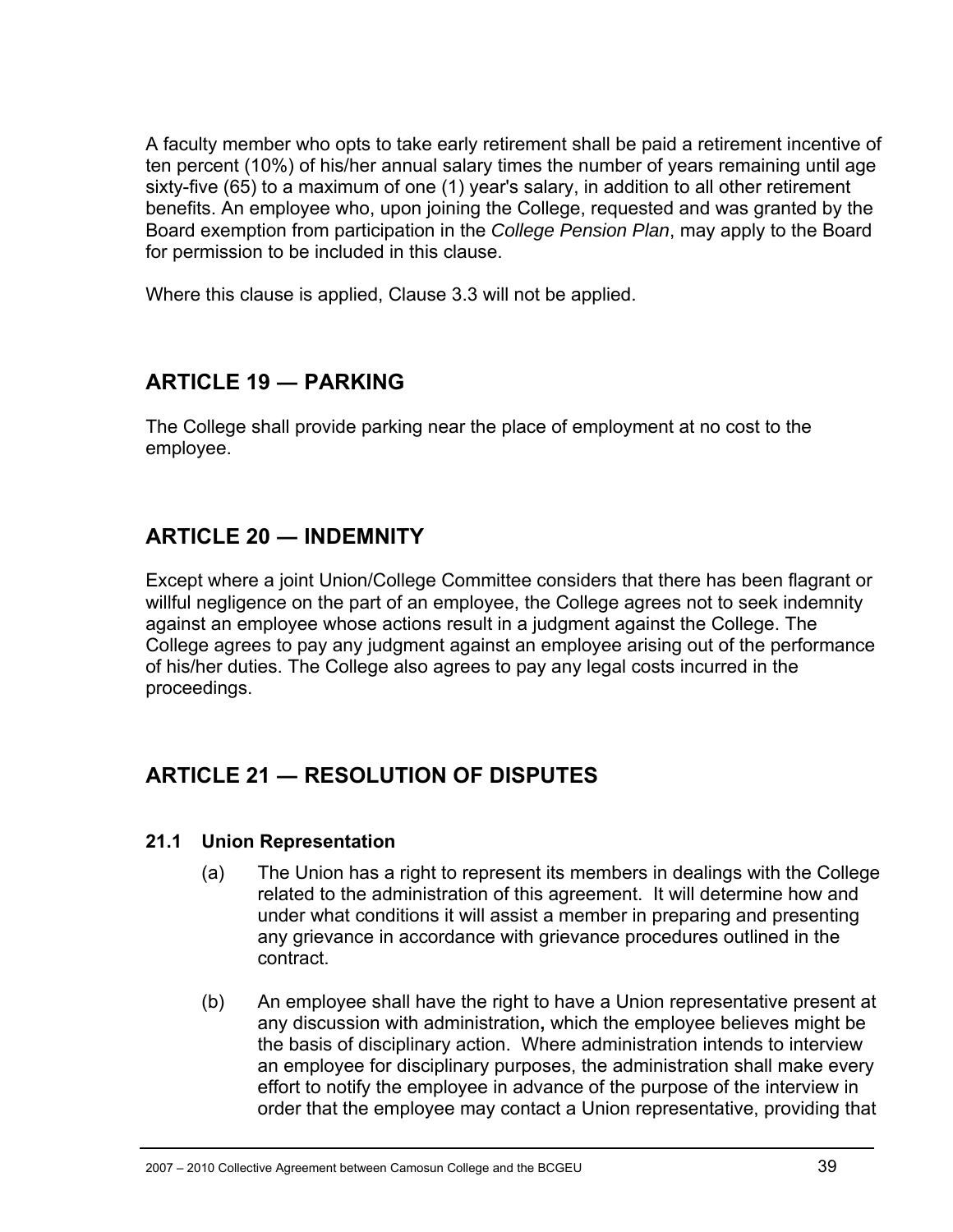A faculty member who opts to take early retirement shall be paid a retirement incentive of ten percent (10%) of his/her annual salary times the number of years remaining until age sixty-five (65) to a maximum of one (1) year's salary, in addition to all other retirement benefits. An employee who, upon joining the College, requested and was granted by the Board exemption from participation in the *College Pension Plan*, may apply to the Board for permission to be included in this clause.

Where this clause is applied, Clause 3.3 will not be applied.

## ARTICLE 19 — PARKING

The College shall provide parking near the place of employment at no cost to the employee.

## ARTICLE 20 — INDEMNITY

Except where a joint Union/College Committee considers that there has been flagrant or willful negligence on the part of an employee, the College agrees not to seek indemnity against an employee whose actions result in a judgment against the College. The College agrees to pay any judgment against an employee arising out of the performance of his/her duties. The College also agrees to pay any legal costs incurred in the proceedings.

## ARTICLE 21 — RESOLUTION OF DISPUTES

### 21.1 Union Representation

(a) The Union has a right to represent its members in dealings with the College related to the administration of this agreement. It will determine how and under what conditions it will assist a member in preparing and presenting any grievance in accordance with grievance procedures outlined in the contract.

(b) An employee shall have the right to have a Union representative present at any discussion with administration**,** which the employee believes might be the basis of disciplinary action. Where administration intends to interview an employee for disciplinary purposes, the administration shall make every effort to notify the employee in advance of the purpose of the interview in order that the employee may contact a Union representative, providing that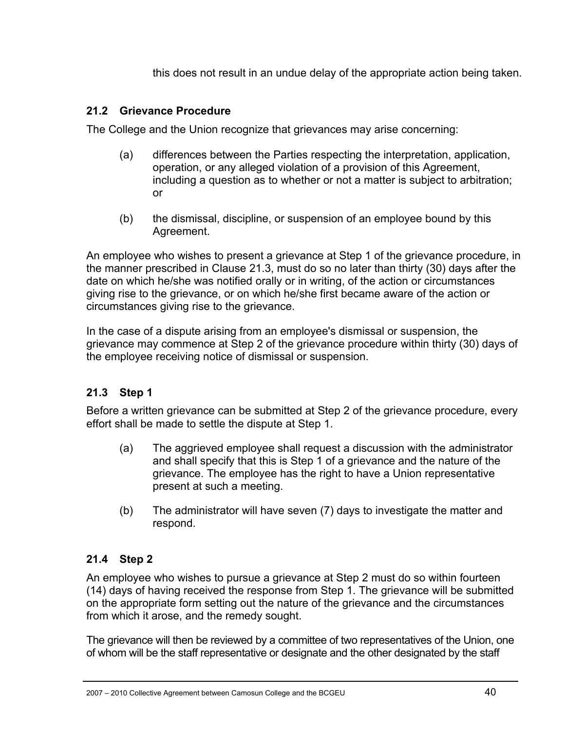this does not result in an undue delay of the appropriate action being taken.

### 21.2 Grievance Procedure

The College and the Union recognize that grievances may arise concerning:

(a) differences between the Parties respecting the interpretation, application, operation, or any alleged violation of a provision of this Agreement, including a question as to whether or not a matter is subject to arbitration; or

(b) the dismissal, discipline, or suspension of an employee bound by this Agreement.

An employee who wishes to present a grievance at Step 1 of the grievance procedure, in the manner prescribed in Clause 21.3, must do so no later than thirty (30) days after the date on which he/she was notified orally or in writing, of the action or circumstances giving rise to the grievance, or on which he/she first became aware of the action or circumstances giving rise to the grievance.

In the case of a dispute arising from an employee's dismissal or suspension, the grievance may commence at Step 2 of the grievance procedure within thirty (30) days of the employee receiving notice of dismissal or suspension.

### 21.3 Step 1

Before a written grievance can be submitted at Step 2 of the grievance procedure, every effort shall be made to settle the dispute at Step 1.

(a) The aggrieved employee shall request a discussion with the administrator and shall specify that this is Step 1 of a grievance and the nature of the grievance. The employee has the right to have a Union representative present at such a meeting.

(b) The administrator will have seven (7) days to investigate the matter and respond.

### 21.4 Step 2

An employee who wishes to pursue a grievance at Step 2 must do so within fourteen (14) days of having received the response from Step 1. The grievance will be submitted on the appropriate form setting out the nature of the grievance and the circumstances from which it arose, and the remedy sought.

The grievance will then be reviewed by a committee of two representatives of the Union, one of whom will be the staff representative or designate and the other designated by the staff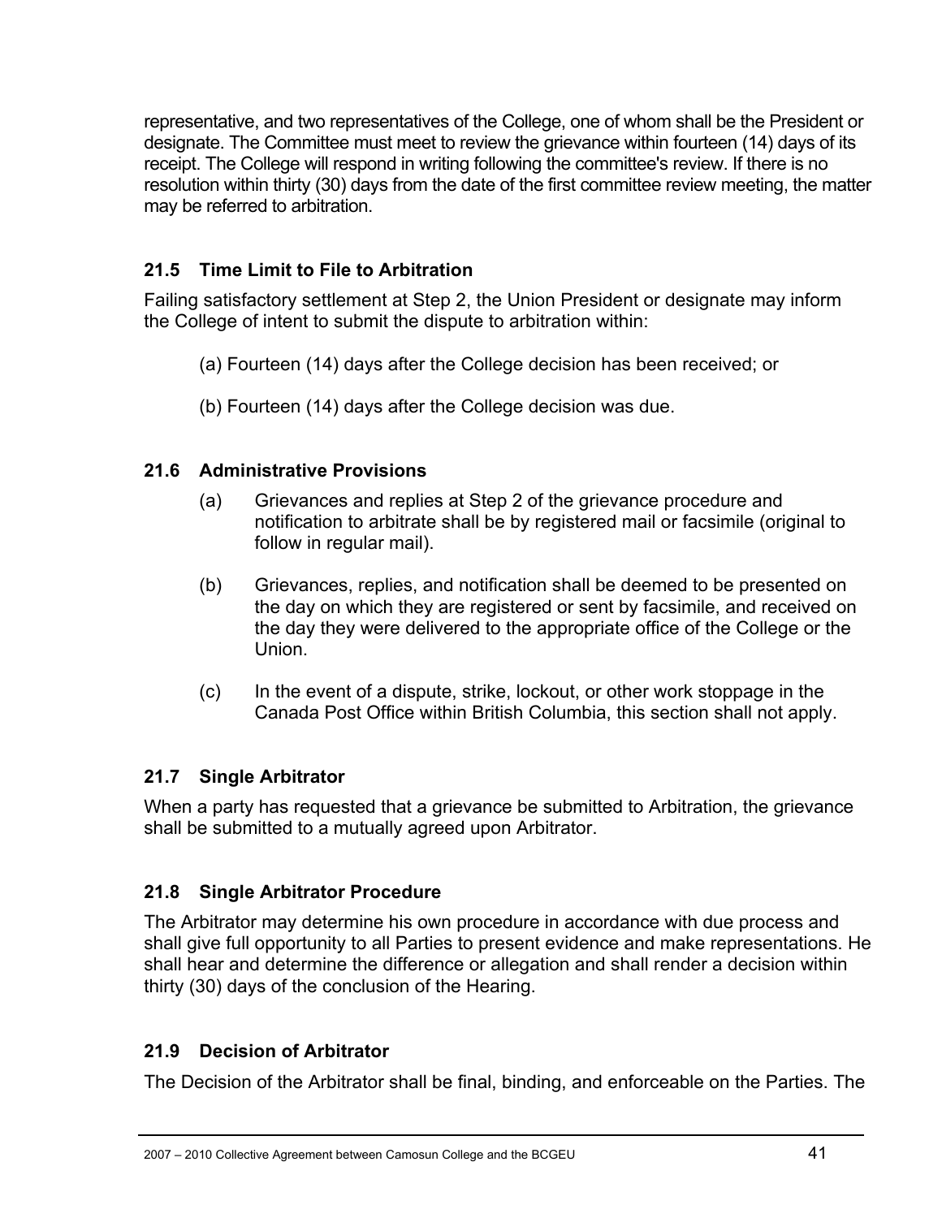representative, and two representatives of the College, one of whom shall be the President or designate. The Committee must meet to review the grievance within fourteen (14) days of its receipt. The College will respond in writing following the committee's review. If there is no resolution within thirty (30) days from the date of the first committee review meeting, the matter may be referred to arbitration.

### 21.5 Time Limit to File to Arbitration

Failing satisfactory settlement at Step 2, the Union President or designate may inform the College of intent to submit the dispute to arbitration within:

(a) Fourteen (14) days after the College decision has been received; or

(b) Fourteen (14) days after the College decision was due.

### 21.6 Administrative Provisions

(a) Grievances and replies at Step 2 of the grievance procedure and notification to arbitrate shall be by registered mail or facsimile (original to follow in regular mail).

(b) Grievances, replies, and notification shall be deemed to be presented on the day on which they are registered or sent by facsimile, and received on the day they were delivered to the appropriate office of the College or the Union.

(c) In the event of a dispute, strike, lockout, or other work stoppage in the Canada Post Office within British Columbia, this section shall not apply.

### 21.7 Single Arbitrator

When a party has requested that a grievance be submitted to Arbitration, the grievance shall be submitted to a mutually agreed upon Arbitrator.

### 21.8 Single Arbitrator Procedure

The Arbitrator may determine his own procedure in accordance with due process and shall give full opportunity to all Parties to present evidence and make representations. He shall hear and determine the difference or allegation and shall render a decision within thirty (30) days of the conclusion of the Hearing.

### 21.9 Decision of Arbitrator

The Decision of the Arbitrator shall be final, binding, and enforceable on the Parties. The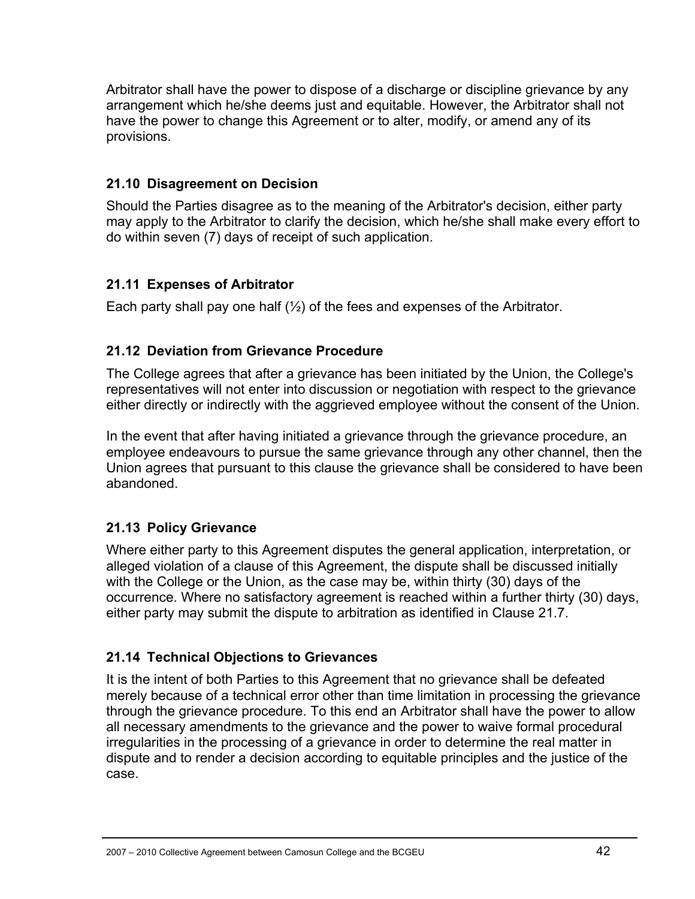Arbitrator shall have the power to dispose of a discharge or discipline grievance by any arrangement which he/she deems just and equitable. However, the Arbitrator shall not have the power to change this Agreement or to alter, modify, or amend any of its provisions.

### 21.10 Disagreement on Decision

Should the Parties disagree as to the meaning of the Arbitrator's decision, either party may apply to the Arbitrator to clarify the decision, which he/she shall make every effort to do within seven (7) days of receipt of such application.

### 21.11 Expenses of Arbitrator

Each party shall pay one half (½) of the fees and expenses of the Arbitrator.

### 21.12 Deviation from Grievance Procedure

The College agrees that after a grievance has been initiated by the Union, the College's representatives will not enter into discussion or negotiation with respect to the grievance either directly or indirectly with the aggrieved employee without the consent of the Union.

In the event that after having initiated a grievance through the grievance procedure, an employee endeavours to pursue the same grievance through any other channel, then the Union agrees that pursuant to this clause the grievance shall be considered to have been abandoned.

### 21.13 Policy Grievance

Where either party to this Agreement disputes the general application, interpretation, or alleged violation of a clause of this Agreement, the dispute shall be discussed initially with the College or the Union, as the case may be, within thirty (30) days of the occurrence. Where no satisfactory agreement is reached within a further thirty (30) days, either party may submit the dispute to arbitration as identified in Clause 21.7.

### 21.14 Technical Objections to Grievances

It is the intent of both Parties to this Agreement that no grievance shall be defeated merely because of a technical error other than time limitation in processing the grievance through the grievance procedure. To this end an Arbitrator shall have the power to allow all necessary amendments to the grievance and the power to waive formal procedural irregularities in the processing of a grievance in order to determine the real matter in dispute and to render a decision according to equitable principles and the justice of the case.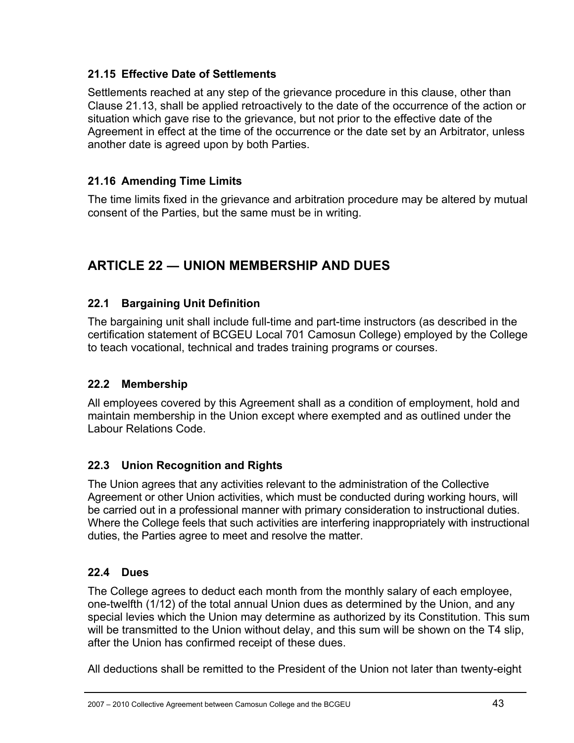### 21.15 Effective Date of Settlements

Settlements reached at any step of the grievance procedure in this clause, other than Clause 21.13, shall be applied retroactively to the date of the occurrence of the action or situation which gave rise to the grievance, but not prior to the effective date of the Agreement in effect at the time of the occurrence or the date set by an Arbitrator, unless another date is agreed upon by both Parties.

### 21.16 Amending Time Limits

The time limits fixed in the grievance and arbitration procedure may be altered by mutual consent of the Parties, but the same must be in writing.

## ARTICLE 22 — UNION MEMBERSHIP AND DUES

### 22.1 Bargaining Unit Definition

The bargaining unit shall include full-time and part-time instructors (as described in the certification statement of BCGEU Local 701 Camosun College) employed by the College to teach vocational, technical and trades training programs or courses.

### 22.2 Membership

All employees covered by this Agreement shall as a condition of employment, hold and maintain membership in the Union except where exempted and as outlined under the Labour Relations Code.

### 22.3 Union Recognition and Rights

The Union agrees that any activities relevant to the administration of the Collective Agreement or other Union activities, which must be conducted during working hours, will be carried out in a professional manner with primary consideration to instructional duties. Where the College feels that such activities are interfering inappropriately with instructional duties, the Parties agree to meet and resolve the matter.

### 22.4 Dues

The College agrees to deduct each month from the monthly salary of each employee, one-twelfth (1/12) of the total annual Union dues as determined by the Union, and any special levies which the Union may determine as authorized by its Constitution. This sum will be transmitted to the Union without delay, and this sum will be shown on the T4 slip, after the Union has confirmed receipt of these dues.

All deductions shall be remitted to the President of the Union not later than twenty-eight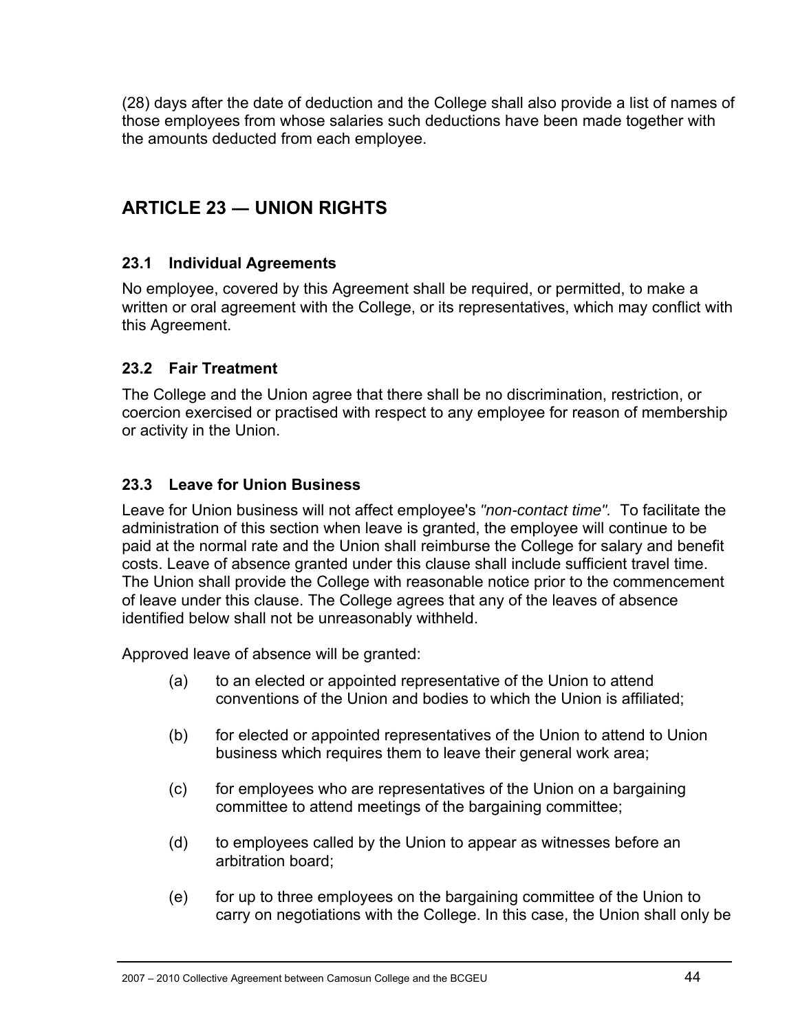(28) days after the date of deduction and the College shall also provide a list of names of those employees from whose salaries such deductions have been made together with the amounts deducted from each employee.

## ARTICLE 23 — UNION RIGHTS

### 23.1 Individual Agreements

No employee, covered by this Agreement shall be required, or permitted, to make a written or oral agreement with the College, or its representatives, which may conflict with this Agreement.

### 23.2 Fair Treatment

The College and the Union agree that there shall be no discrimination, restriction, or coercion exercised or practised with respect to any employee for reason of membership or activity in the Union.

### 23.3 Leave for Union Business

Leave for Union business will not affect employee's *"non-contact time".* To facilitate the administration of this section when leave is granted, the employee will continue to be paid at the normal rate and the Union shall reimburse the College for salary and benefit costs. Leave of absence granted under this clause shall include sufficient travel time. The Union shall provide the College with reasonable notice prior to the commencement of leave under this clause. The College agrees that any of the leaves of absence identified below shall not be unreasonably withheld.

Approved leave of absence will be granted:

(a) to an elected or appointed representative of the Union to attend conventions of the Union and bodies to which the Union is affiliated;

(b) for elected or appointed representatives of the Union to attend to Union business which requires them to leave their general work area;

(c) for employees who are representatives of the Union on a bargaining committee to attend meetings of the bargaining committee;

(d) to employees called by the Union to appear as witnesses before an arbitration board;

(e) for up to three employees on the bargaining committee of the Union to carry on negotiations with the College. In this case, the Union shall only be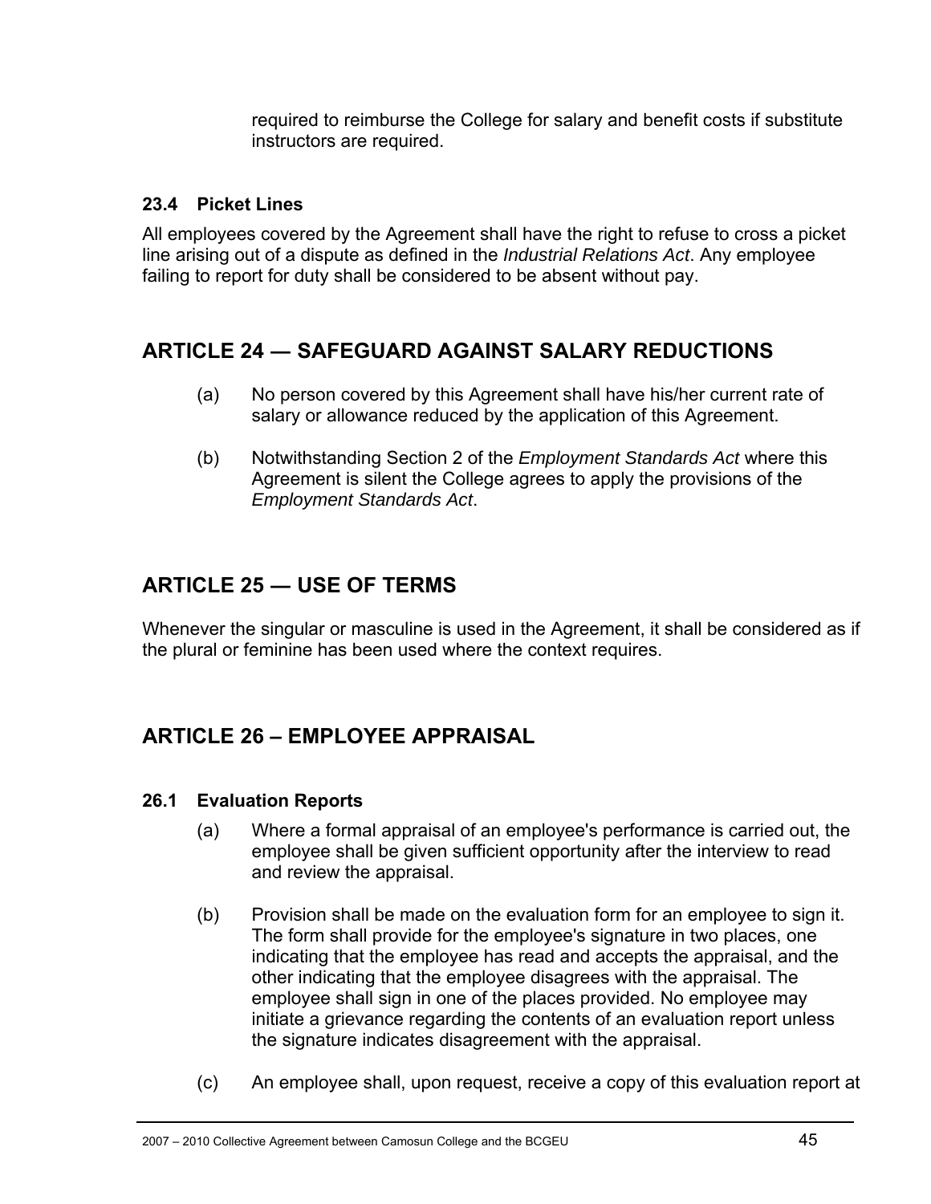required to reimburse the College for salary and benefit costs if substitute instructors are required.

### 23.4 Picket Lines

All employees covered by the Agreement shall have the right to refuse to cross a picket line arising out of a dispute as defined in the *Industrial Relations Act*. Any employee failing to report for duty shall be considered to be absent without pay.

## ARTICLE 24 — SAFEGUARD AGAINST SALARY REDUCTIONS

(a) No person covered by this Agreement shall have his/her current rate of salary or allowance reduced by the application of this Agreement.

(b) Notwithstanding Section 2 of the *Employment Standards Act* where this Agreement is silent the College agrees to apply the provisions of the *Employment Standards Act*.

## ARTICLE 25 — USE OF TERMS

Whenever the singular or masculine is used in the Agreement, it shall be considered as if the plural or feminine has been used where the context requires.

## ARTICLE 26 – EMPLOYEE APPRAISAL

### 26.1 Evaluation Reports

(a) Where a formal appraisal of an employee's performance is carried out, the employee shall be given sufficient opportunity after the interview to read and review the appraisal.

(b) Provision shall be made on the evaluation form for an employee to sign it. The form shall provide for the employee's signature in two places, one indicating that the employee has read and accepts the appraisal, and the other indicating that the employee disagrees with the appraisal. The employee shall sign in one of the places provided. No employee may initiate a grievance regarding the contents of an evaluation report unless the signature indicates disagreement with the appraisal.

(c) An employee shall, upon request, receive a copy of this evaluation report at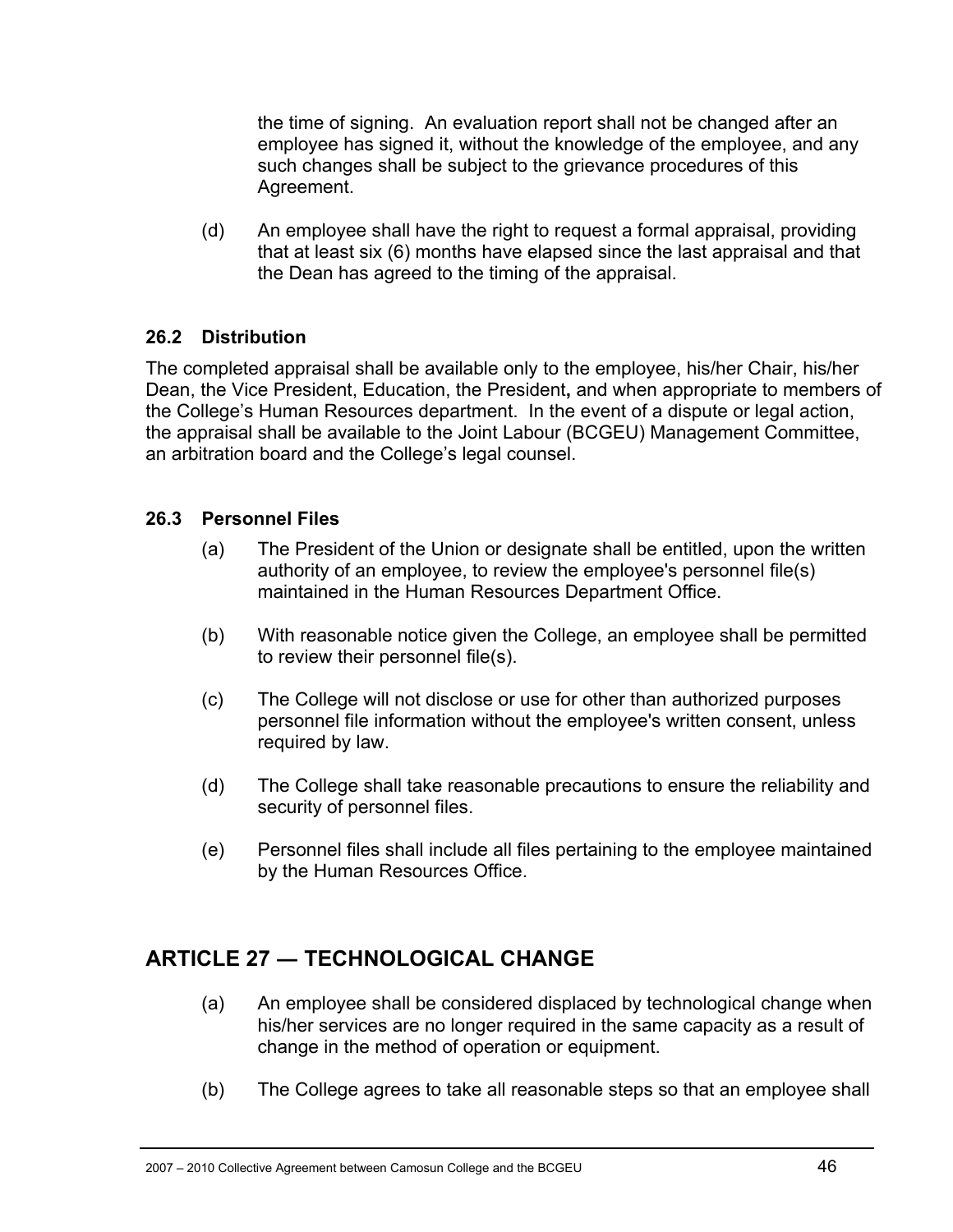the time of signing. An evaluation report shall not be changed after an employee has signed it, without the knowledge of the employee, and any such changes shall be subject to the grievance procedures of this Agreement.

(d) An employee shall have the right to request a formal appraisal, providing that at least six (6) months have elapsed since the last appraisal and that the Dean has agreed to the timing of the appraisal.

### 26.2 Distribution

The completed appraisal shall be available only to the employee, his/her Chair, his/her Dean, the Vice President, Education, the President**,** and when appropriate to members of the College's Human Resources department. In the event of a dispute or legal action, the appraisal shall be available to the Joint Labour (BCGEU) Management Committee, an arbitration board and the College's legal counsel.

### 26.3 Personnel Files

(a) The President of the Union or designate shall be entitled, upon the written authority of an employee, to review the employee's personnel file(s) maintained in the Human Resources Department Office.

(b) With reasonable notice given the College, an employee shall be permitted to review their personnel file(s).

(c) The College will not disclose or use for other than authorized purposes personnel file information without the employee's written consent, unless required by law.

(d) The College shall take reasonable precautions to ensure the reliability and security of personnel files.

(e) Personnel files shall include all files pertaining to the employee maintained by the Human Resources Office.

## ARTICLE 27 — TECHNOLOGICAL CHANGE

(a) An employee shall be considered displaced by technological change when his/her services are no longer required in the same capacity as a result of change in the method of operation or equipment.

(b) The College agrees to take all reasonable steps so that an employee shall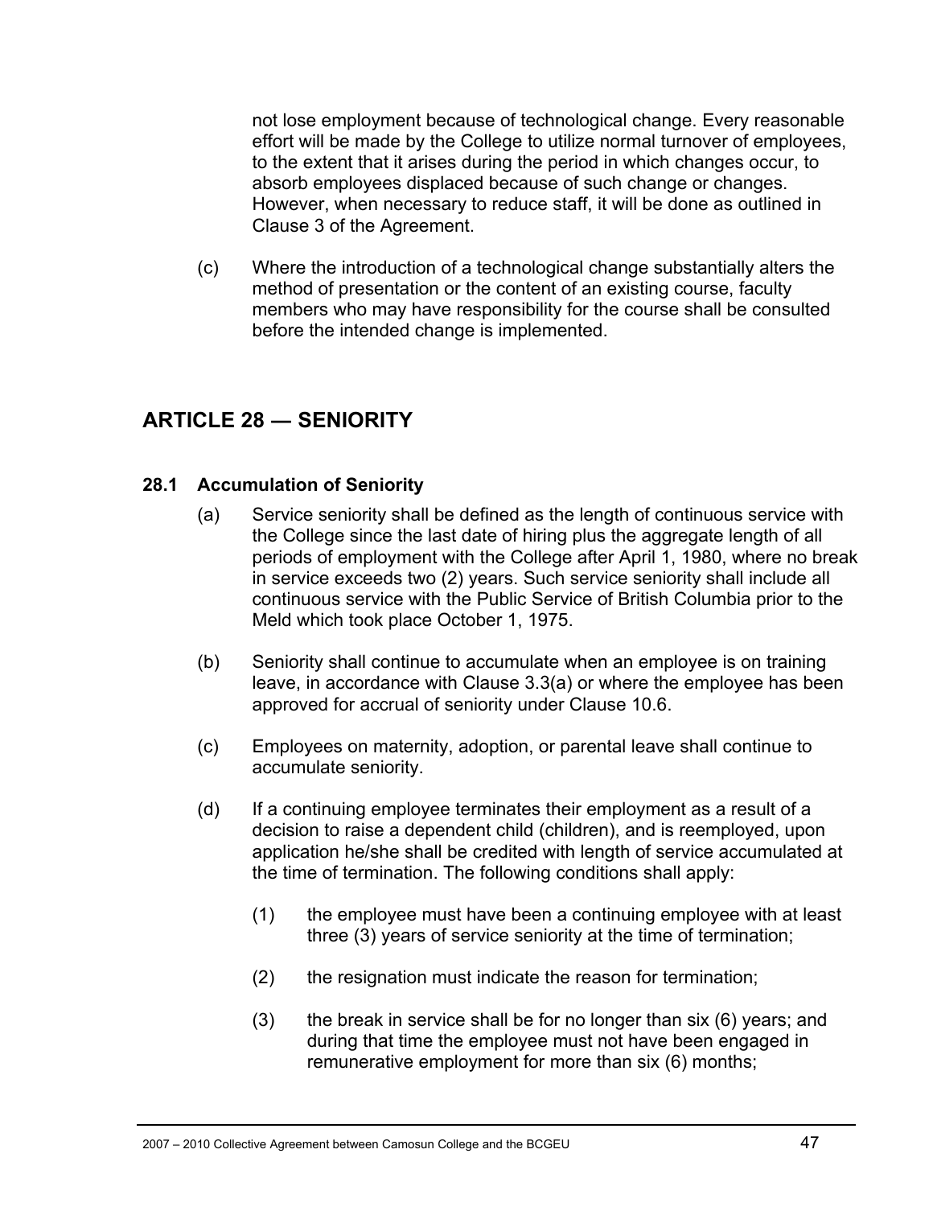not lose employment because of technological change. Every reasonable effort will be made by the College to utilize normal turnover of employees, to the extent that it arises during the period in which changes occur, to absorb employees displaced because of such change or changes. However, when necessary to reduce staff, it will be done as outlined in Clause 3 of the Agreement.

(c) Where the introduction of a technological change substantially alters the method of presentation or the content of an existing course, faculty members who may have responsibility for the course shall be consulted before the intended change is implemented.

## ARTICLE 28 — SENIORITY

### 28.1 Accumulation of Seniority

(a) Service seniority shall be defined as the length of continuous service with the College since the last date of hiring plus the aggregate length of all periods of employment with the College after April 1, 1980, where no break in service exceeds two (2) years. Such service seniority shall include all continuous service with the Public Service of British Columbia prior to the Meld which took place October 1, 1975.

(b) Seniority shall continue to accumulate when an employee is on training leave, in accordance with Clause 3.3(a) or where the employee has been approved for accrual of seniority under Clause 10.6.

(c) Employees on maternity, adoption, or parental leave shall continue to accumulate seniority.

(d) If a continuing employee terminates their employment as a result of a decision to raise a dependent child (children), and is reemployed, upon application he/she shall be credited with length of service accumulated at the time of termination. The following conditions shall apply:

(1) the employee must have been a continuing employee with at least three (3) years of service seniority at the time of termination;

(2) the resignation must indicate the reason for termination;

(3) the break in service shall be for no longer than six (6) years; and during that time the employee must not have been engaged in remunerative employment for more than six (6) months;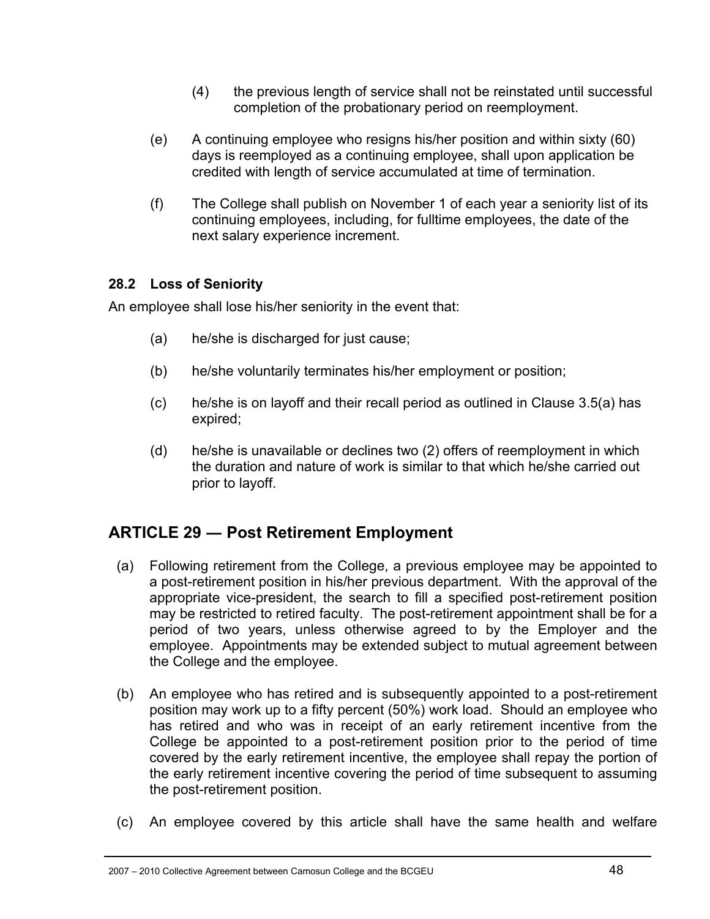(4) the previous length of service shall not be reinstated until successful completion of the probationary period on reemployment.

(e) A continuing employee who resigns his/her position and within sixty (60) days is reemployed as a continuing employee, shall upon application be credited with length of service accumulated at time of termination.

(f) The College shall publish on November 1 of each year a seniority list of its continuing employees, including, for fulltime employees, the date of the next salary experience increment.

### 28.2 Loss of Seniority

An employee shall lose his/her seniority in the event that:

(a) he/she is discharged for just cause;

(b) he/she voluntarily terminates his/her employment or position;

(c) he/she is on layoff and their recall period as outlined in Clause 3.5(a) has expired;

(d) he/she is unavailable or declines two (2) offers of reemployment in which the duration and nature of work is similar to that which he/she carried out prior to layoff.

## ARTICLE 29 — Post Retirement Employment

(a) Following retirement from the College, a previous employee may be appointed to a post-retirement position in his/her previous department. With the approval of the appropriate vice-president, the search to fill a specified post-retirement position may be restricted to retired faculty. The post-retirement appointment shall be for a period of two years, unless otherwise agreed to by the Employer and the employee. Appointments may be extended subject to mutual agreement between the College and the employee.

(b) An employee who has retired and is subsequently appointed to a post-retirement position may work up to a fifty percent (50%) work load. Should an employee who has retired and who was in receipt of an early retirement incentive from the College be appointed to a post-retirement position prior to the period of time covered by the early retirement incentive, the employee shall repay the portion of the early retirement incentive covering the period of time subsequent to assuming the post-retirement position.

(c) An employee covered by this article shall have the same health and welfare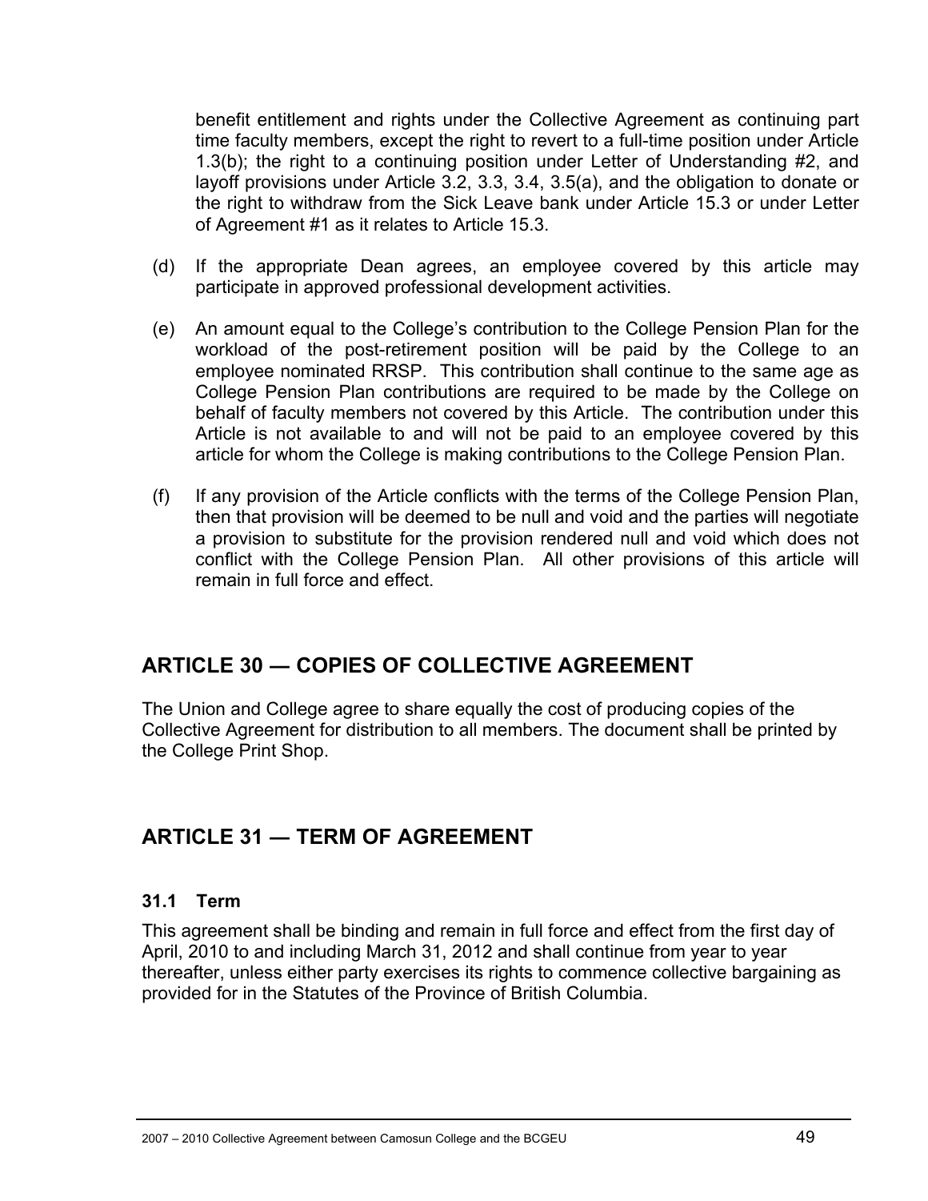benefit entitlement and rights under the Collective Agreement as continuing part time faculty members, except the right to revert to a full-time position under Article 1.3(b); the right to a continuing position under Letter of Understanding #2, and layoff provisions under Article 3.2, 3.3, 3.4, 3.5(a), and the obligation to donate or the right to withdraw from the Sick Leave bank under Article 15.3 or under Letter of Agreement #1 as it relates to Article 15.3.

(d) If the appropriate Dean agrees, an employee covered by this article may participate in approved professional development activities.

(e) An amount equal to the College's contribution to the College Pension Plan for the workload of the post-retirement position will be paid by the College to an employee nominated RRSP. This contribution shall continue to the same age as College Pension Plan contributions are required to be made by the College on behalf of faculty members not covered by this Article. The contribution under this Article is not available to and will not be paid to an employee covered by this article for whom the College is making contributions to the College Pension Plan.

(f) If any provision of the Article conflicts with the terms of the College Pension Plan, then that provision will be deemed to be null and void and the parties will negotiate a provision to substitute for the provision rendered null and void which does not conflict with the College Pension Plan. All other provisions of this article will remain in full force and effect.

## ARTICLE 30 — COPIES OF COLLECTIVE AGREEMENT

The Union and College agree to share equally the cost of producing copies of the Collective Agreement for distribution to all members. The document shall be printed by the College Print Shop.

## ARTICLE 31 — TERM OF AGREEMENT

### 31.1 Term

This agreement shall be binding and remain in full force and effect from the first day of April, 2010 to and including March 31, 2012 and shall continue from year to year thereafter, unless either party exercises its rights to commence collective bargaining as provided for in the Statutes of the Province of British Columbia.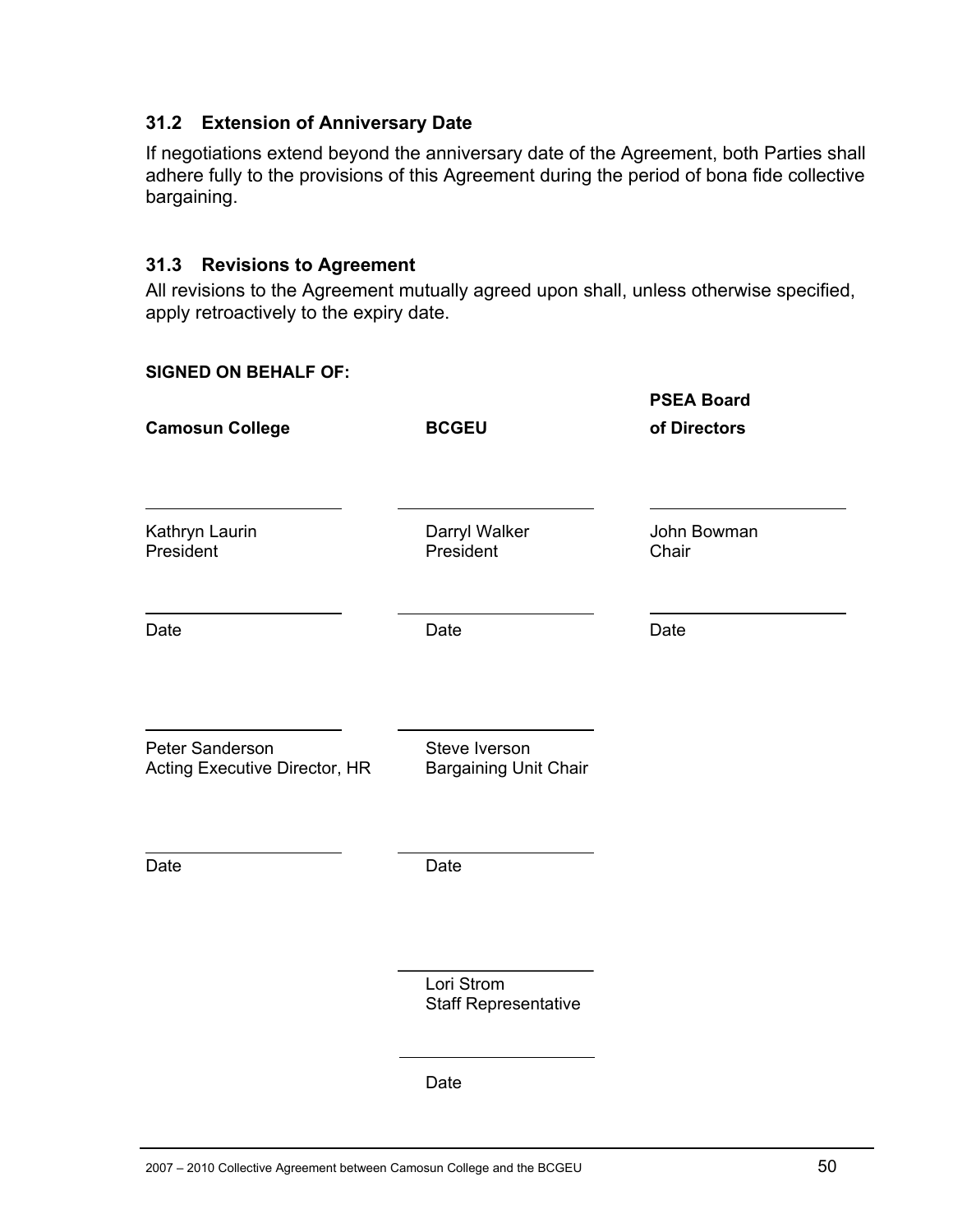### 31.2 Extension of Anniversary Date

If negotiations extend beyond the anniversary date of the Agreement, both Parties shall adhere fully to the provisions of this Agreement during the period of bona fide collective bargaining.

### 31.3 Revisions to Agreement

All revisions to the Agreement mutually agreed upon shall, unless otherwise specified, apply retroactively to the expiry date.

**SIGNED ON BEHALF OF:**

| **Camosun College** | **BCGEU** | **PSEA Board of Directors** |
|---|---|---|
| ______________________<br>Kathryn Laurin<br>President | ______________________<br>Darryl Walker<br>President | ______________________<br>John Bowman<br>Chair |
| ______________________<br>Date | ______________________<br>Date | ______________________<br>Date |
| ______________________<br>Peter Sanderson<br>Acting Executive Director, HR | ______________________<br>Steve Iverson<br>Bargaining Unit Chair | |
| ______________________<br>Date | ______________________<br>Date | |
| | ______________________<br>Lori Strom<br>Staff Representative | |
| | ______________________<br>Date | |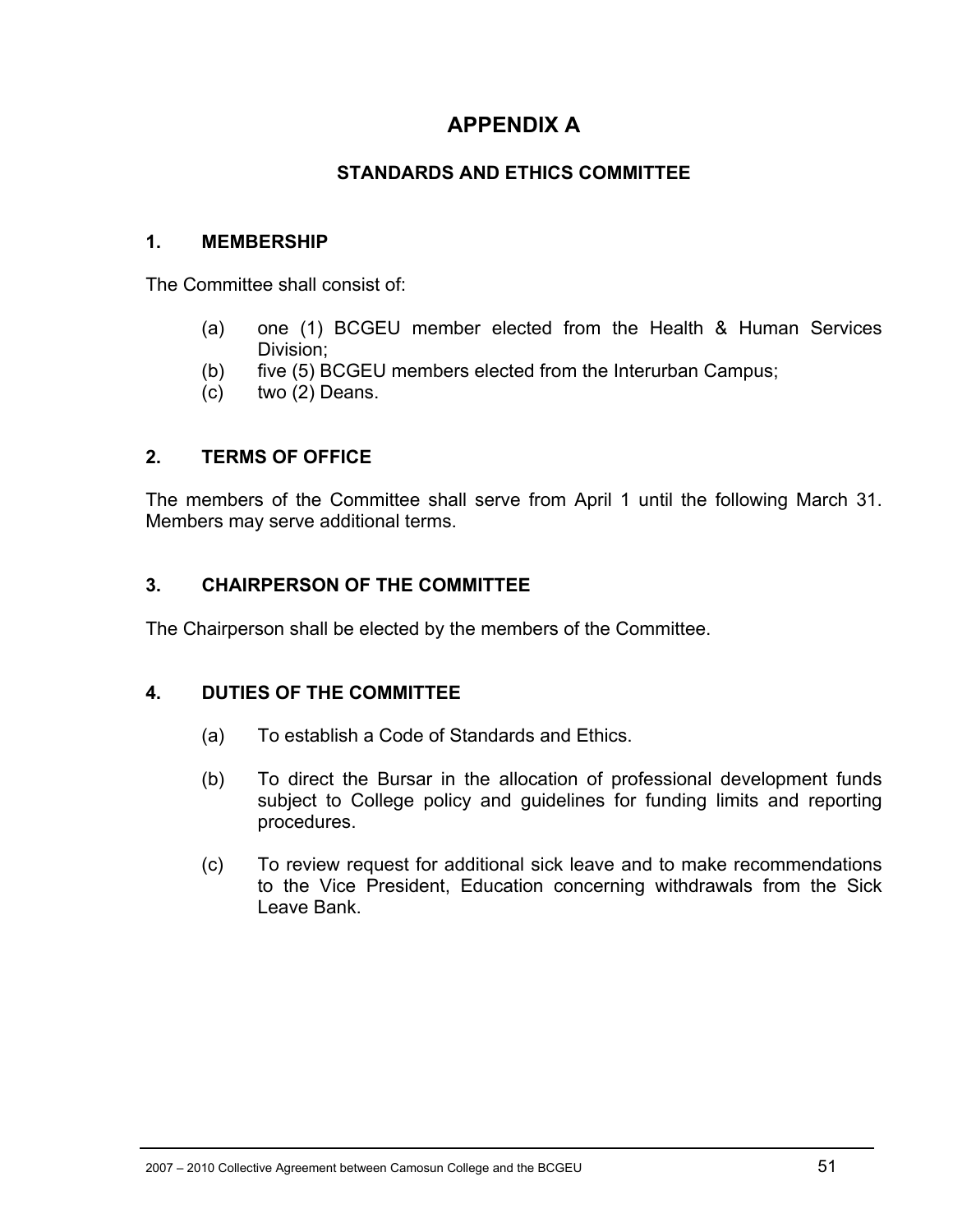# APPENDIX A

## STANDARDS AND ETHICS COMMITTEE

### 1. MEMBERSHIP

The Committee shall consist of:

(a) one (1) BCGEU member elected from the Health & Human Services Division;
(b) five (5) BCGEU members elected from the Interurban Campus;
(c) two (2) Deans.

### 2. TERMS OF OFFICE

The members of the Committee shall serve from April 1 until the following March 31. Members may serve additional terms.

### 3. CHAIRPERSON OF THE COMMITTEE

The Chairperson shall be elected by the members of the Committee.

### 4. DUTIES OF THE COMMITTEE

(a) To establish a Code of Standards and Ethics.

(b) To direct the Bursar in the allocation of professional development funds subject to College policy and guidelines for funding limits and reporting procedures.

(c) To review request for additional sick leave and to make recommendations to the Vice President, Education concerning withdrawals from the Sick Leave Bank.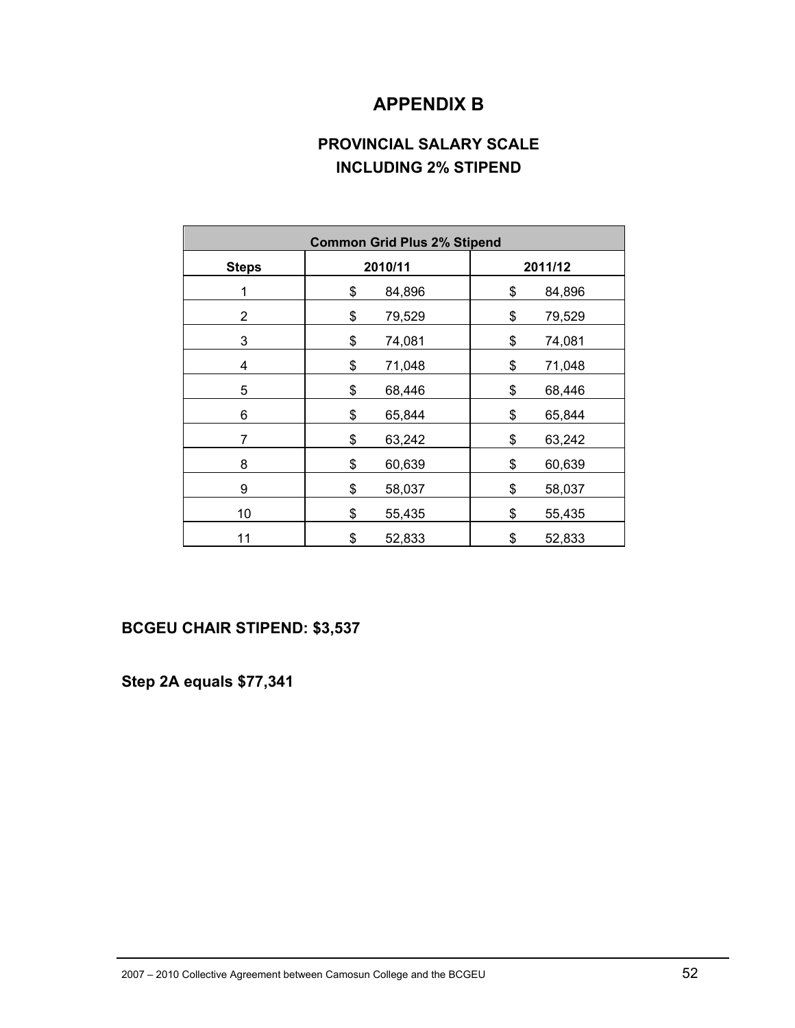# APPENDIX B

## PROVINCIAL SALARY SCALE
## INCLUDING 2% STIPEND

| Common Grid Plus 2% Stipend | | |
|---|---|---|
| **Steps** | **2010/11** | **2011/12** |
| 1 | $ 84,896 | $ 84,896 |
| 2 | $ 79,529 | $ 79,529 |
| 3 | $ 74,081 | $ 74,081 |
| 4 | $ 71,048 | $ 71,048 |
| 5 | $ 68,446 | $ 68,446 |
| 6 | $ 65,844 | $ 65,844 |
| 7 | $ 63,242 | $ 63,242 |
| 8 | $ 60,639 | $ 60,639 |
| 9 | $ 58,037 | $ 58,037 |
| 10 | $ 55,435 | $ 55,435 |
| 11 | $ 52,833 | $ 52,833 |

**BCGEU CHAIR STIPEND: $3,537**

**Step 2A equals $77,341**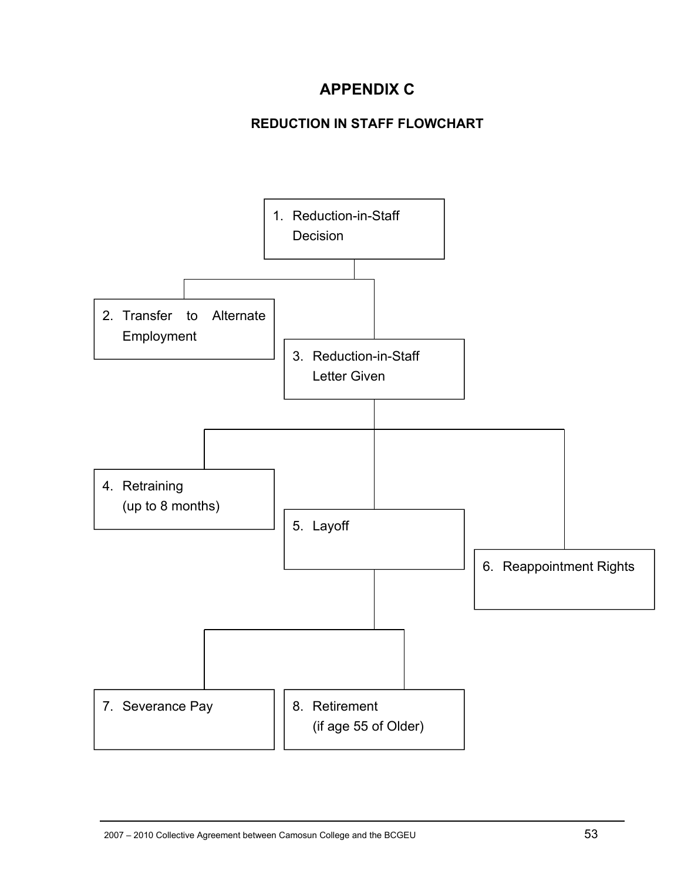# APPENDIX C

## REDUCTION IN STAFF FLOWCHART

1. Reduction-in-Staff Decision
2. Transfer to Alternate Employment
3. Reduction-in-Staff Letter Given
4. Retraining (up to 8 months)
5. Layoff
6. Reappointment Rights
7. Severance Pay
8. Retirement (if age 55 of Older)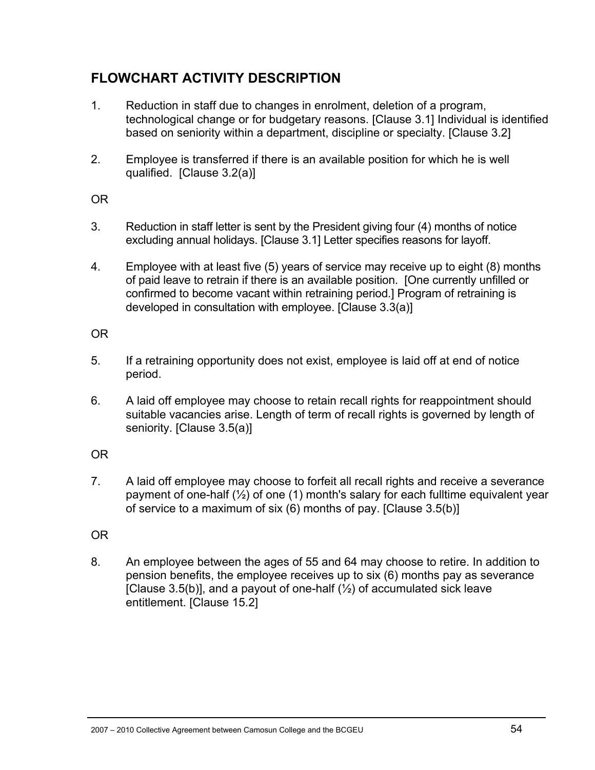## FLOWCHART ACTIVITY DESCRIPTION

1. Reduction in staff due to changes in enrolment, deletion of a program, technological change or for budgetary reasons. [Clause 3.1] Individual is identified based on seniority within a department, discipline or specialty. [Clause 3.2]

2. Employee is transferred if there is an available position for which he is well qualified. [Clause 3.2(a)]

OR

3. Reduction in staff letter is sent by the President giving four (4) months of notice excluding annual holidays. [Clause 3.1] Letter specifies reasons for layoff.

4. Employee with at least five (5) years of service may receive up to eight (8) months of paid leave to retrain if there is an available position. [One currently unfilled or confirmed to become vacant within retraining period.] Program of retraining is developed in consultation with employee. [Clause 3.3(a)]

OR

5. If a retraining opportunity does not exist, employee is laid off at end of notice period.

6. A laid off employee may choose to retain recall rights for reappointment should suitable vacancies arise. Length of term of recall rights is governed by length of seniority. [Clause 3.5(a)]

OR

7. A laid off employee may choose to forfeit all recall rights and receive a severance payment of one-half (½) of one (1) month's salary for each fulltime equivalent year of service to a maximum of six (6) months of pay. [Clause 3.5(b)]

OR

8. An employee between the ages of 55 and 64 may choose to retire. In addition to pension benefits, the employee receives up to six (6) months pay as severance [Clause 3.5(b)], and a payout of one-half (½) of accumulated sick leave entitlement. [Clause 15.2]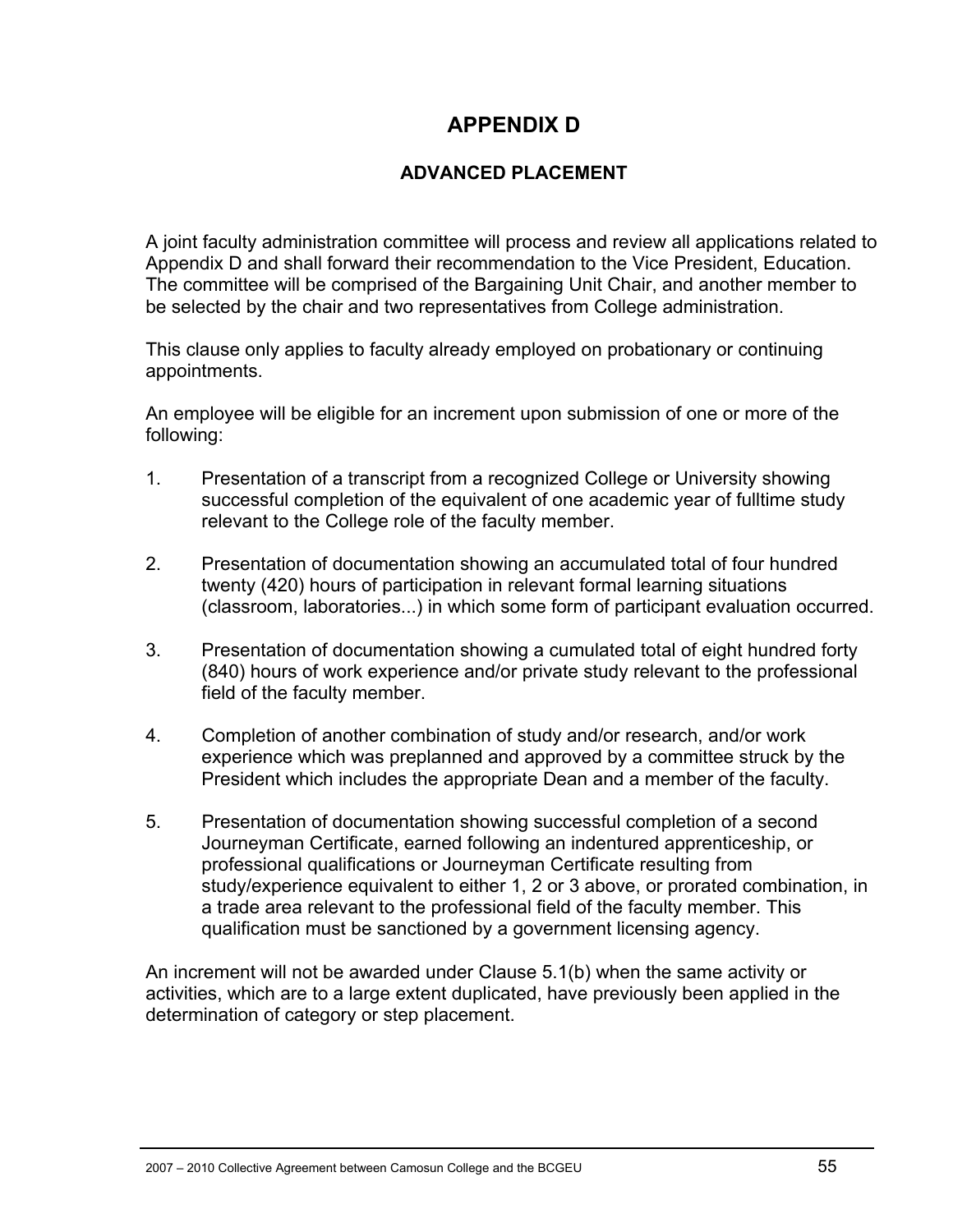# APPENDIX D

## ADVANCED PLACEMENT

A joint faculty administration committee will process and review all applications related to Appendix D and shall forward their recommendation to the Vice President, Education. The committee will be comprised of the Bargaining Unit Chair, and another member to be selected by the chair and two representatives from College administration.

This clause only applies to faculty already employed on probationary or continuing appointments.

An employee will be eligible for an increment upon submission of one or more of the following:

1. Presentation of a transcript from a recognized College or University showing successful completion of the equivalent of one academic year of fulltime study relevant to the College role of the faculty member.

2. Presentation of documentation showing an accumulated total of four hundred twenty (420) hours of participation in relevant formal learning situations (classroom, laboratories...) in which some form of participant evaluation occurred.

3. Presentation of documentation showing a cumulated total of eight hundred forty (840) hours of work experience and/or private study relevant to the professional field of the faculty member.

4. Completion of another combination of study and/or research, and/or work experience which was preplanned and approved by a committee struck by the President which includes the appropriate Dean and a member of the faculty.

5. Presentation of documentation showing successful completion of a second Journeyman Certificate, earned following an indentured apprenticeship, or professional qualifications or Journeyman Certificate resulting from study/experience equivalent to either 1, 2 or 3 above, or prorated combination, in a trade area relevant to the professional field of the faculty member. This qualification must be sanctioned by a government licensing agency.

An increment will not be awarded under Clause 5.1(b) when the same activity or activities, which are to a large extent duplicated, have previously been applied in the determination of category or step placement.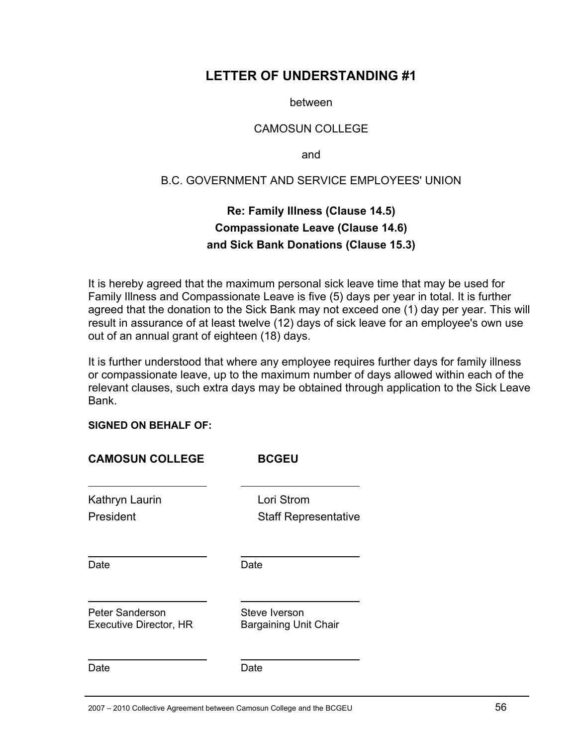# LETTER OF UNDERSTANDING #1

between

CAMOSUN COLLEGE

and

B.C. GOVERNMENT AND SERVICE EMPLOYEES' UNION

**Re: Family Illness (Clause 14.5)**
**Compassionate Leave (Clause 14.6)**
**and Sick Bank Donations (Clause 15.3)**

It is hereby agreed that the maximum personal sick leave time that may be used for Family Illness and Compassionate Leave is five (5) days per year in total. It is further agreed that the donation to the Sick Bank may not exceed one (1) day per year. This will result in assurance of at least twelve (12) days of sick leave for an employee's own use out of an annual grant of eighteen (18) days.

It is further understood that where any employee requires further days for family illness or compassionate leave, up to the maximum number of days allowed within each of the relevant clauses, such extra days may be obtained through application to the Sick Leave Bank.

**SIGNED ON BEHALF OF:**

| **CAMOSUN COLLEGE** | **BCGEU** |
| --- | --- |
| \_\_\_\_\_\_\_\_\_\_\_\_\_\_\_\_\_\_\_\_ | \_\_\_\_\_\_\_\_\_\_\_\_\_\_\_\_\_\_\_\_ |
| Kathryn Laurin<br>President | Lori Strom<br>Staff Representative |
| \_\_\_\_\_\_\_\_\_\_\_\_\_\_\_\_\_\_\_\_<br>Date | \_\_\_\_\_\_\_\_\_\_\_\_\_\_\_\_\_\_\_\_<br>Date |
| \_\_\_\_\_\_\_\_\_\_\_\_\_\_\_\_\_\_\_\_<br>Peter Sanderson<br>Executive Director, HR | \_\_\_\_\_\_\_\_\_\_\_\_\_\_\_\_\_\_\_\_<br>Steve Iverson<br>Bargaining Unit Chair |
| \_\_\_\_\_\_\_\_\_\_\_\_\_\_\_\_\_\_\_\_<br>Date | \_\_\_\_\_\_\_\_\_\_\_\_\_\_\_\_\_\_\_\_<br>Date |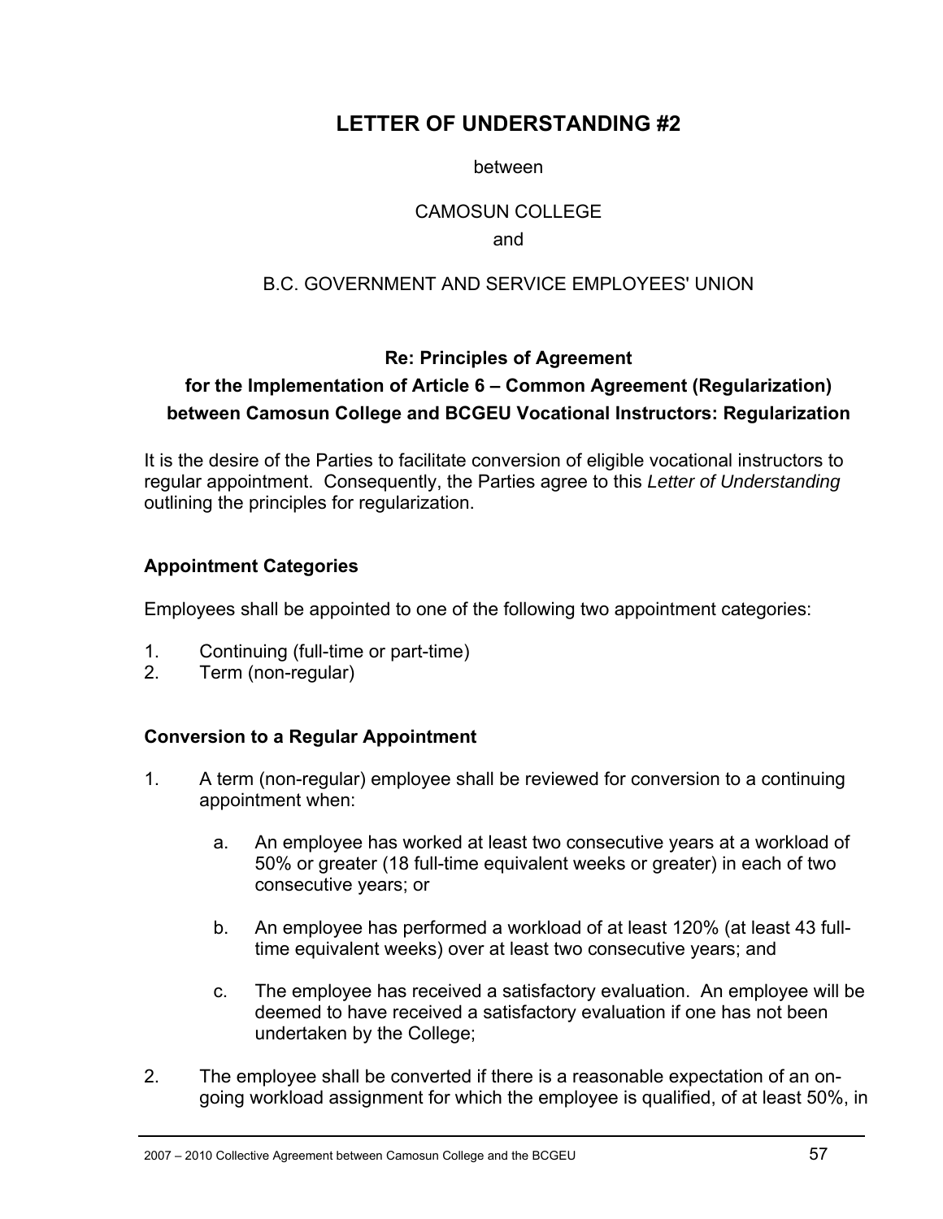# LETTER OF UNDERSTANDING #2

between

CAMOSUN COLLEGE

and

B.C. GOVERNMENT AND SERVICE EMPLOYEES' UNION

### Re: Principles of Agreement for the Implementation of Article 6 – Common Agreement (Regularization) between Camosun College and BCGEU Vocational Instructors: Regularization

It is the desire of the Parties to facilitate conversion of eligible vocational instructors to regular appointment. Consequently, the Parties agree to this *Letter of Understanding* outlining the principles for regularization.

### Appointment Categories

Employees shall be appointed to one of the following two appointment categories:

1. Continuing (full-time or part-time)
2. Term (non-regular)

### Conversion to a Regular Appointment

1. A term (non-regular) employee shall be reviewed for conversion to a continuing appointment when:

   a. An employee has worked at least two consecutive years at a workload of 50% or greater (18 full-time equivalent weeks or greater) in each of two consecutive years; or

   b. An employee has performed a workload of at least 120% (at least 43 full-time equivalent weeks) over at least two consecutive years; and

   c. The employee has received a satisfactory evaluation. An employee will be deemed to have received a satisfactory evaluation if one has not been undertaken by the College;

2. The employee shall be converted if there is a reasonable expectation of an on-going workload assignment for which the employee is qualified, of at least 50%, in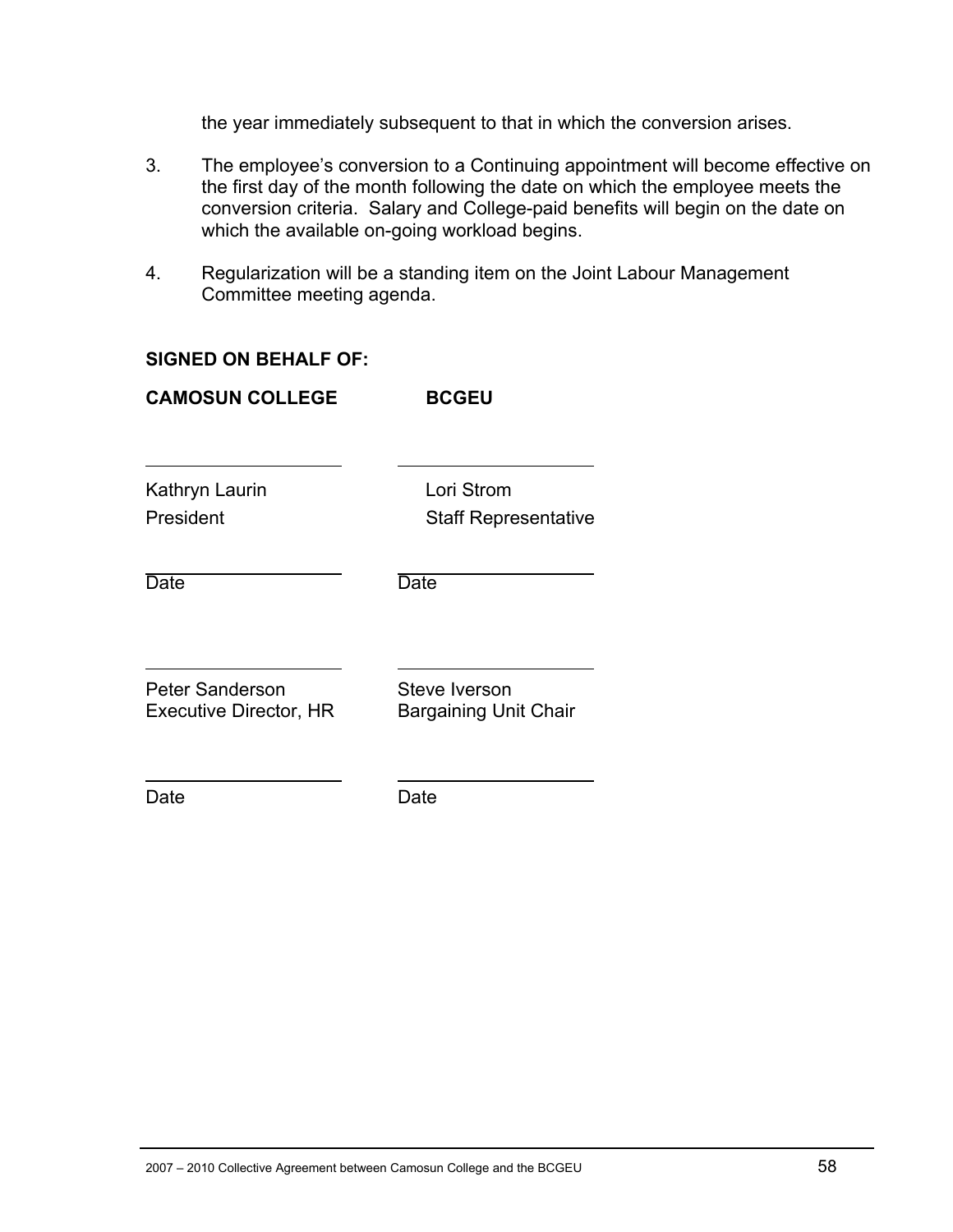the year immediately subsequent to that in which the conversion arises.

3. The employee's conversion to a Continuing appointment will become effective on the first day of the month following the date on which the employee meets the conversion criteria. Salary and College-paid benefits will begin on the date on which the available on-going workload begins.

4. Regularization will be a standing item on the Joint Labour Management Committee meeting agenda.

**SIGNED ON BEHALF OF:**

| **CAMOSUN COLLEGE** | **BCGEU** |
|---|---|
| ____________________ | ____________________ |
| Kathryn Laurin<br>President | Lori Strom<br>Staff Representative |
| ____________________<br>Date | ____________________<br>Date |
| ____________________ | ____________________ |
| Peter Sanderson<br>Executive Director, HR | Steve Iverson<br>Bargaining Unit Chair |
| ____________________<br>Date | ____________________<br>Date |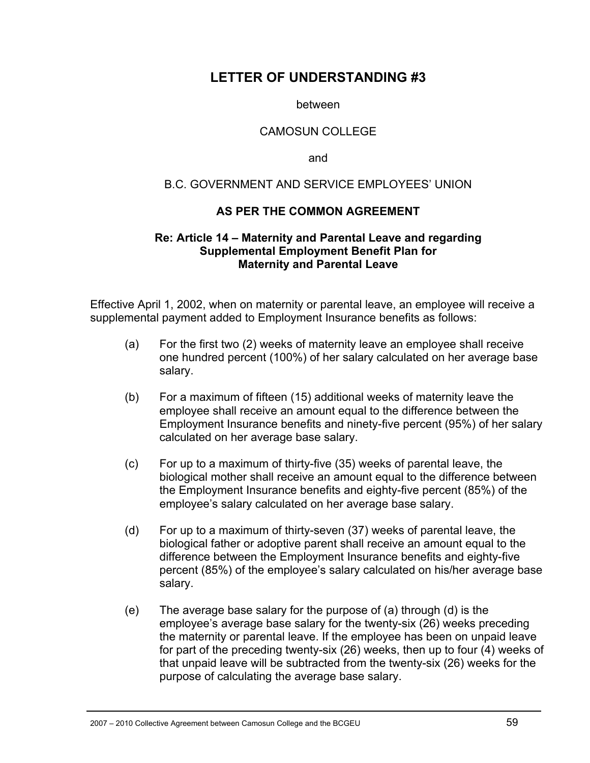# LETTER OF UNDERSTANDING #3

between

CAMOSUN COLLEGE

and

B.C. GOVERNMENT AND SERVICE EMPLOYEES' UNION

**AS PER THE COMMON AGREEMENT**

**Re: Article 14 – Maternity and Parental Leave and regarding Supplemental Employment Benefit Plan for Maternity and Parental Leave**

Effective April 1, 2002, when on maternity or parental leave, an employee will receive a supplemental payment added to Employment Insurance benefits as follows:

(a) For the first two (2) weeks of maternity leave an employee shall receive one hundred percent (100%) of her salary calculated on her average base salary.

(b) For a maximum of fifteen (15) additional weeks of maternity leave the employee shall receive an amount equal to the difference between the Employment Insurance benefits and ninety-five percent (95%) of her salary calculated on her average base salary.

(c) For up to a maximum of thirty-five (35) weeks of parental leave, the biological mother shall receive an amount equal to the difference between the Employment Insurance benefits and eighty-five percent (85%) of the employee's salary calculated on her average base salary.

(d) For up to a maximum of thirty-seven (37) weeks of parental leave, the biological father or adoptive parent shall receive an amount equal to the difference between the Employment Insurance benefits and eighty-five percent (85%) of the employee's salary calculated on his/her average base salary.

(e) The average base salary for the purpose of (a) through (d) is the employee's average base salary for the twenty-six (26) weeks preceding the maternity or parental leave. If the employee has been on unpaid leave for part of the preceding twenty-six (26) weeks, then up to four (4) weeks of that unpaid leave will be subtracted from the twenty-six (26) weeks for the purpose of calculating the average base salary.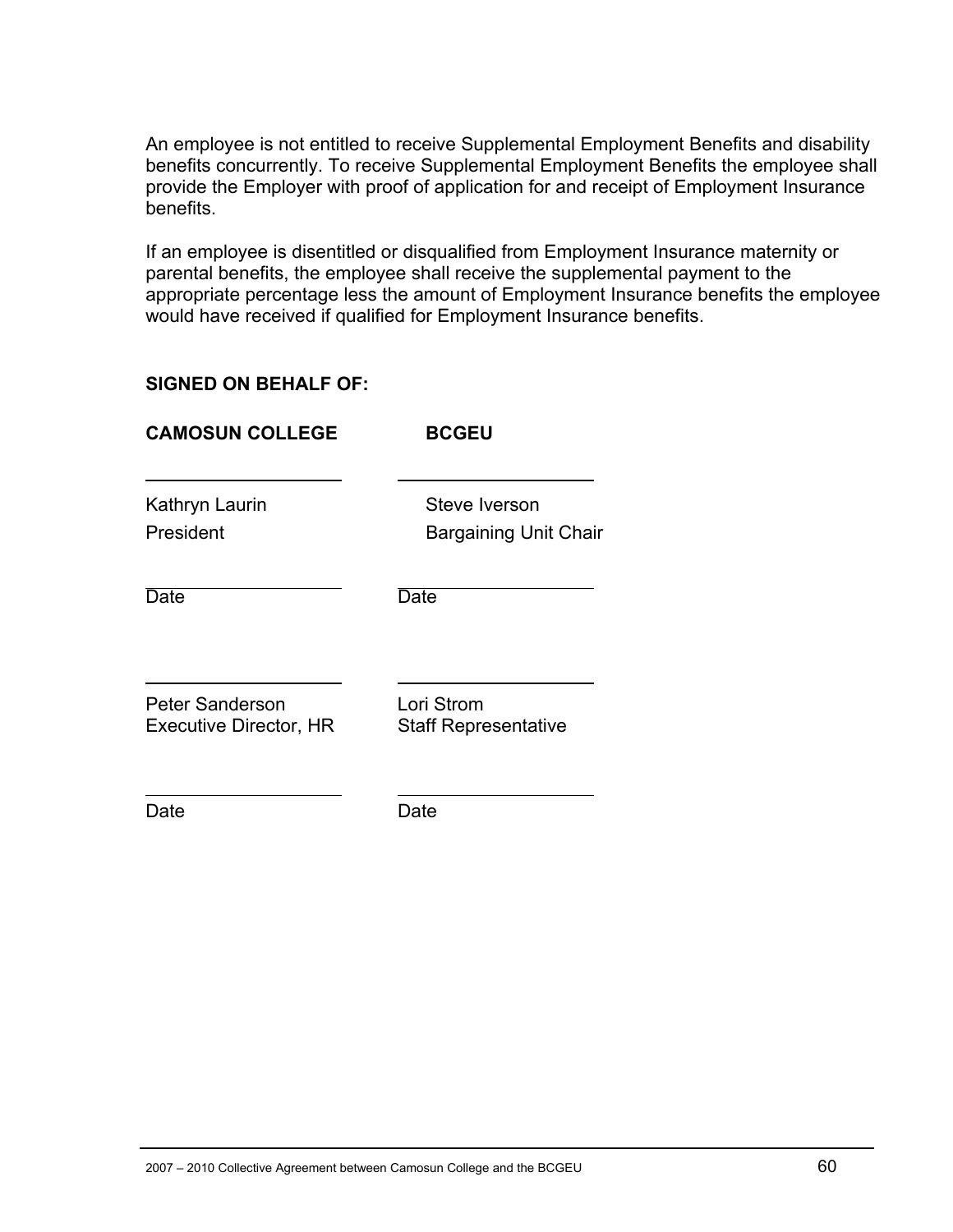An employee is not entitled to receive Supplemental Employment Benefits and disability benefits concurrently. To receive Supplemental Employment Benefits the employee shall provide the Employer with proof of application for and receipt of Employment Insurance benefits.

If an employee is disentitled or disqualified from Employment Insurance maternity or parental benefits, the employee shall receive the supplemental payment to the appropriate percentage less the amount of Employment Insurance benefits the employee would have received if qualified for Employment Insurance benefits.

**SIGNED ON BEHALF OF:**

| **CAMOSUN COLLEGE** | **BCGEU** |
|---|---|
| ____________________ | ____________________ |
| Kathryn Laurin<br>President | Steve Iverson<br>Bargaining Unit Chair |
| ____________________<br>Date | ____________________<br>Date |
| ____________________ | ____________________ |
| Peter Sanderson<br>Executive Director, HR | Lori Strom<br>Staff Representative |
| ____________________<br>Date | ____________________<br>Date |